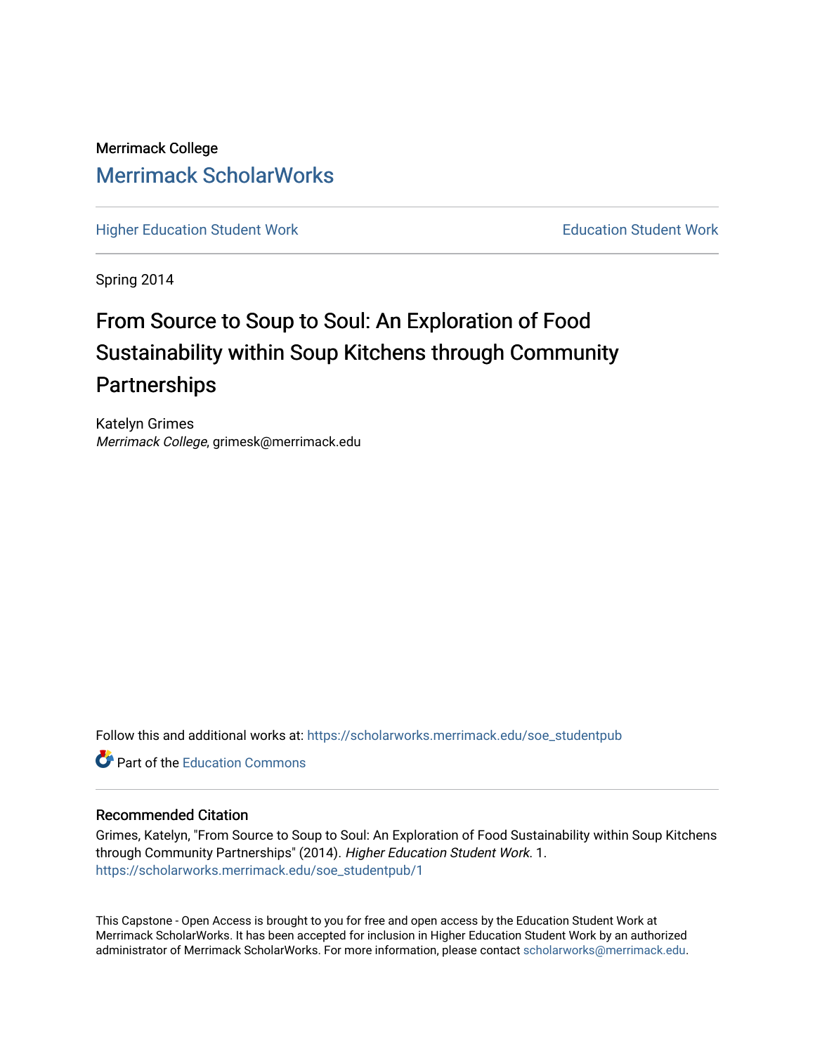Merrimack College

Merrimack ScholarWorks

Higher Education Student Work | Education Student Work

Spring 2014

# From Source to Soup to Soul: An Exploration of Food Sustainability within Soup Kitchens through Community Partnerships

Katelyn Grimes
*Merrimack College*, grimesk@merrimack.edu

Follow this and additional works at: https://scholarworks.merrimack.edu/soe_studentpub

Part of the Education Commons

## Recommended Citation

Grimes, Katelyn, "From Source to Soup to Soul: An Exploration of Food Sustainability within Soup Kitchens through Community Partnerships" (2014). *Higher Education Student Work*. 1.
https://scholarworks.merrimack.edu/soe_studentpub/1

This Capstone - Open Access is brought to you for free and open access by the Education Student Work at Merrimack ScholarWorks. It has been accepted for inclusion in Higher Education Student Work by an authorized administrator of Merrimack ScholarWorks. For more information, please contact scholarworks@merrimack.edu.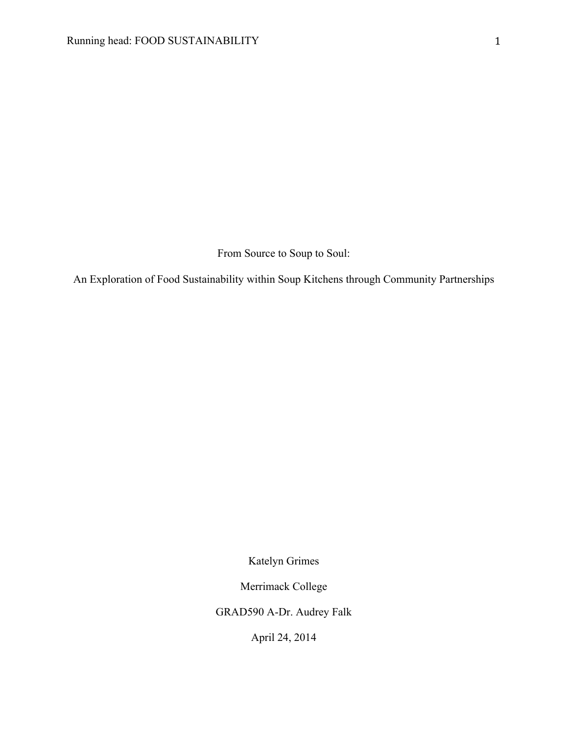From Source to Soup to Soul:

An Exploration of Food Sustainability within Soup Kitchens through Community Partnerships

Katelyn Grimes

Merrimack College

GRAD590 A-Dr. Audrey Falk

April 24, 2014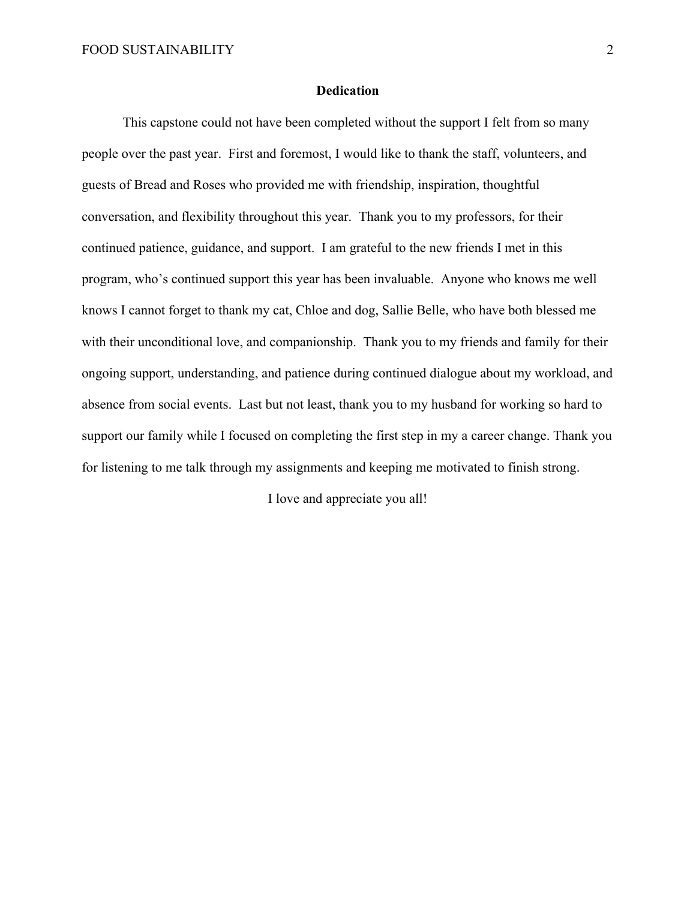# Dedication

This capstone could not have been completed without the support I felt from so many people over the past year. First and foremost, I would like to thank the staff, volunteers, and guests of Bread and Roses who provided me with friendship, inspiration, thoughtful conversation, and flexibility throughout this year. Thank you to my professors, for their continued patience, guidance, and support. I am grateful to the new friends I met in this program, who's continued support this year has been invaluable. Anyone who knows me well knows I cannot forget to thank my cat, Chloe and dog, Sallie Belle, who have both blessed me with their unconditional love, and companionship. Thank you to my friends and family for their ongoing support, understanding, and patience during continued dialogue about my workload, and absence from social events. Last but not least, thank you to my husband for working so hard to support our family while I focused on completing the first step in my a career change. Thank you for listening to me talk through my assignments and keeping me motivated to finish strong.

I love and appreciate you all!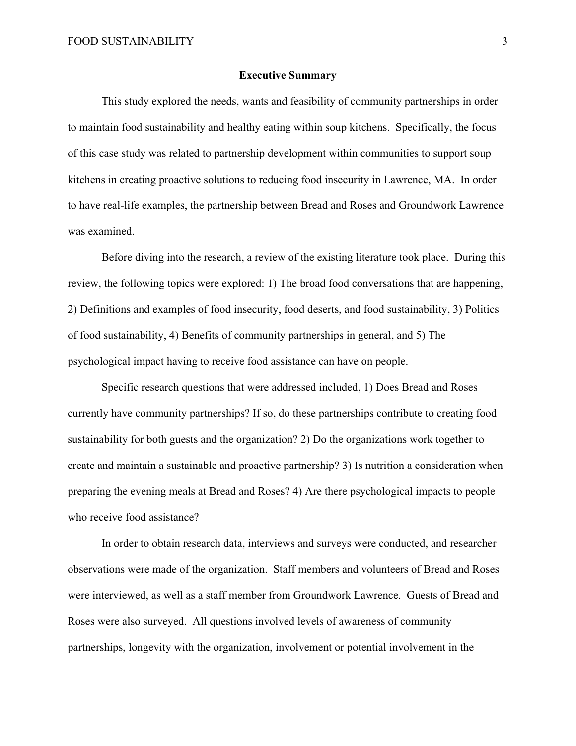## Executive Summary

This study explored the needs, wants and feasibility of community partnerships in order to maintain food sustainability and healthy eating within soup kitchens. Specifically, the focus of this case study was related to partnership development within communities to support soup kitchens in creating proactive solutions to reducing food insecurity in Lawrence, MA. In order to have real-life examples, the partnership between Bread and Roses and Groundwork Lawrence was examined.

Before diving into the research, a review of the existing literature took place. During this review, the following topics were explored: 1) The broad food conversations that are happening, 2) Definitions and examples of food insecurity, food deserts, and food sustainability, 3) Politics of food sustainability, 4) Benefits of community partnerships in general, and 5) The psychological impact having to receive food assistance can have on people.

Specific research questions that were addressed included, 1) Does Bread and Roses currently have community partnerships? If so, do these partnerships contribute to creating food sustainability for both guests and the organization? 2) Do the organizations work together to create and maintain a sustainable and proactive partnership? 3) Is nutrition a consideration when preparing the evening meals at Bread and Roses? 4) Are there psychological impacts to people who receive food assistance?

In order to obtain research data, interviews and surveys were conducted, and researcher observations were made of the organization. Staff members and volunteers of Bread and Roses were interviewed, as well as a staff member from Groundwork Lawrence. Guests of Bread and Roses were also surveyed. All questions involved levels of awareness of community partnerships, longevity with the organization, involvement or potential involvement in the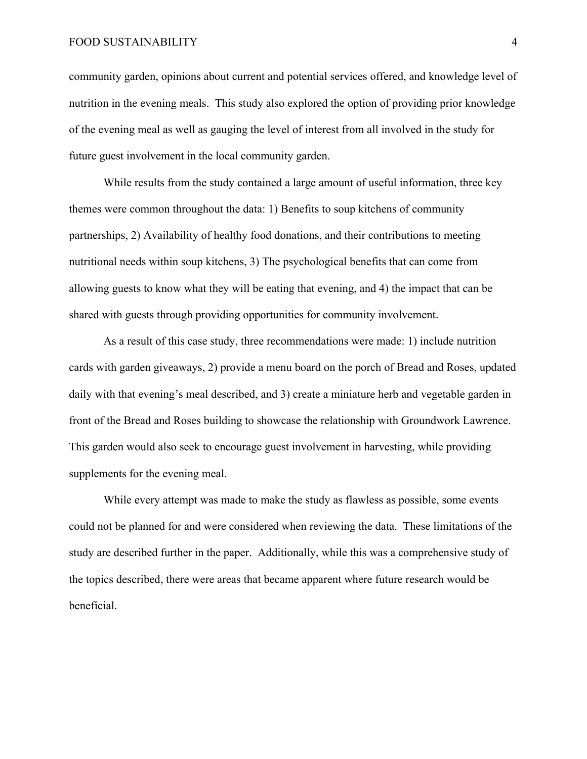community garden, opinions about current and potential services offered, and knowledge level of nutrition in the evening meals. This study also explored the option of providing prior knowledge of the evening meal as well as gauging the level of interest from all involved in the study for future guest involvement in the local community garden.

While results from the study contained a large amount of useful information, three key themes were common throughout the data: 1) Benefits to soup kitchens of community partnerships, 2) Availability of healthy food donations, and their contributions to meeting nutritional needs within soup kitchens, 3) The psychological benefits that can come from allowing guests to know what they will be eating that evening, and 4) the impact that can be shared with guests through providing opportunities for community involvement.

As a result of this case study, three recommendations were made: 1) include nutrition cards with garden giveaways, 2) provide a menu board on the porch of Bread and Roses, updated daily with that evening's meal described, and 3) create a miniature herb and vegetable garden in front of the Bread and Roses building to showcase the relationship with Groundwork Lawrence. This garden would also seek to encourage guest involvement in harvesting, while providing supplements for the evening meal.

While every attempt was made to make the study as flawless as possible, some events could not be planned for and were considered when reviewing the data. These limitations of the study are described further in the paper. Additionally, while this was a comprehensive study of the topics described, there were areas that became apparent where future research would be beneficial.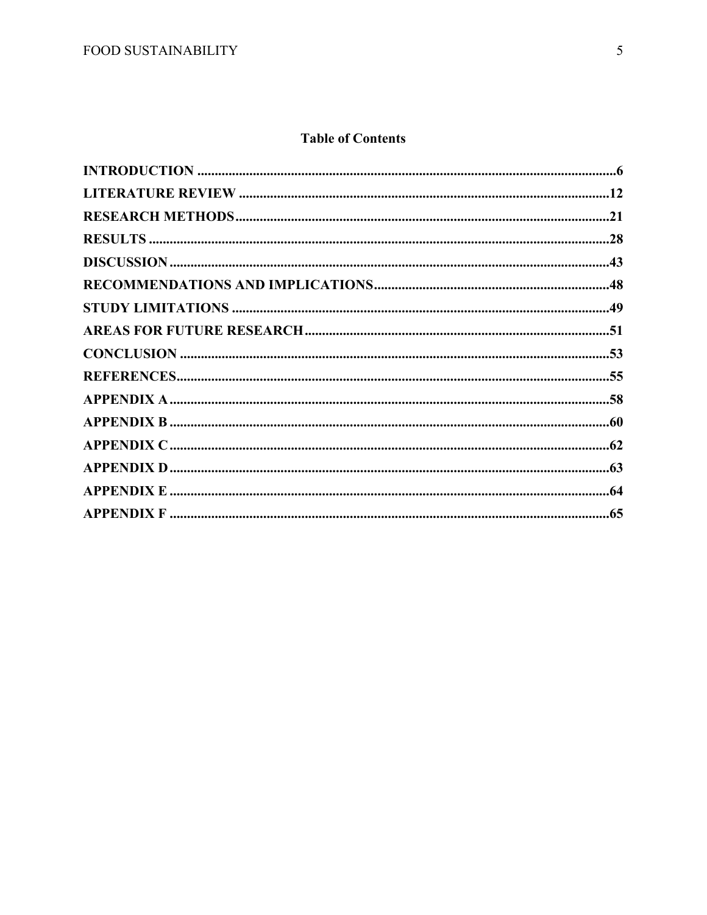## Table of Contents

**INTRODUCTION** ........................................................................................................ **6**
**LITERATURE REVIEW** ............................................................................................ **12**
**RESEARCH METHODS** ........................................................................................... **21**
**RESULTS** .................................................................................................................. **28**
**DISCUSSION** ............................................................................................................ **43**
**RECOMMENDATIONS AND IMPLICATIONS** ...................................................... **48**
**STUDY LIMITATIONS** ............................................................................................ **49**
**AREAS FOR FUTURE RESEARCH** ........................................................................ **51**
**CONCLUSION** .......................................................................................................... **53**
**REFERENCES** .......................................................................................................... **55**
**APPENDIX A** ............................................................................................................ **58**
**APPENDIX B** ............................................................................................................ **60**
**APPENDIX C** ............................................................................................................ **62**
**APPENDIX D** ............................................................................................................ **63**
**APPENDIX E** ............................................................................................................ **64**
**APPENDIX F** ............................................................................................................ **65**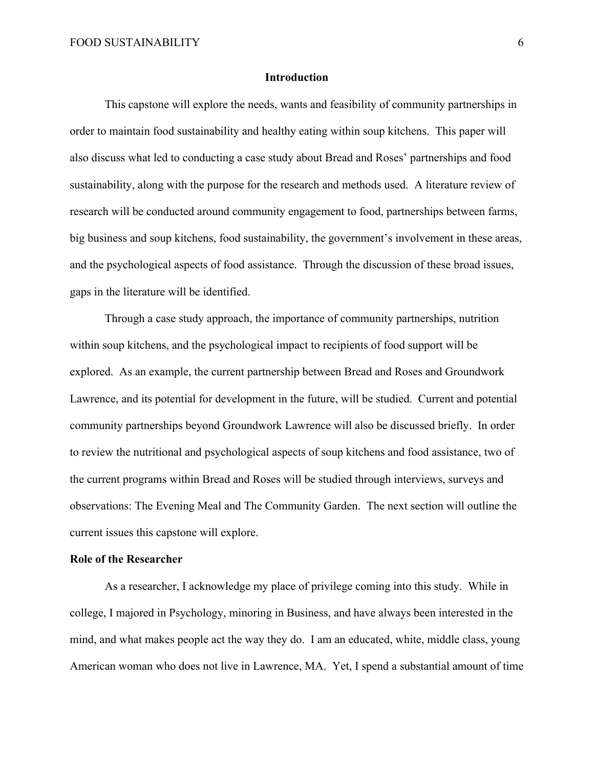## Introduction

This capstone will explore the needs, wants and feasibility of community partnerships in order to maintain food sustainability and healthy eating within soup kitchens. This paper will also discuss what led to conducting a case study about Bread and Roses' partnerships and food sustainability, along with the purpose for the research and methods used. A literature review of research will be conducted around community engagement to food, partnerships between farms, big business and soup kitchens, food sustainability, the government's involvement in these areas, and the psychological aspects of food assistance. Through the discussion of these broad issues, gaps in the literature will be identified.

Through a case study approach, the importance of community partnerships, nutrition within soup kitchens, and the psychological impact to recipients of food support will be explored. As an example, the current partnership between Bread and Roses and Groundwork Lawrence, and its potential for development in the future, will be studied. Current and potential community partnerships beyond Groundwork Lawrence will also be discussed briefly. In order to review the nutritional and psychological aspects of soup kitchens and food assistance, two of the current programs within Bread and Roses will be studied through interviews, surveys and observations: The Evening Meal and The Community Garden. The next section will outline the current issues this capstone will explore.

### Role of the Researcher

As a researcher, I acknowledge my place of privilege coming into this study. While in college, I majored in Psychology, minoring in Business, and have always been interested in the mind, and what makes people act the way they do. I am an educated, white, middle class, young American woman who does not live in Lawrence, MA. Yet, I spend a substantial amount of time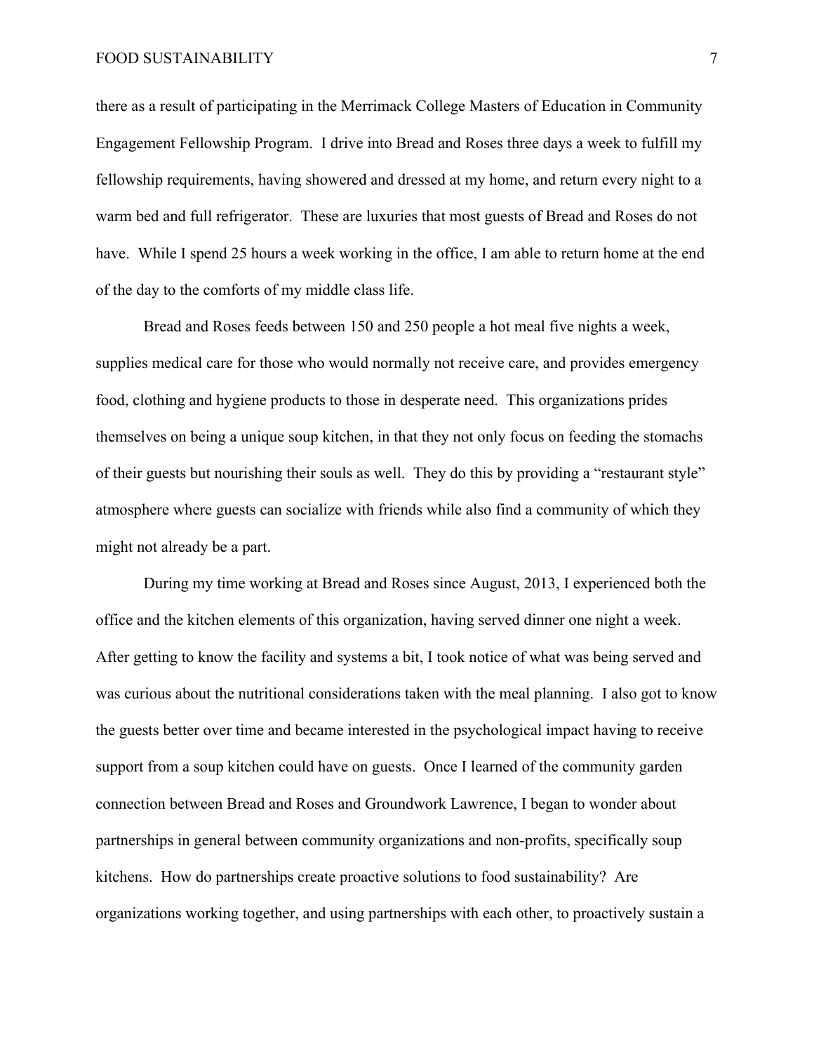there as a result of participating in the Merrimack College Masters of Education in Community Engagement Fellowship Program. I drive into Bread and Roses three days a week to fulfill my fellowship requirements, having showered and dressed at my home, and return every night to a warm bed and full refrigerator. These are luxuries that most guests of Bread and Roses do not have. While I spend 25 hours a week working in the office, I am able to return home at the end of the day to the comforts of my middle class life.

Bread and Roses feeds between 150 and 250 people a hot meal five nights a week, supplies medical care for those who would normally not receive care, and provides emergency food, clothing and hygiene products to those in desperate need. This organizations prides themselves on being a unique soup kitchen, in that they not only focus on feeding the stomachs of their guests but nourishing their souls as well. They do this by providing a "restaurant style" atmosphere where guests can socialize with friends while also find a community of which they might not already be a part.

During my time working at Bread and Roses since August, 2013, I experienced both the office and the kitchen elements of this organization, having served dinner one night a week. After getting to know the facility and systems a bit, I took notice of what was being served and was curious about the nutritional considerations taken with the meal planning. I also got to know the guests better over time and became interested in the psychological impact having to receive support from a soup kitchen could have on guests. Once I learned of the community garden connection between Bread and Roses and Groundwork Lawrence, I began to wonder about partnerships in general between community organizations and non-profits, specifically soup kitchens. How do partnerships create proactive solutions to food sustainability? Are organizations working together, and using partnerships with each other, to proactively sustain a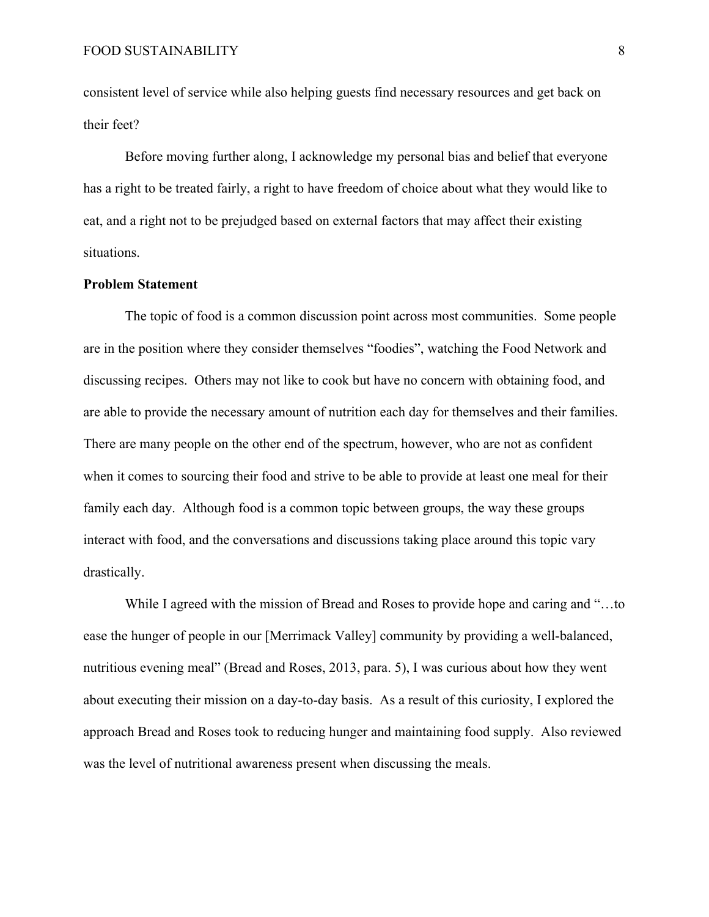consistent level of service while also helping guests find necessary resources and get back on their feet?

Before moving further along, I acknowledge my personal bias and belief that everyone has a right to be treated fairly, a right to have freedom of choice about what they would like to eat, and a right not to be prejudged based on external factors that may affect their existing situations.

**Problem Statement**

The topic of food is a common discussion point across most communities. Some people are in the position where they consider themselves "foodies", watching the Food Network and discussing recipes. Others may not like to cook but have no concern with obtaining food, and are able to provide the necessary amount of nutrition each day for themselves and their families. There are many people on the other end of the spectrum, however, who are not as confident when it comes to sourcing their food and strive to be able to provide at least one meal for their family each day. Although food is a common topic between groups, the way these groups interact with food, and the conversations and discussions taking place around this topic vary drastically.

While I agreed with the mission of Bread and Roses to provide hope and caring and "…to ease the hunger of people in our [Merrimack Valley] community by providing a well-balanced, nutritious evening meal" (Bread and Roses, 2013, para. 5), I was curious about how they went about executing their mission on a day-to-day basis. As a result of this curiosity, I explored the approach Bread and Roses took to reducing hunger and maintaining food supply. Also reviewed was the level of nutritional awareness present when discussing the meals.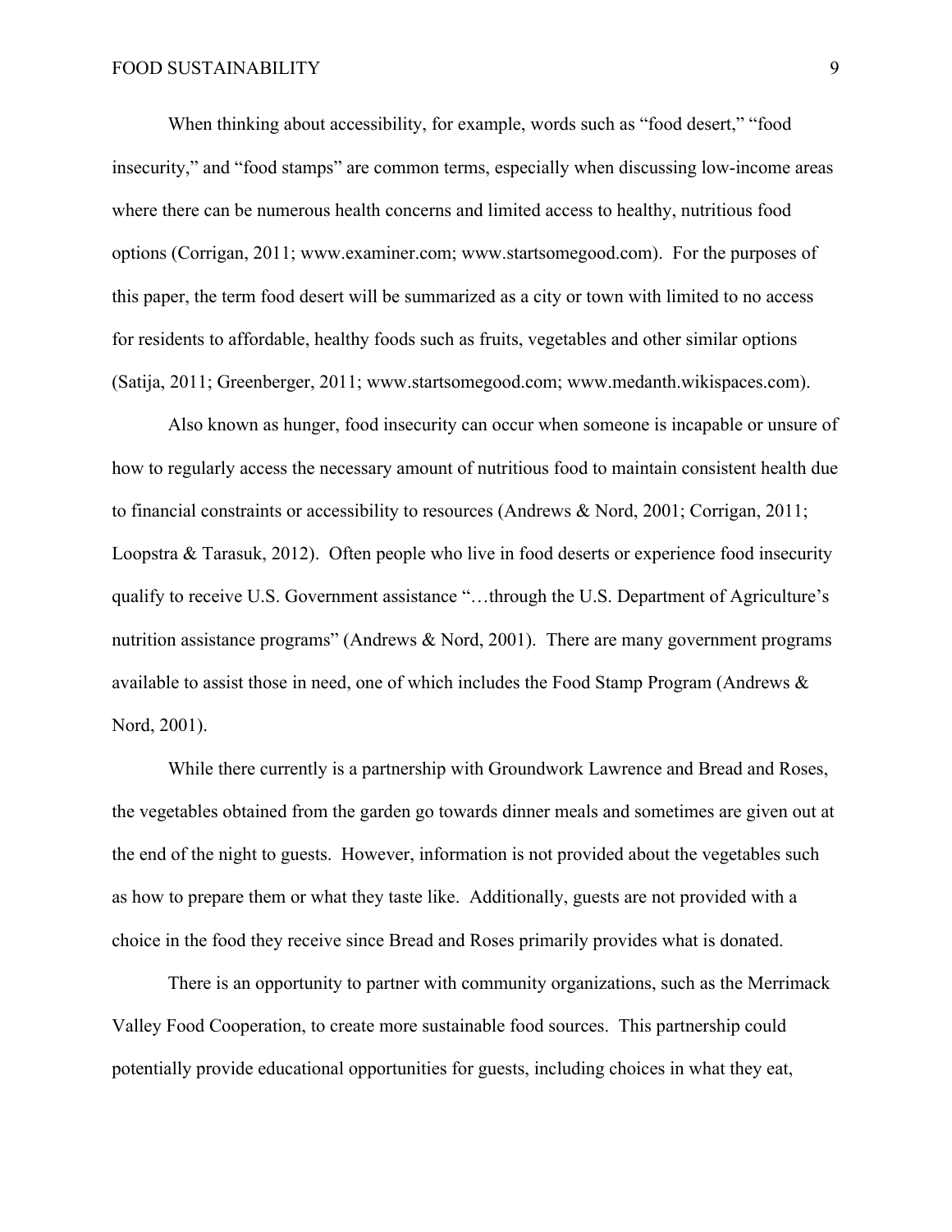When thinking about accessibility, for example, words such as "food desert," "food insecurity," and "food stamps" are common terms, especially when discussing low-income areas where there can be numerous health concerns and limited access to healthy, nutritious food options (Corrigan, 2011; www.examiner.com; www.startsomegood.com). For the purposes of this paper, the term food desert will be summarized as a city or town with limited to no access for residents to affordable, healthy foods such as fruits, vegetables and other similar options (Satija, 2011; Greenberger, 2011; www.startsomegood.com; www.medanth.wikispaces.com).

Also known as hunger, food insecurity can occur when someone is incapable or unsure of how to regularly access the necessary amount of nutritious food to maintain consistent health due to financial constraints or accessibility to resources (Andrews & Nord, 2001; Corrigan, 2011; Loopstra & Tarasuk, 2012). Often people who live in food deserts or experience food insecurity qualify to receive U.S. Government assistance "…through the U.S. Department of Agriculture's nutrition assistance programs" (Andrews & Nord, 2001). There are many government programs available to assist those in need, one of which includes the Food Stamp Program (Andrews & Nord, 2001).

While there currently is a partnership with Groundwork Lawrence and Bread and Roses, the vegetables obtained from the garden go towards dinner meals and sometimes are given out at the end of the night to guests. However, information is not provided about the vegetables such as how to prepare them or what they taste like. Additionally, guests are not provided with a choice in the food they receive since Bread and Roses primarily provides what is donated.

There is an opportunity to partner with community organizations, such as the Merrimack Valley Food Cooperation, to create more sustainable food sources. This partnership could potentially provide educational opportunities for guests, including choices in what they eat,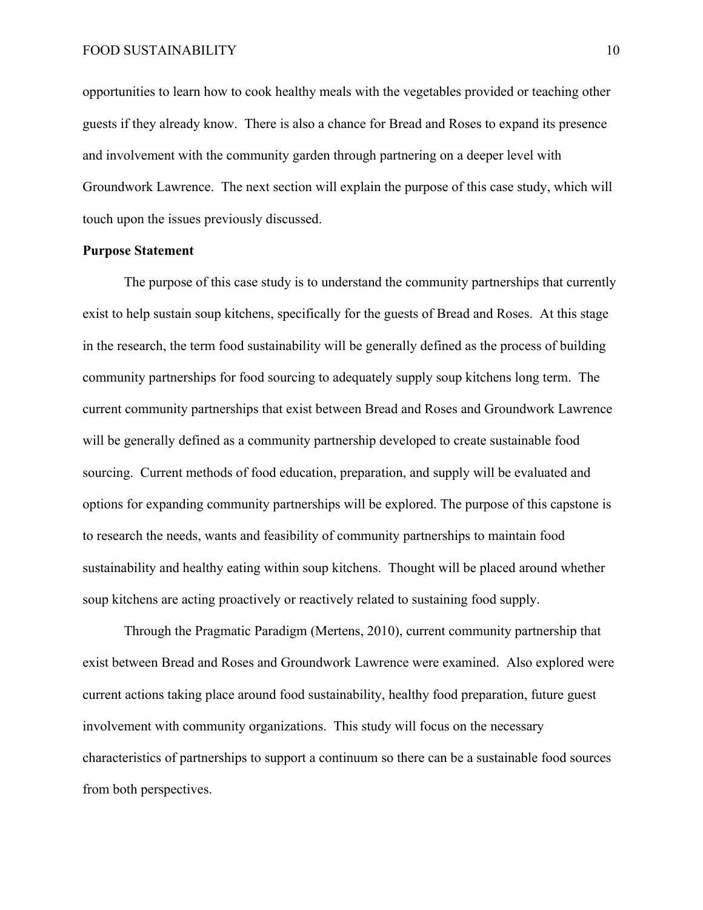opportunities to learn how to cook healthy meals with the vegetables provided or teaching other guests if they already know. There is also a chance for Bread and Roses to expand its presence and involvement with the community garden through partnering on a deeper level with Groundwork Lawrence. The next section will explain the purpose of this case study, which will touch upon the issues previously discussed.

**Purpose Statement**

The purpose of this case study is to understand the community partnerships that currently exist to help sustain soup kitchens, specifically for the guests of Bread and Roses. At this stage in the research, the term food sustainability will be generally defined as the process of building community partnerships for food sourcing to adequately supply soup kitchens long term. The current community partnerships that exist between Bread and Roses and Groundwork Lawrence will be generally defined as a community partnership developed to create sustainable food sourcing. Current methods of food education, preparation, and supply will be evaluated and options for expanding community partnerships will be explored. The purpose of this capstone is to research the needs, wants and feasibility of community partnerships to maintain food sustainability and healthy eating within soup kitchens. Thought will be placed around whether soup kitchens are acting proactively or reactively related to sustaining food supply.

Through the Pragmatic Paradigm (Mertens, 2010), current community partnership that exist between Bread and Roses and Groundwork Lawrence were examined. Also explored were current actions taking place around food sustainability, healthy food preparation, future guest involvement with community organizations. This study will focus on the necessary characteristics of partnerships to support a continuum so there can be a sustainable food sources from both perspectives.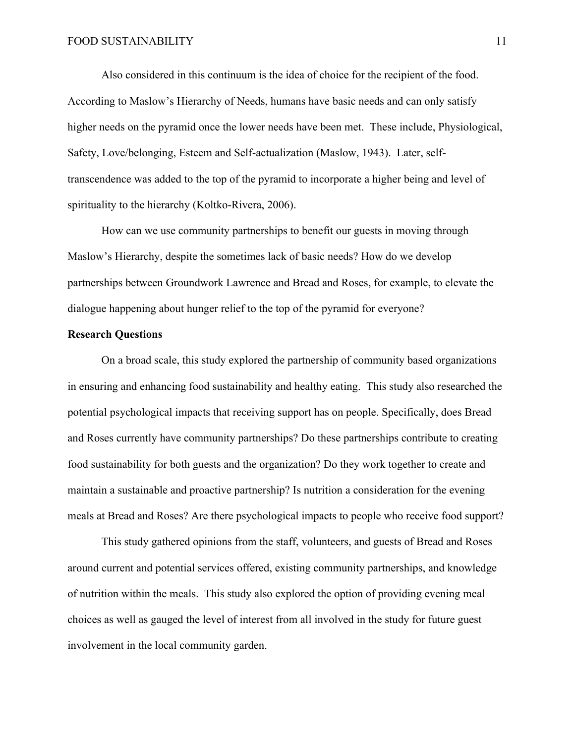Also considered in this continuum is the idea of choice for the recipient of the food. According to Maslow's Hierarchy of Needs, humans have basic needs and can only satisfy higher needs on the pyramid once the lower needs have been met. These include, Physiological, Safety, Love/belonging, Esteem and Self-actualization (Maslow, 1943). Later, self-transcendence was added to the top of the pyramid to incorporate a higher being and level of spirituality to the hierarchy (Koltko-Rivera, 2006).

How can we use community partnerships to benefit our guests in moving through Maslow's Hierarchy, despite the sometimes lack of basic needs? How do we develop partnerships between Groundwork Lawrence and Bread and Roses, for example, to elevate the dialogue happening about hunger relief to the top of the pyramid for everyone?

**Research Questions**

On a broad scale, this study explored the partnership of community based organizations in ensuring and enhancing food sustainability and healthy eating. This study also researched the potential psychological impacts that receiving support has on people. Specifically, does Bread and Roses currently have community partnerships? Do these partnerships contribute to creating food sustainability for both guests and the organization? Do they work together to create and maintain a sustainable and proactive partnership? Is nutrition a consideration for the evening meals at Bread and Roses? Are there psychological impacts to people who receive food support?

This study gathered opinions from the staff, volunteers, and guests of Bread and Roses around current and potential services offered, existing community partnerships, and knowledge of nutrition within the meals. This study also explored the option of providing evening meal choices as well as gauged the level of interest from all involved in the study for future guest involvement in the local community garden.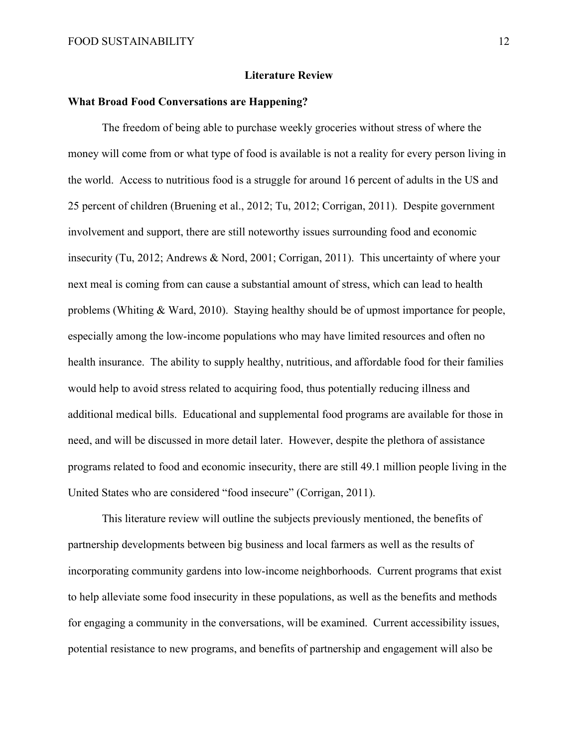# Literature Review

## What Broad Food Conversations are Happening?

The freedom of being able to purchase weekly groceries without stress of where the money will come from or what type of food is available is not a reality for every person living in the world. Access to nutritious food is a struggle for around 16 percent of adults in the US and 25 percent of children (Bruening et al., 2012; Tu, 2012; Corrigan, 2011). Despite government involvement and support, there are still noteworthy issues surrounding food and economic insecurity (Tu, 2012; Andrews & Nord, 2001; Corrigan, 2011). This uncertainty of where your next meal is coming from can cause a substantial amount of stress, which can lead to health problems (Whiting & Ward, 2010). Staying healthy should be of upmost importance for people, especially among the low-income populations who may have limited resources and often no health insurance. The ability to supply healthy, nutritious, and affordable food for their families would help to avoid stress related to acquiring food, thus potentially reducing illness and additional medical bills. Educational and supplemental food programs are available for those in need, and will be discussed in more detail later. However, despite the plethora of assistance programs related to food and economic insecurity, there are still 49.1 million people living in the United States who are considered "food insecure" (Corrigan, 2011).

This literature review will outline the subjects previously mentioned, the benefits of partnership developments between big business and local farmers as well as the results of incorporating community gardens into low-income neighborhoods. Current programs that exist to help alleviate some food insecurity in these populations, as well as the benefits and methods for engaging a community in the conversations, will be examined. Current accessibility issues, potential resistance to new programs, and benefits of partnership and engagement will also be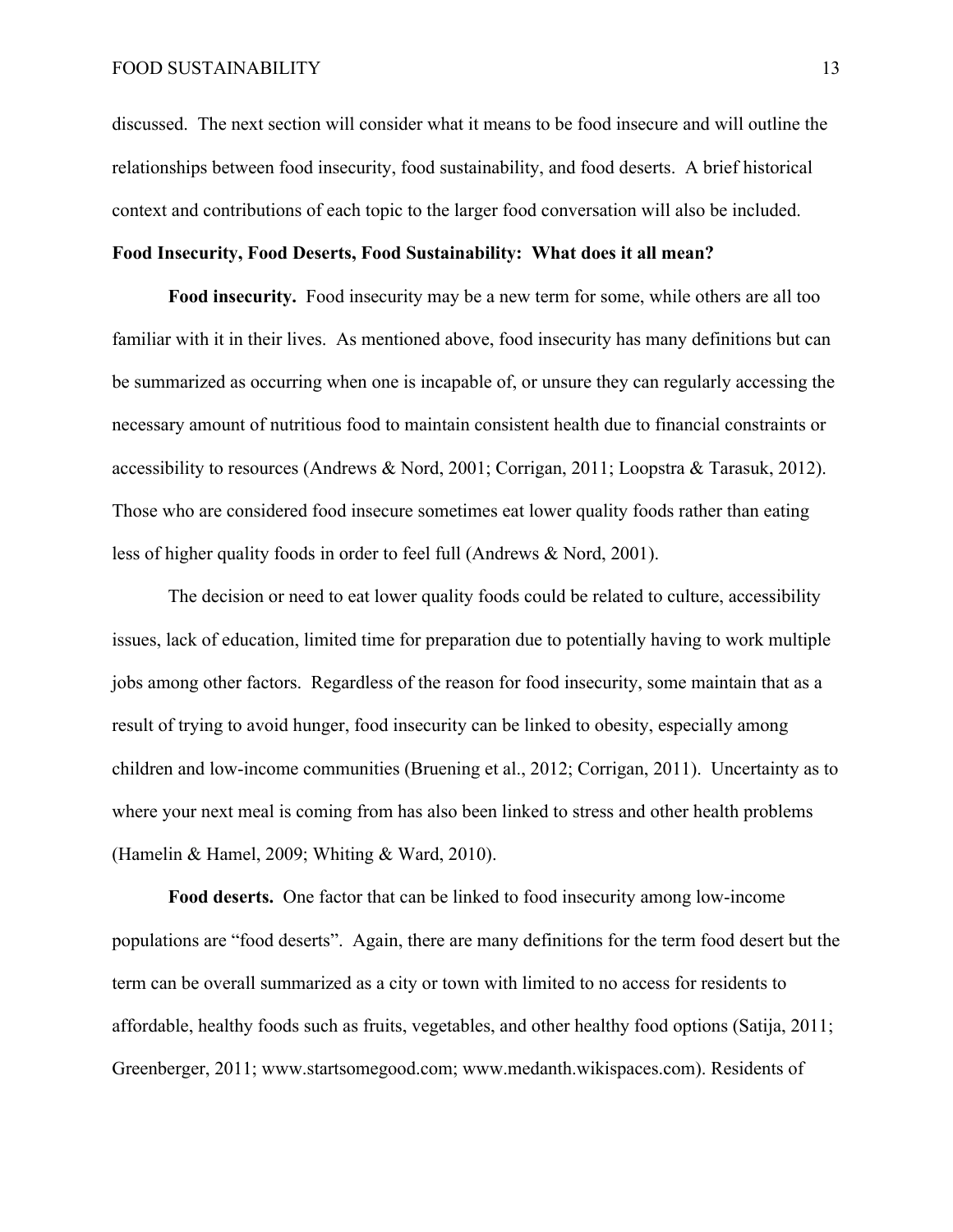discussed. The next section will consider what it means to be food insecure and will outline the relationships between food insecurity, food sustainability, and food deserts. A brief historical context and contributions of each topic to the larger food conversation will also be included.

## Food Insecurity, Food Deserts, Food Sustainability: What does it all mean?

**Food insecurity.** Food insecurity may be a new term for some, while others are all too familiar with it in their lives. As mentioned above, food insecurity has many definitions but can be summarized as occurring when one is incapable of, or unsure they can regularly accessing the necessary amount of nutritious food to maintain consistent health due to financial constraints or accessibility to resources (Andrews & Nord, 2001; Corrigan, 2011; Loopstra & Tarasuk, 2012). Those who are considered food insecure sometimes eat lower quality foods rather than eating less of higher quality foods in order to feel full (Andrews & Nord, 2001).

The decision or need to eat lower quality foods could be related to culture, accessibility issues, lack of education, limited time for preparation due to potentially having to work multiple jobs among other factors. Regardless of the reason for food insecurity, some maintain that as a result of trying to avoid hunger, food insecurity can be linked to obesity, especially among children and low-income communities (Bruening et al., 2012; Corrigan, 2011). Uncertainty as to where your next meal is coming from has also been linked to stress and other health problems (Hamelin & Hamel, 2009; Whiting & Ward, 2010).

**Food deserts.** One factor that can be linked to food insecurity among low-income populations are "food deserts". Again, there are many definitions for the term food desert but the term can be overall summarized as a city or town with limited to no access for residents to affordable, healthy foods such as fruits, vegetables, and other healthy food options (Satija, 2011; Greenberger, 2011; www.startsomegood.com; www.medanth.wikispaces.com). Residents of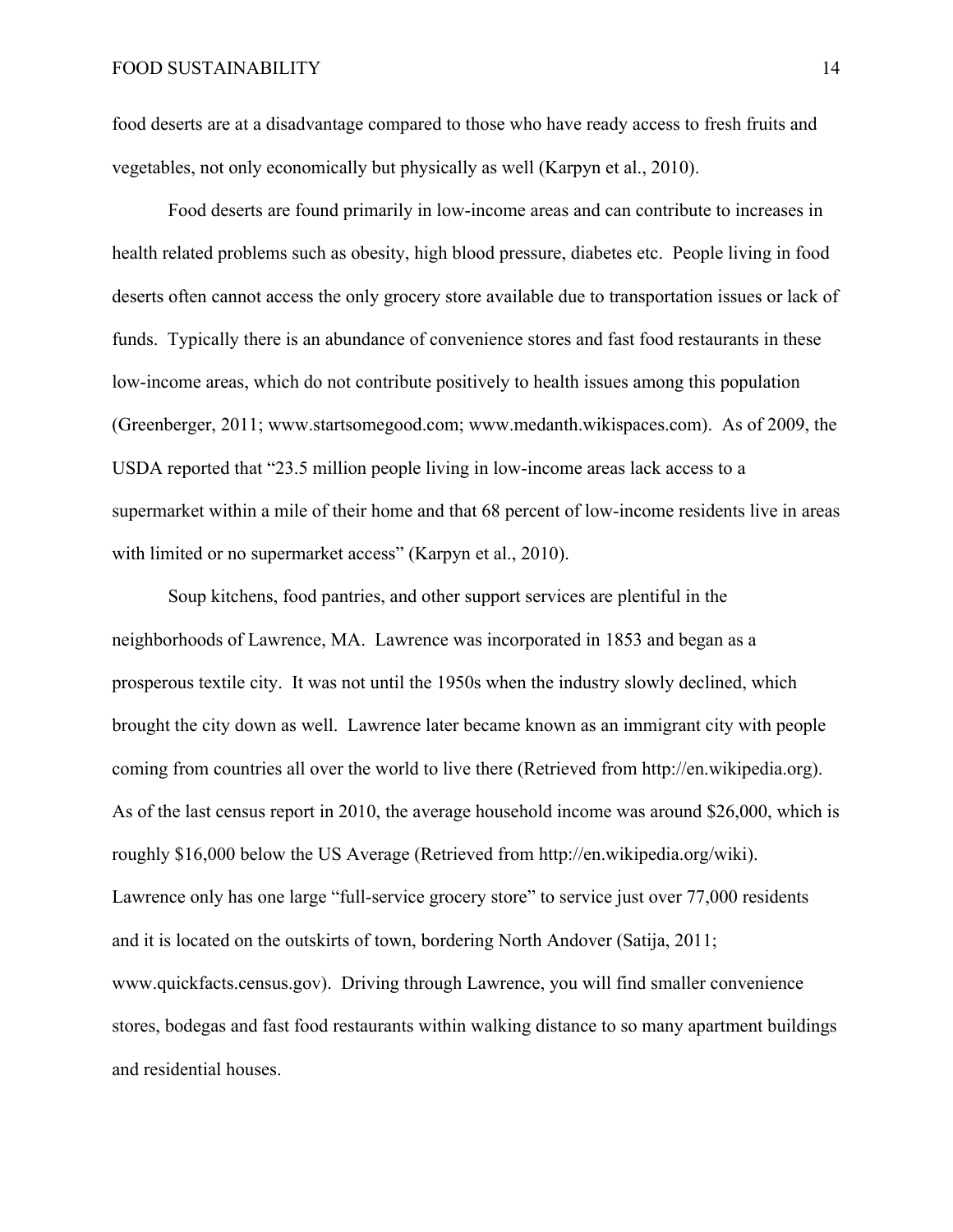food deserts are at a disadvantage compared to those who have ready access to fresh fruits and vegetables, not only economically but physically as well (Karpyn et al., 2010).

Food deserts are found primarily in low-income areas and can contribute to increases in health related problems such as obesity, high blood pressure, diabetes etc. People living in food deserts often cannot access the only grocery store available due to transportation issues or lack of funds. Typically there is an abundance of convenience stores and fast food restaurants in these low-income areas, which do not contribute positively to health issues among this population (Greenberger, 2011; www.startsomegood.com; www.medanth.wikispaces.com). As of 2009, the USDA reported that "23.5 million people living in low-income areas lack access to a supermarket within a mile of their home and that 68 percent of low-income residents live in areas with limited or no supermarket access" (Karpyn et al., 2010).

Soup kitchens, food pantries, and other support services are plentiful in the neighborhoods of Lawrence, MA. Lawrence was incorporated in 1853 and began as a prosperous textile city. It was not until the 1950s when the industry slowly declined, which brought the city down as well. Lawrence later became known as an immigrant city with people coming from countries all over the world to live there (Retrieved from http://en.wikipedia.org). As of the last census report in 2010, the average household income was around $26,000, which is roughly $16,000 below the US Average (Retrieved from http://en.wikipedia.org/wiki). Lawrence only has one large "full-service grocery store" to service just over 77,000 residents and it is located on the outskirts of town, bordering North Andover (Satija, 2011; www.quickfacts.census.gov). Driving through Lawrence, you will find smaller convenience stores, bodegas and fast food restaurants within walking distance to so many apartment buildings and residential houses.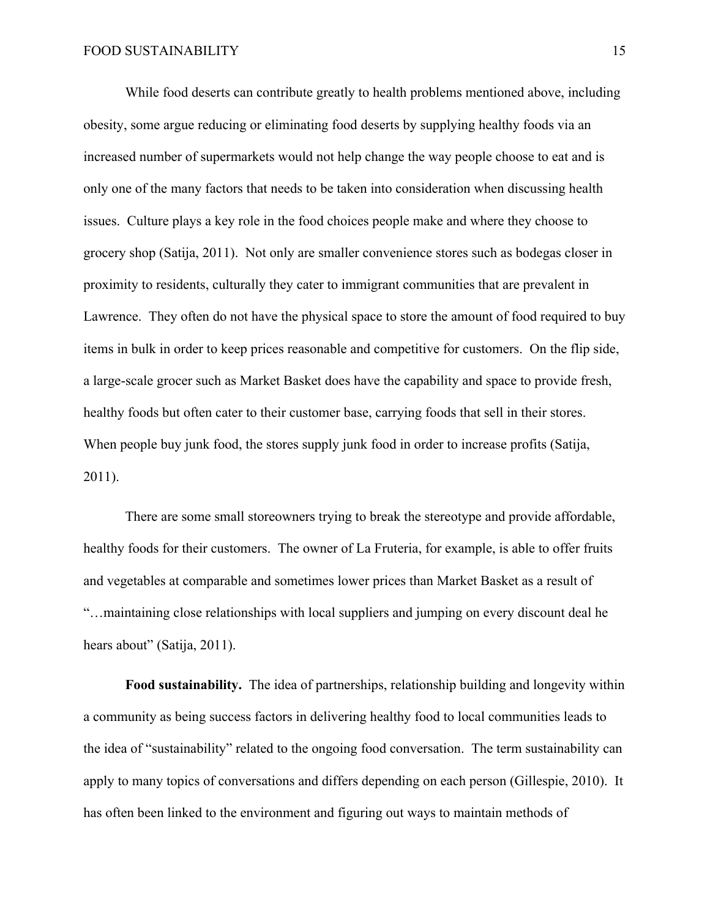While food deserts can contribute greatly to health problems mentioned above, including obesity, some argue reducing or eliminating food deserts by supplying healthy foods via an increased number of supermarkets would not help change the way people choose to eat and is only one of the many factors that needs to be taken into consideration when discussing health issues. Culture plays a key role in the food choices people make and where they choose to grocery shop (Satija, 2011). Not only are smaller convenience stores such as bodegas closer in proximity to residents, culturally they cater to immigrant communities that are prevalent in Lawrence. They often do not have the physical space to store the amount of food required to buy items in bulk in order to keep prices reasonable and competitive for customers. On the flip side, a large-scale grocer such as Market Basket does have the capability and space to provide fresh, healthy foods but often cater to their customer base, carrying foods that sell in their stores. When people buy junk food, the stores supply junk food in order to increase profits (Satija, 2011).

There are some small storeowners trying to break the stereotype and provide affordable, healthy foods for their customers. The owner of La Fruteria, for example, is able to offer fruits and vegetables at comparable and sometimes lower prices than Market Basket as a result of "…maintaining close relationships with local suppliers and jumping on every discount deal he hears about" (Satija, 2011).

**Food sustainability.** The idea of partnerships, relationship building and longevity within a community as being success factors in delivering healthy food to local communities leads to the idea of "sustainability" related to the ongoing food conversation. The term sustainability can apply to many topics of conversations and differs depending on each person (Gillespie, 2010). It has often been linked to the environment and figuring out ways to maintain methods of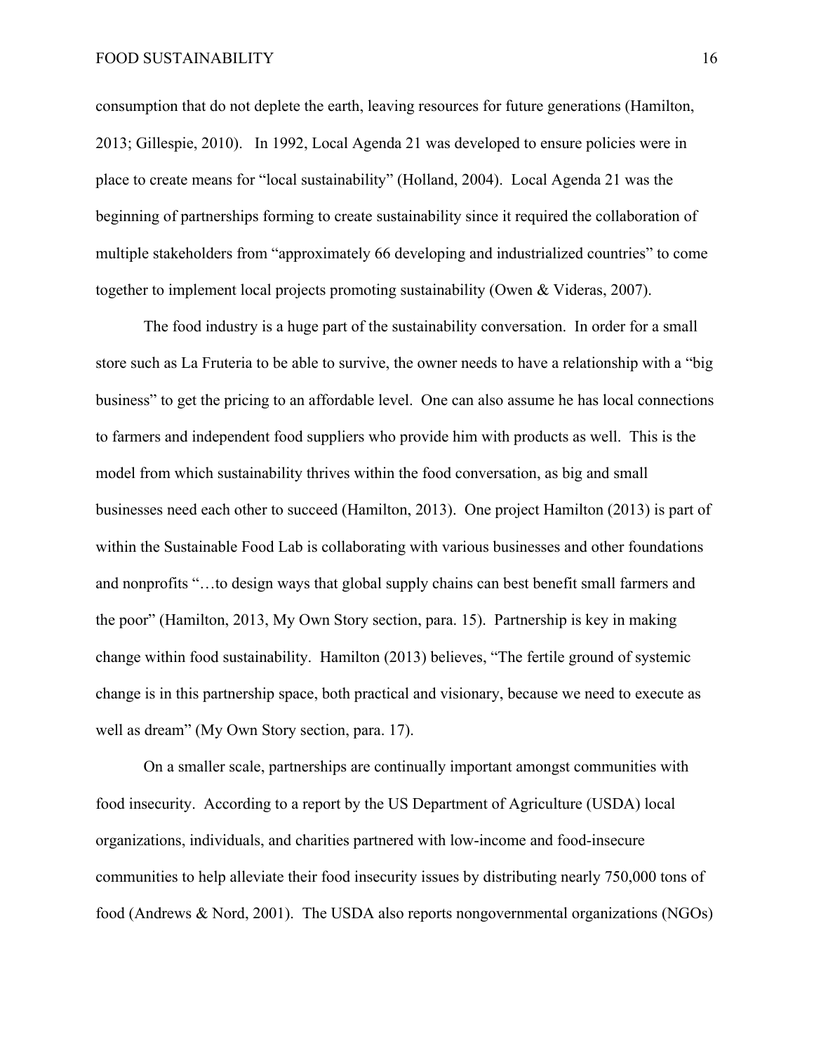consumption that do not deplete the earth, leaving resources for future generations (Hamilton, 2013; Gillespie, 2010). In 1992, Local Agenda 21 was developed to ensure policies were in place to create means for "local sustainability" (Holland, 2004). Local Agenda 21 was the beginning of partnerships forming to create sustainability since it required the collaboration of multiple stakeholders from "approximately 66 developing and industrialized countries" to come together to implement local projects promoting sustainability (Owen & Videras, 2007).

The food industry is a huge part of the sustainability conversation. In order for a small store such as La Fruteria to be able to survive, the owner needs to have a relationship with a "big business" to get the pricing to an affordable level. One can also assume he has local connections to farmers and independent food suppliers who provide him with products as well. This is the model from which sustainability thrives within the food conversation, as big and small businesses need each other to succeed (Hamilton, 2013). One project Hamilton (2013) is part of within the Sustainable Food Lab is collaborating with various businesses and other foundations and nonprofits "…to design ways that global supply chains can best benefit small farmers and the poor" (Hamilton, 2013, My Own Story section, para. 15). Partnership is key in making change within food sustainability. Hamilton (2013) believes, "The fertile ground of systemic change is in this partnership space, both practical and visionary, because we need to execute as well as dream" (My Own Story section, para. 17).

On a smaller scale, partnerships are continually important amongst communities with food insecurity. According to a report by the US Department of Agriculture (USDA) local organizations, individuals, and charities partnered with low-income and food-insecure communities to help alleviate their food insecurity issues by distributing nearly 750,000 tons of food (Andrews & Nord, 2001). The USDA also reports nongovernmental organizations (NGOs)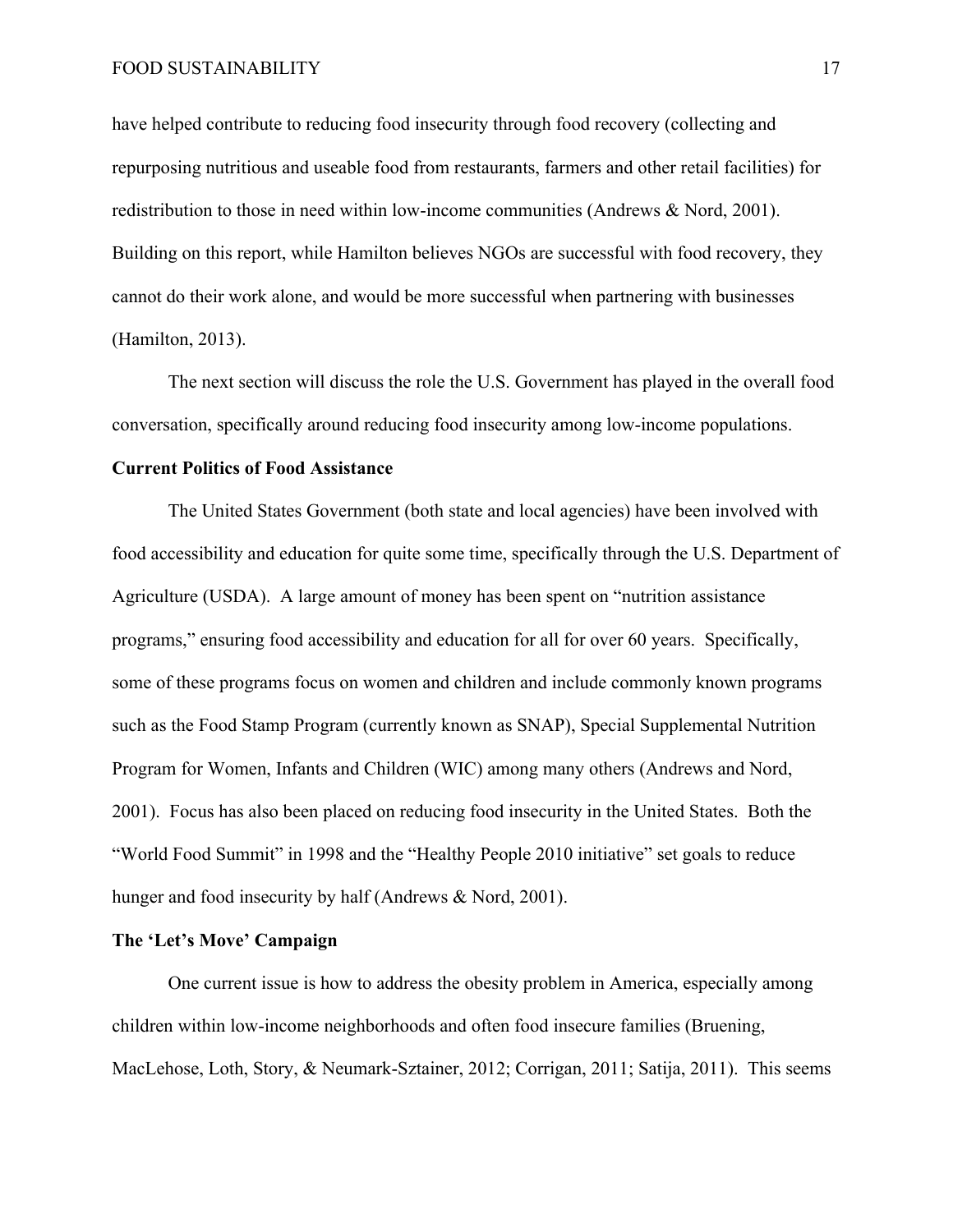have helped contribute to reducing food insecurity through food recovery (collecting and repurposing nutritious and useable food from restaurants, farmers and other retail facilities) for redistribution to those in need within low-income communities (Andrews & Nord, 2001). Building on this report, while Hamilton believes NGOs are successful with food recovery, they cannot do their work alone, and would be more successful when partnering with businesses (Hamilton, 2013).

The next section will discuss the role the U.S. Government has played in the overall food conversation, specifically around reducing food insecurity among low-income populations.

**Current Politics of Food Assistance**

The United States Government (both state and local agencies) have been involved with food accessibility and education for quite some time, specifically through the U.S. Department of Agriculture (USDA). A large amount of money has been spent on "nutrition assistance programs," ensuring food accessibility and education for all for over 60 years. Specifically, some of these programs focus on women and children and include commonly known programs such as the Food Stamp Program (currently known as SNAP), Special Supplemental Nutrition Program for Women, Infants and Children (WIC) among many others (Andrews and Nord, 2001). Focus has also been placed on reducing food insecurity in the United States. Both the "World Food Summit" in 1998 and the "Healthy People 2010 initiative" set goals to reduce hunger and food insecurity by half (Andrews & Nord, 2001).

**The 'Let's Move' Campaign**

One current issue is how to address the obesity problem in America, especially among children within low-income neighborhoods and often food insecure families (Bruening, MacLehose, Loth, Story, & Neumark-Sztainer, 2012; Corrigan, 2011; Satija, 2011). This seems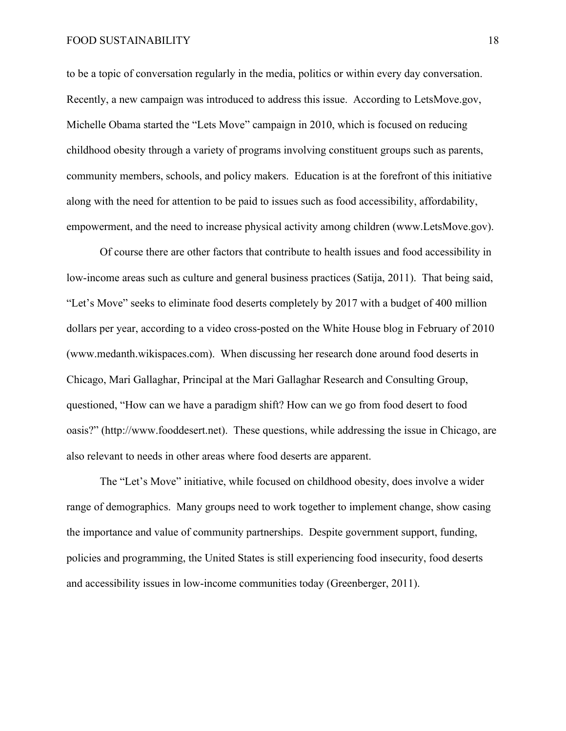to be a topic of conversation regularly in the media, politics or within every day conversation. Recently, a new campaign was introduced to address this issue. According to LetsMove.gov, Michelle Obama started the "Lets Move" campaign in 2010, which is focused on reducing childhood obesity through a variety of programs involving constituent groups such as parents, community members, schools, and policy makers. Education is at the forefront of this initiative along with the need for attention to be paid to issues such as food accessibility, affordability, empowerment, and the need to increase physical activity among children (www.LetsMove.gov).

Of course there are other factors that contribute to health issues and food accessibility in low-income areas such as culture and general business practices (Satija, 2011). That being said, "Let's Move" seeks to eliminate food deserts completely by 2017 with a budget of 400 million dollars per year, according to a video cross-posted on the White House blog in February of 2010 (www.medanth.wikispaces.com). When discussing her research done around food deserts in Chicago, Mari Gallaghar, Principal at the Mari Gallaghar Research and Consulting Group, questioned, "How can we have a paradigm shift? How can we go from food desert to food oasis?" (http://www.fooddesert.net). These questions, while addressing the issue in Chicago, are also relevant to needs in other areas where food deserts are apparent.

The "Let's Move" initiative, while focused on childhood obesity, does involve a wider range of demographics. Many groups need to work together to implement change, show casing the importance and value of community partnerships. Despite government support, funding, policies and programming, the United States is still experiencing food insecurity, food deserts and accessibility issues in low-income communities today (Greenberger, 2011).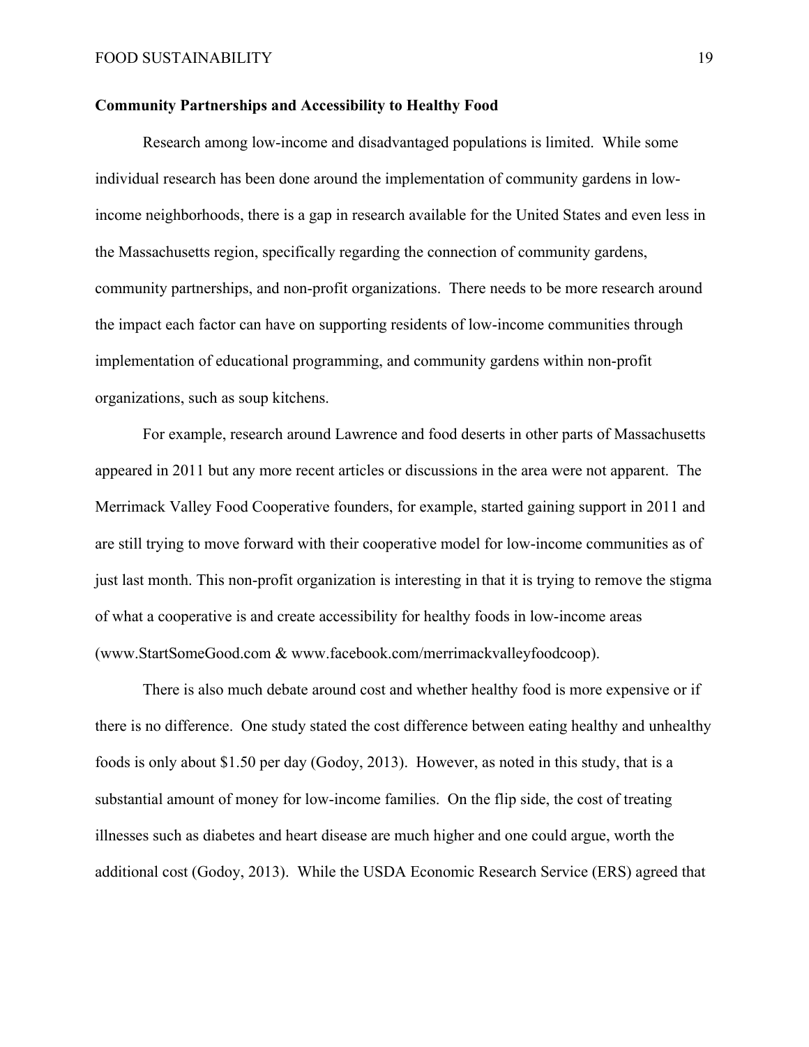**Community Partnerships and Accessibility to Healthy Food**

Research among low-income and disadvantaged populations is limited. While some individual research has been done around the implementation of community gardens in low-income neighborhoods, there is a gap in research available for the United States and even less in the Massachusetts region, specifically regarding the connection of community gardens, community partnerships, and non-profit organizations. There needs to be more research around the impact each factor can have on supporting residents of low-income communities through implementation of educational programming, and community gardens within non-profit organizations, such as soup kitchens.

For example, research around Lawrence and food deserts in other parts of Massachusetts appeared in 2011 but any more recent articles or discussions in the area were not apparent. The Merrimack Valley Food Cooperative founders, for example, started gaining support in 2011 and are still trying to move forward with their cooperative model for low-income communities as of just last month. This non-profit organization is interesting in that it is trying to remove the stigma of what a cooperative is and create accessibility for healthy foods in low-income areas (www.StartSomeGood.com & www.facebook.com/merrimackvalleyfoodcoop).

There is also much debate around cost and whether healthy food is more expensive or if there is no difference. One study stated the cost difference between eating healthy and unhealthy foods is only about $1.50 per day (Godoy, 2013). However, as noted in this study, that is a substantial amount of money for low-income families. On the flip side, the cost of treating illnesses such as diabetes and heart disease are much higher and one could argue, worth the additional cost (Godoy, 2013). While the USDA Economic Research Service (ERS) agreed that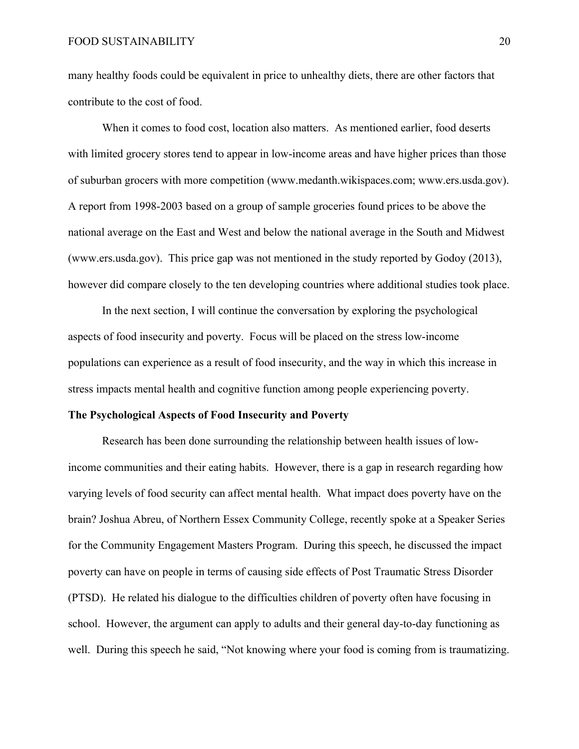many healthy foods could be equivalent in price to unhealthy diets, there are other factors that contribute to the cost of food.

When it comes to food cost, location also matters. As mentioned earlier, food deserts with limited grocery stores tend to appear in low-income areas and have higher prices than those of suburban grocers with more competition (www.medanth.wikispaces.com; www.ers.usda.gov). A report from 1998-2003 based on a group of sample groceries found prices to be above the national average on the East and West and below the national average in the South and Midwest (www.ers.usda.gov). This price gap was not mentioned in the study reported by Godoy (2013), however did compare closely to the ten developing countries where additional studies took place.

In the next section, I will continue the conversation by exploring the psychological aspects of food insecurity and poverty. Focus will be placed on the stress low-income populations can experience as a result of food insecurity, and the way in which this increase in stress impacts mental health and cognitive function among people experiencing poverty.

**The Psychological Aspects of Food Insecurity and Poverty**

Research has been done surrounding the relationship between health issues of low-income communities and their eating habits. However, there is a gap in research regarding how varying levels of food security can affect mental health. What impact does poverty have on the brain? Joshua Abreu, of Northern Essex Community College, recently spoke at a Speaker Series for the Community Engagement Masters Program. During this speech, he discussed the impact poverty can have on people in terms of causing side effects of Post Traumatic Stress Disorder (PTSD). He related his dialogue to the difficulties children of poverty often have focusing in school. However, the argument can apply to adults and their general day-to-day functioning as well. During this speech he said, "Not knowing where your food is coming from is traumatizing.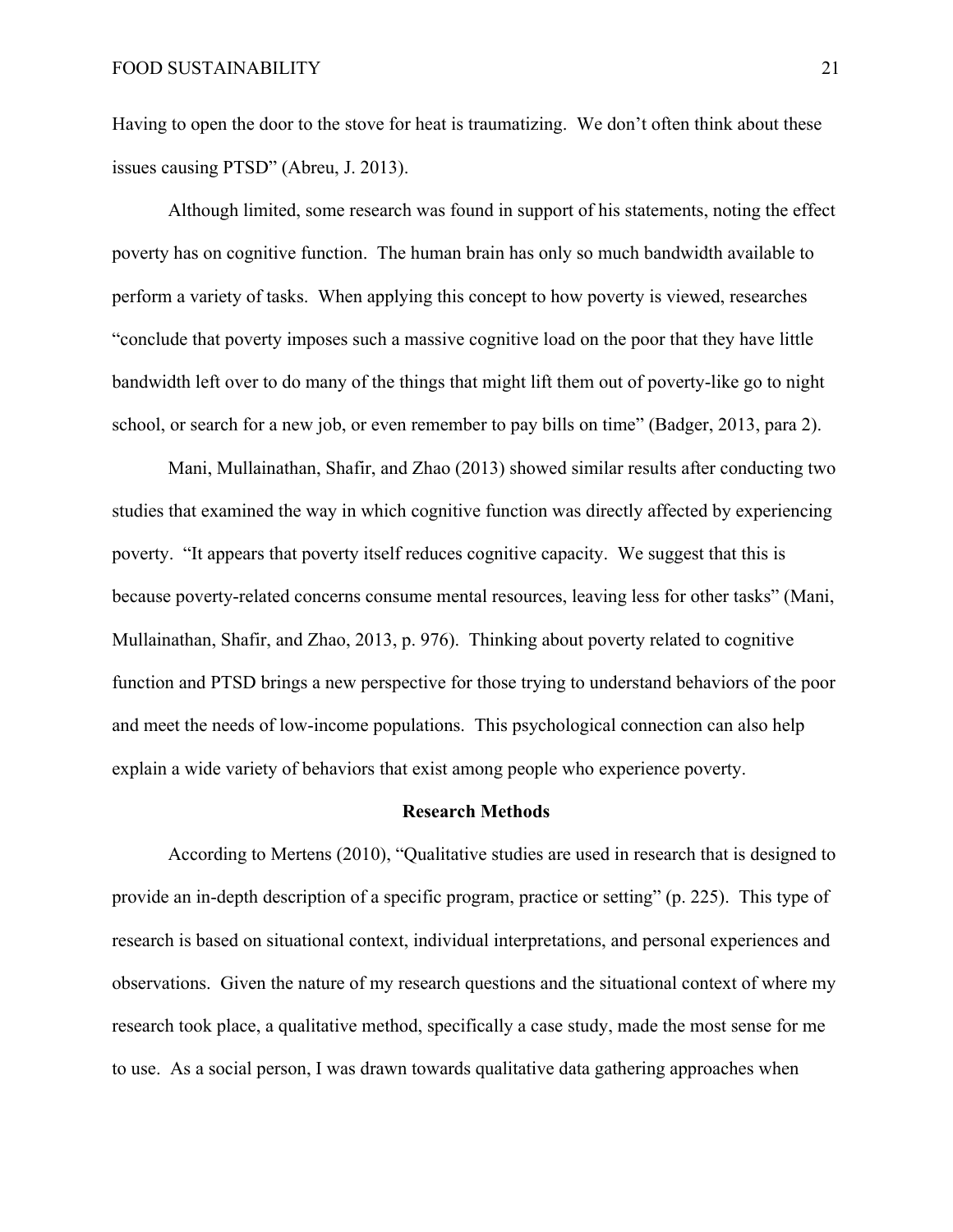Having to open the door to the stove for heat is traumatizing. We don't often think about these issues causing PTSD" (Abreu, J. 2013).

Although limited, some research was found in support of his statements, noting the effect poverty has on cognitive function. The human brain has only so much bandwidth available to perform a variety of tasks. When applying this concept to how poverty is viewed, researches "conclude that poverty imposes such a massive cognitive load on the poor that they have little bandwidth left over to do many of the things that might lift them out of poverty-like go to night school, or search for a new job, or even remember to pay bills on time" (Badger, 2013, para 2).

Mani, Mullainathan, Shafir, and Zhao (2013) showed similar results after conducting two studies that examined the way in which cognitive function was directly affected by experiencing poverty. "It appears that poverty itself reduces cognitive capacity. We suggest that this is because poverty-related concerns consume mental resources, leaving less for other tasks" (Mani, Mullainathan, Shafir, and Zhao, 2013, p. 976). Thinking about poverty related to cognitive function and PTSD brings a new perspective for those trying to understand behaviors of the poor and meet the needs of low-income populations. This psychological connection can also help explain a wide variety of behaviors that exist among people who experience poverty.

## Research Methods

According to Mertens (2010), "Qualitative studies are used in research that is designed to provide an in-depth description of a specific program, practice or setting" (p. 225). This type of research is based on situational context, individual interpretations, and personal experiences and observations. Given the nature of my research questions and the situational context of where my research took place, a qualitative method, specifically a case study, made the most sense for me to use. As a social person, I was drawn towards qualitative data gathering approaches when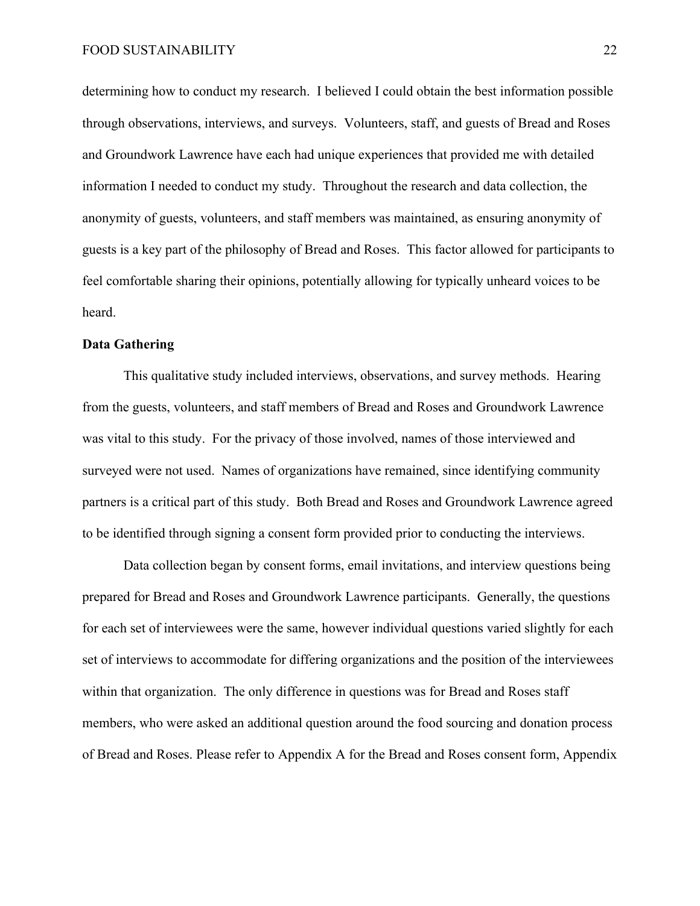determining how to conduct my research. I believed I could obtain the best information possible through observations, interviews, and surveys. Volunteers, staff, and guests of Bread and Roses and Groundwork Lawrence have each had unique experiences that provided me with detailed information I needed to conduct my study. Throughout the research and data collection, the anonymity of guests, volunteers, and staff members was maintained, as ensuring anonymity of guests is a key part of the philosophy of Bread and Roses. This factor allowed for participants to feel comfortable sharing their opinions, potentially allowing for typically unheard voices to be heard.

**Data Gathering**

This qualitative study included interviews, observations, and survey methods. Hearing from the guests, volunteers, and staff members of Bread and Roses and Groundwork Lawrence was vital to this study. For the privacy of those involved, names of those interviewed and surveyed were not used. Names of organizations have remained, since identifying community partners is a critical part of this study. Both Bread and Roses and Groundwork Lawrence agreed to be identified through signing a consent form provided prior to conducting the interviews.

Data collection began by consent forms, email invitations, and interview questions being prepared for Bread and Roses and Groundwork Lawrence participants. Generally, the questions for each set of interviewees were the same, however individual questions varied slightly for each set of interviews to accommodate for differing organizations and the position of the interviewees within that organization. The only difference in questions was for Bread and Roses staff members, who were asked an additional question around the food sourcing and donation process of Bread and Roses. Please refer to Appendix A for the Bread and Roses consent form, Appendix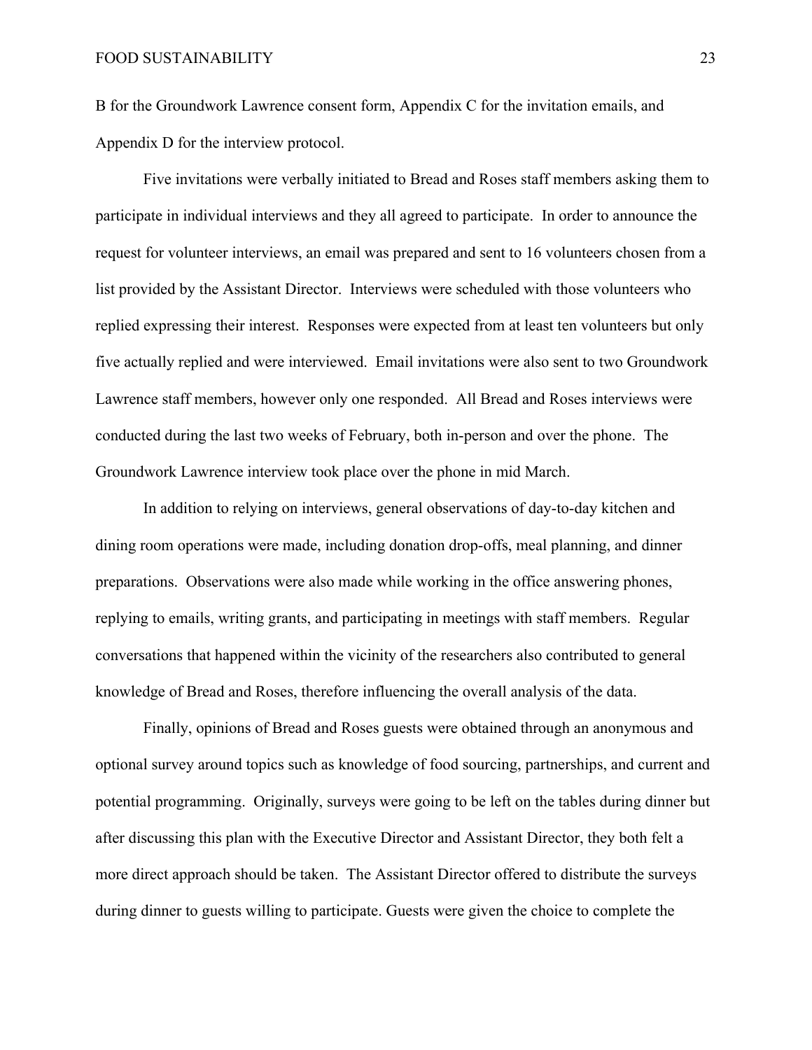B for the Groundwork Lawrence consent form, Appendix C for the invitation emails, and Appendix D for the interview protocol.

Five invitations were verbally initiated to Bread and Roses staff members asking them to participate in individual interviews and they all agreed to participate. In order to announce the request for volunteer interviews, an email was prepared and sent to 16 volunteers chosen from a list provided by the Assistant Director. Interviews were scheduled with those volunteers who replied expressing their interest. Responses were expected from at least ten volunteers but only five actually replied and were interviewed. Email invitations were also sent to two Groundwork Lawrence staff members, however only one responded. All Bread and Roses interviews were conducted during the last two weeks of February, both in-person and over the phone. The Groundwork Lawrence interview took place over the phone in mid March.

In addition to relying on interviews, general observations of day-to-day kitchen and dining room operations were made, including donation drop-offs, meal planning, and dinner preparations. Observations were also made while working in the office answering phones, replying to emails, writing grants, and participating in meetings with staff members. Regular conversations that happened within the vicinity of the researchers also contributed to general knowledge of Bread and Roses, therefore influencing the overall analysis of the data.

Finally, opinions of Bread and Roses guests were obtained through an anonymous and optional survey around topics such as knowledge of food sourcing, partnerships, and current and potential programming. Originally, surveys were going to be left on the tables during dinner but after discussing this plan with the Executive Director and Assistant Director, they both felt a more direct approach should be taken. The Assistant Director offered to distribute the surveys during dinner to guests willing to participate. Guests were given the choice to complete the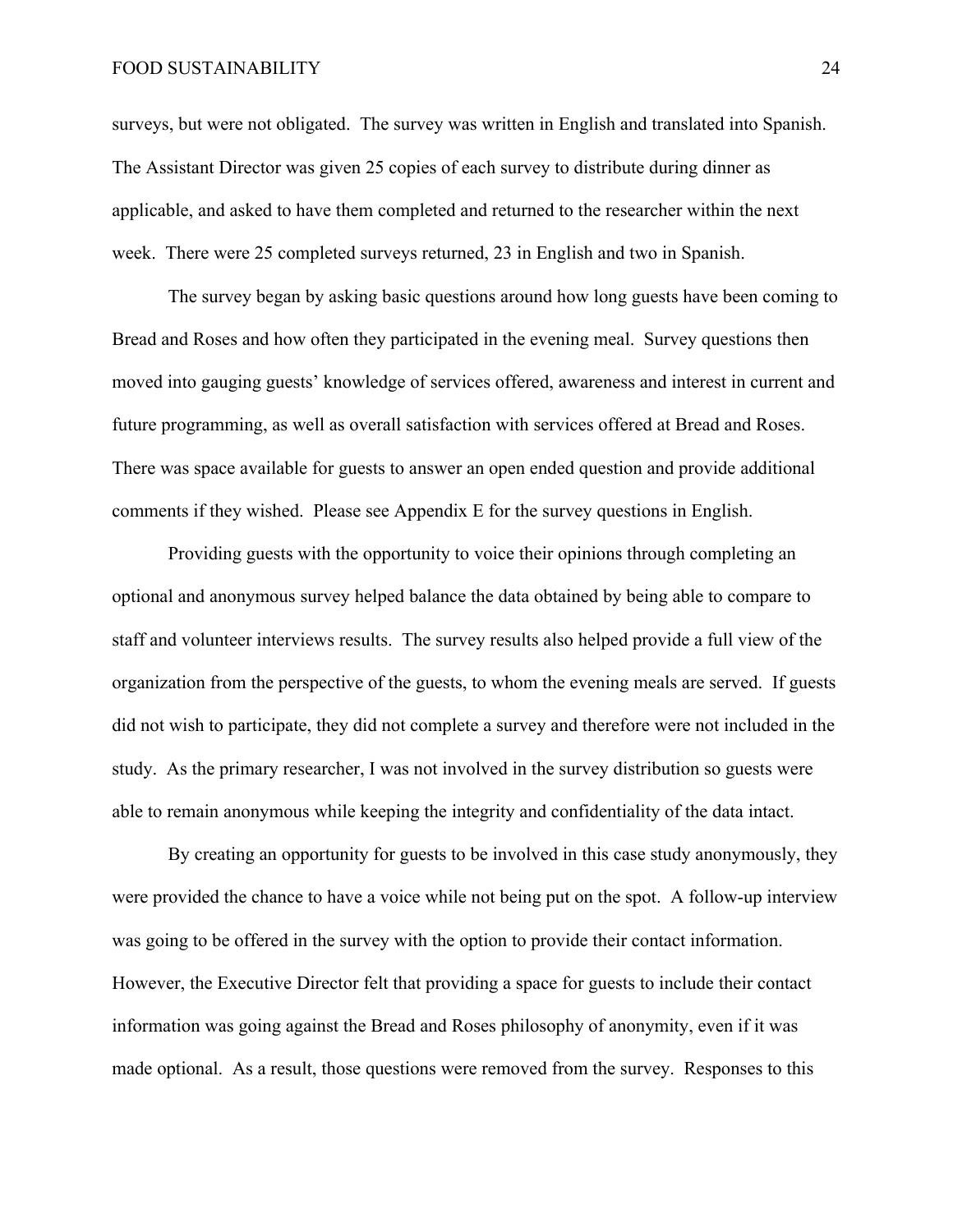surveys, but were not obligated. The survey was written in English and translated into Spanish. The Assistant Director was given 25 copies of each survey to distribute during dinner as applicable, and asked to have them completed and returned to the researcher within the next week. There were 25 completed surveys returned, 23 in English and two in Spanish.

The survey began by asking basic questions around how long guests have been coming to Bread and Roses and how often they participated in the evening meal. Survey questions then moved into gauging guests' knowledge of services offered, awareness and interest in current and future programming, as well as overall satisfaction with services offered at Bread and Roses. There was space available for guests to answer an open ended question and provide additional comments if they wished. Please see Appendix E for the survey questions in English.

Providing guests with the opportunity to voice their opinions through completing an optional and anonymous survey helped balance the data obtained by being able to compare to staff and volunteer interviews results. The survey results also helped provide a full view of the organization from the perspective of the guests, to whom the evening meals are served. If guests did not wish to participate, they did not complete a survey and therefore were not included in the study. As the primary researcher, I was not involved in the survey distribution so guests were able to remain anonymous while keeping the integrity and confidentiality of the data intact.

By creating an opportunity for guests to be involved in this case study anonymously, they were provided the chance to have a voice while not being put on the spot. A follow-up interview was going to be offered in the survey with the option to provide their contact information. However, the Executive Director felt that providing a space for guests to include their contact information was going against the Bread and Roses philosophy of anonymity, even if it was made optional. As a result, those questions were removed from the survey. Responses to this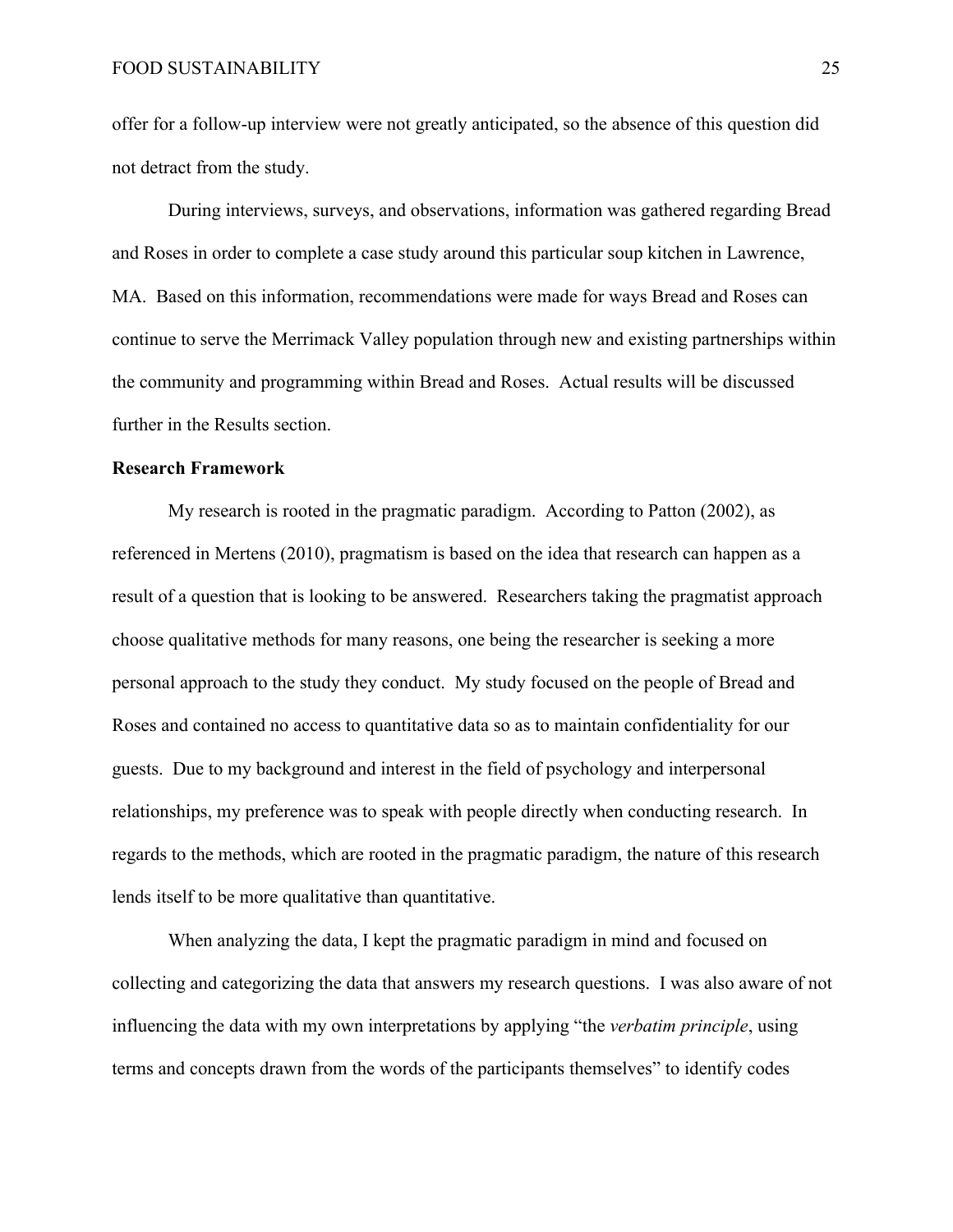offer for a follow-up interview were not greatly anticipated, so the absence of this question did not detract from the study.

During interviews, surveys, and observations, information was gathered regarding Bread and Roses in order to complete a case study around this particular soup kitchen in Lawrence, MA. Based on this information, recommendations were made for ways Bread and Roses can continue to serve the Merrimack Valley population through new and existing partnerships within the community and programming within Bread and Roses. Actual results will be discussed further in the Results section.

**Research Framework**

My research is rooted in the pragmatic paradigm. According to Patton (2002), as referenced in Mertens (2010), pragmatism is based on the idea that research can happen as a result of a question that is looking to be answered. Researchers taking the pragmatist approach choose qualitative methods for many reasons, one being the researcher is seeking a more personal approach to the study they conduct. My study focused on the people of Bread and Roses and contained no access to quantitative data so as to maintain confidentiality for our guests. Due to my background and interest in the field of psychology and interpersonal relationships, my preference was to speak with people directly when conducting research. In regards to the methods, which are rooted in the pragmatic paradigm, the nature of this research lends itself to be more qualitative than quantitative.

When analyzing the data, I kept the pragmatic paradigm in mind and focused on collecting and categorizing the data that answers my research questions. I was also aware of not influencing the data with my own interpretations by applying "the *verbatim principle*, using terms and concepts drawn from the words of the participants themselves" to identify codes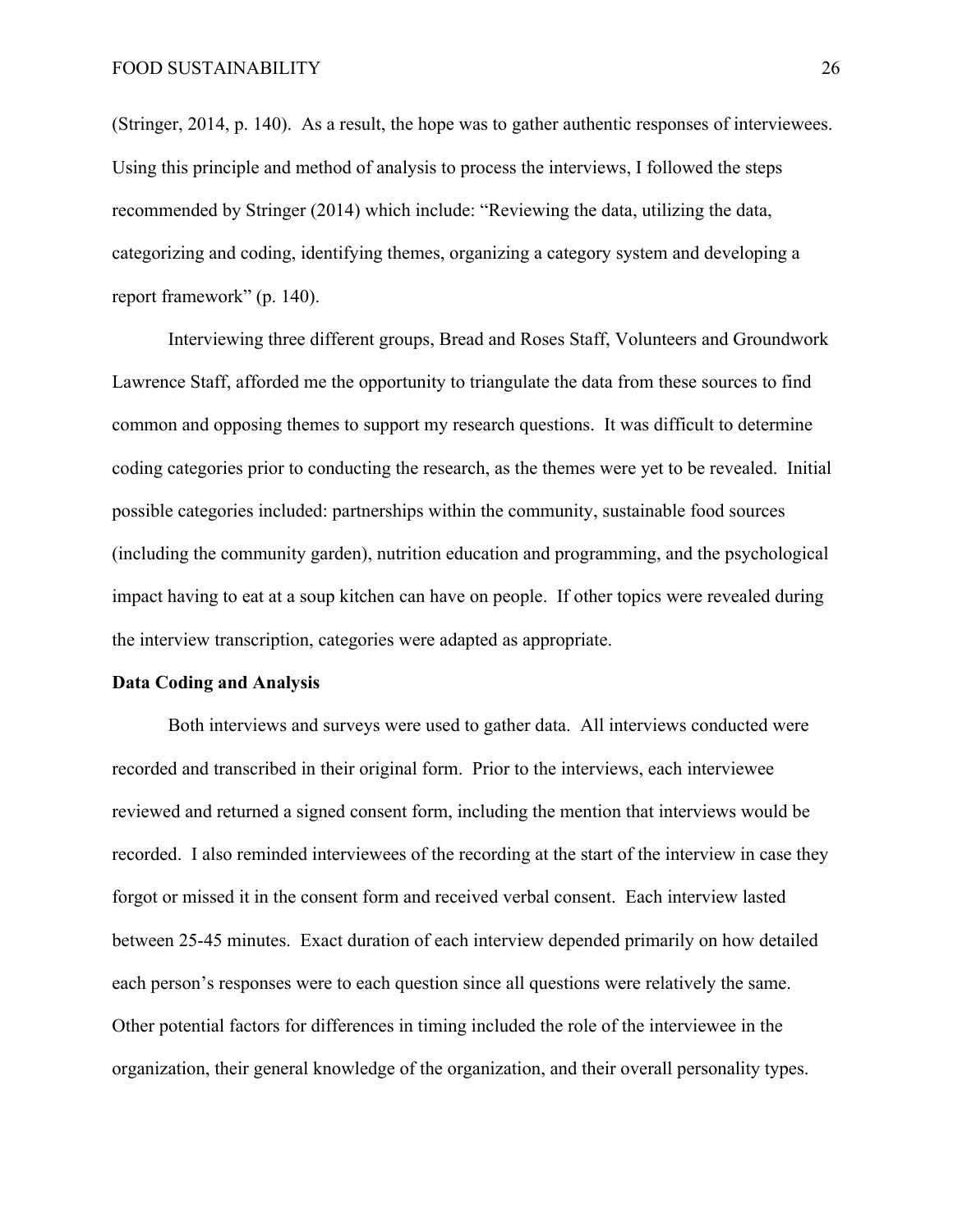(Stringer, 2014, p. 140). As a result, the hope was to gather authentic responses of interviewees. Using this principle and method of analysis to process the interviews, I followed the steps recommended by Stringer (2014) which include: "Reviewing the data, utilizing the data, categorizing and coding, identifying themes, organizing a category system and developing a report framework" (p. 140).

Interviewing three different groups, Bread and Roses Staff, Volunteers and Groundwork Lawrence Staff, afforded me the opportunity to triangulate the data from these sources to find common and opposing themes to support my research questions. It was difficult to determine coding categories prior to conducting the research, as the themes were yet to be revealed. Initial possible categories included: partnerships within the community, sustainable food sources (including the community garden), nutrition education and programming, and the psychological impact having to eat at a soup kitchen can have on people. If other topics were revealed during the interview transcription, categories were adapted as appropriate.

**Data Coding and Analysis**

Both interviews and surveys were used to gather data. All interviews conducted were recorded and transcribed in their original form. Prior to the interviews, each interviewee reviewed and returned a signed consent form, including the mention that interviews would be recorded. I also reminded interviewees of the recording at the start of the interview in case they forgot or missed it in the consent form and received verbal consent. Each interview lasted between 25-45 minutes. Exact duration of each interview depended primarily on how detailed each person's responses were to each question since all questions were relatively the same. Other potential factors for differences in timing included the role of the interviewee in the organization, their general knowledge of the organization, and their overall personality types.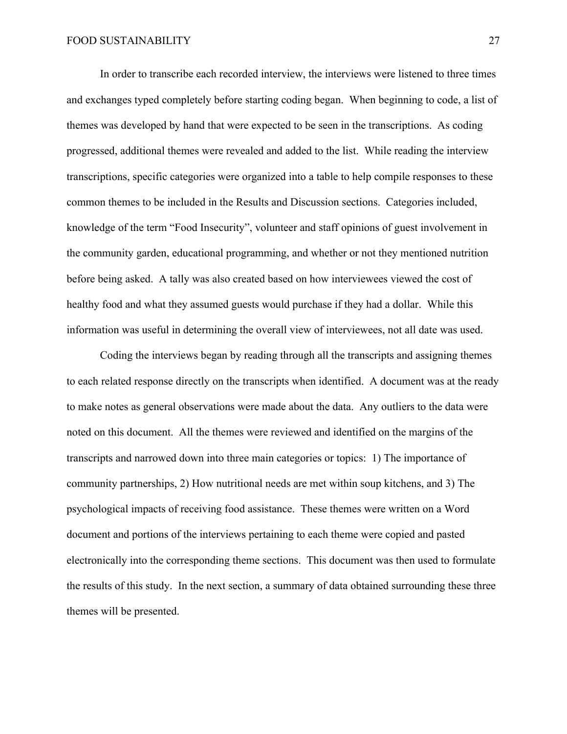In order to transcribe each recorded interview, the interviews were listened to three times and exchanges typed completely before starting coding began. When beginning to code, a list of themes was developed by hand that were expected to be seen in the transcriptions. As coding progressed, additional themes were revealed and added to the list. While reading the interview transcriptions, specific categories were organized into a table to help compile responses to these common themes to be included in the Results and Discussion sections. Categories included, knowledge of the term "Food Insecurity", volunteer and staff opinions of guest involvement in the community garden, educational programming, and whether or not they mentioned nutrition before being asked. A tally was also created based on how interviewees viewed the cost of healthy food and what they assumed guests would purchase if they had a dollar. While this information was useful in determining the overall view of interviewees, not all date was used.

Coding the interviews began by reading through all the transcripts and assigning themes to each related response directly on the transcripts when identified. A document was at the ready to make notes as general observations were made about the data. Any outliers to the data were noted on this document. All the themes were reviewed and identified on the margins of the transcripts and narrowed down into three main categories or topics: 1) The importance of community partnerships, 2) How nutritional needs are met within soup kitchens, and 3) The psychological impacts of receiving food assistance. These themes were written on a Word document and portions of the interviews pertaining to each theme were copied and pasted electronically into the corresponding theme sections. This document was then used to formulate the results of this study. In the next section, a summary of data obtained surrounding these three themes will be presented.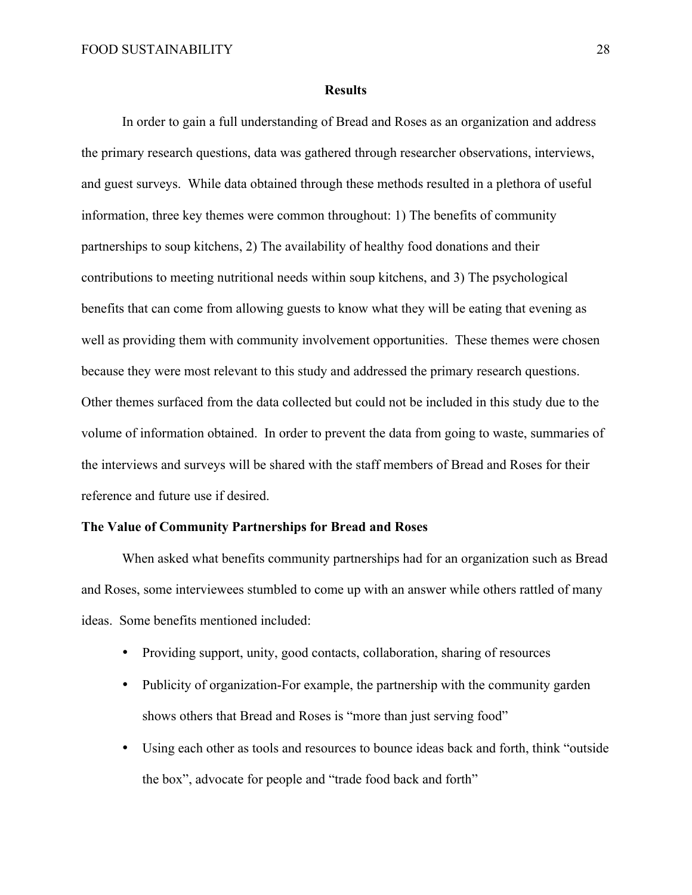## Results

In order to gain a full understanding of Bread and Roses as an organization and address the primary research questions, data was gathered through researcher observations, interviews, and guest surveys. While data obtained through these methods resulted in a plethora of useful information, three key themes were common throughout: 1) The benefits of community partnerships to soup kitchens, 2) The availability of healthy food donations and their contributions to meeting nutritional needs within soup kitchens, and 3) The psychological benefits that can come from allowing guests to know what they will be eating that evening as well as providing them with community involvement opportunities. These themes were chosen because they were most relevant to this study and addressed the primary research questions. Other themes surfaced from the data collected but could not be included in this study due to the volume of information obtained. In order to prevent the data from going to waste, summaries of the interviews and surveys will be shared with the staff members of Bread and Roses for their reference and future use if desired.

### The Value of Community Partnerships for Bread and Roses

When asked what benefits community partnerships had for an organization such as Bread and Roses, some interviewees stumbled to come up with an answer while others rattled of many ideas. Some benefits mentioned included:

- Providing support, unity, good contacts, collaboration, sharing of resources
- Publicity of organization-For example, the partnership with the community garden shows others that Bread and Roses is "more than just serving food"
- Using each other as tools and resources to bounce ideas back and forth, think "outside the box", advocate for people and "trade food back and forth"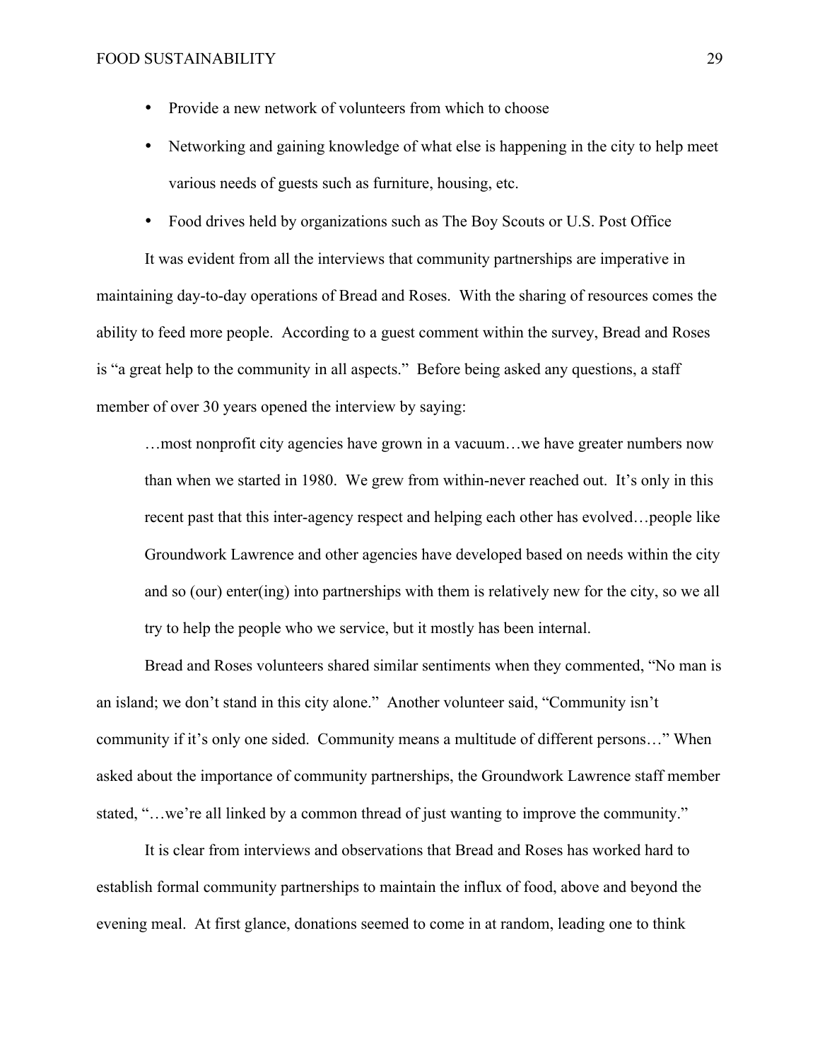- Provide a new network of volunteers from which to choose
- Networking and gaining knowledge of what else is happening in the city to help meet various needs of guests such as furniture, housing, etc.
- Food drives held by organizations such as The Boy Scouts or U.S. Post Office

It was evident from all the interviews that community partnerships are imperative in maintaining day-to-day operations of Bread and Roses. With the sharing of resources comes the ability to feed more people. According to a guest comment within the survey, Bread and Roses is "a great help to the community in all aspects." Before being asked any questions, a staff member of over 30 years opened the interview by saying:

> …most nonprofit city agencies have grown in a vacuum…we have greater numbers now than when we started in 1980. We grew from within-never reached out. It's only in this recent past that this inter-agency respect and helping each other has evolved…people like Groundwork Lawrence and other agencies have developed based on needs within the city and so (our) enter(ing) into partnerships with them is relatively new for the city, so we all try to help the people who we service, but it mostly has been internal.

Bread and Roses volunteers shared similar sentiments when they commented, "No man is an island; we don't stand in this city alone." Another volunteer said, "Community isn't community if it's only one sided. Community means a multitude of different persons…" When asked about the importance of community partnerships, the Groundwork Lawrence staff member stated, "…we're all linked by a common thread of just wanting to improve the community."

It is clear from interviews and observations that Bread and Roses has worked hard to establish formal community partnerships to maintain the influx of food, above and beyond the evening meal. At first glance, donations seemed to come in at random, leading one to think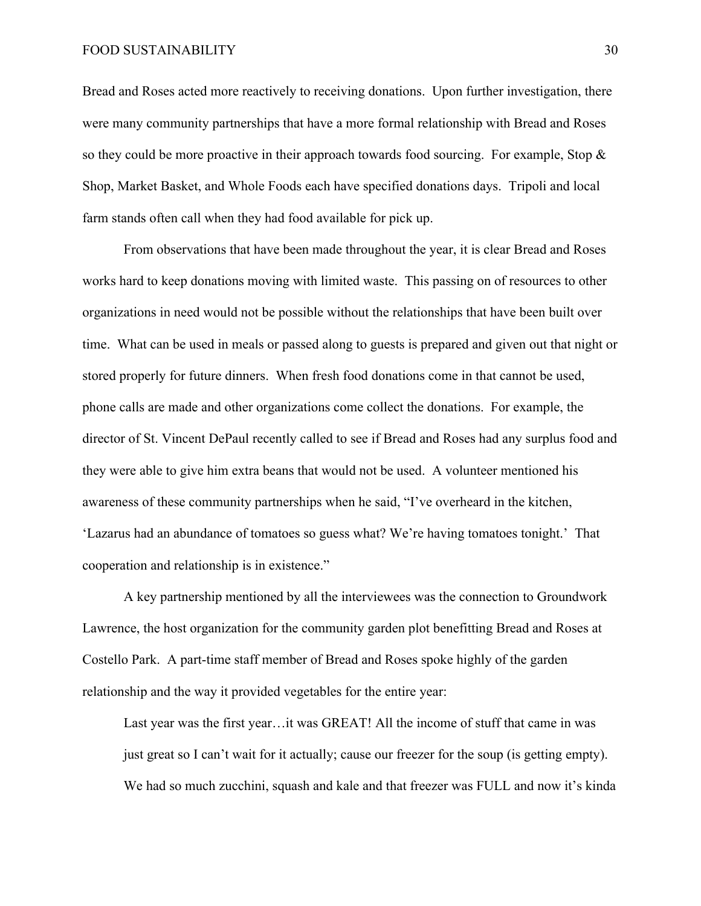Bread and Roses acted more reactively to receiving donations. Upon further investigation, there were many community partnerships that have a more formal relationship with Bread and Roses so they could be more proactive in their approach towards food sourcing. For example, Stop & Shop, Market Basket, and Whole Foods each have specified donations days. Tripoli and local farm stands often call when they had food available for pick up.

From observations that have been made throughout the year, it is clear Bread and Roses works hard to keep donations moving with limited waste. This passing on of resources to other organizations in need would not be possible without the relationships that have been built over time. What can be used in meals or passed along to guests is prepared and given out that night or stored properly for future dinners. When fresh food donations come in that cannot be used, phone calls are made and other organizations come collect the donations. For example, the director of St. Vincent DePaul recently called to see if Bread and Roses had any surplus food and they were able to give him extra beans that would not be used. A volunteer mentioned his awareness of these community partnerships when he said, "I've overheard in the kitchen, 'Lazarus had an abundance of tomatoes so guess what? We're having tomatoes tonight.' That cooperation and relationship is in existence."

A key partnership mentioned by all the interviewees was the connection to Groundwork Lawrence, the host organization for the community garden plot benefitting Bread and Roses at Costello Park. A part-time staff member of Bread and Roses spoke highly of the garden relationship and the way it provided vegetables for the entire year:

> Last year was the first year…it was GREAT! All the income of stuff that came in was just great so I can't wait for it actually; cause our freezer for the soup (is getting empty). We had so much zucchini, squash and kale and that freezer was FULL and now it's kinda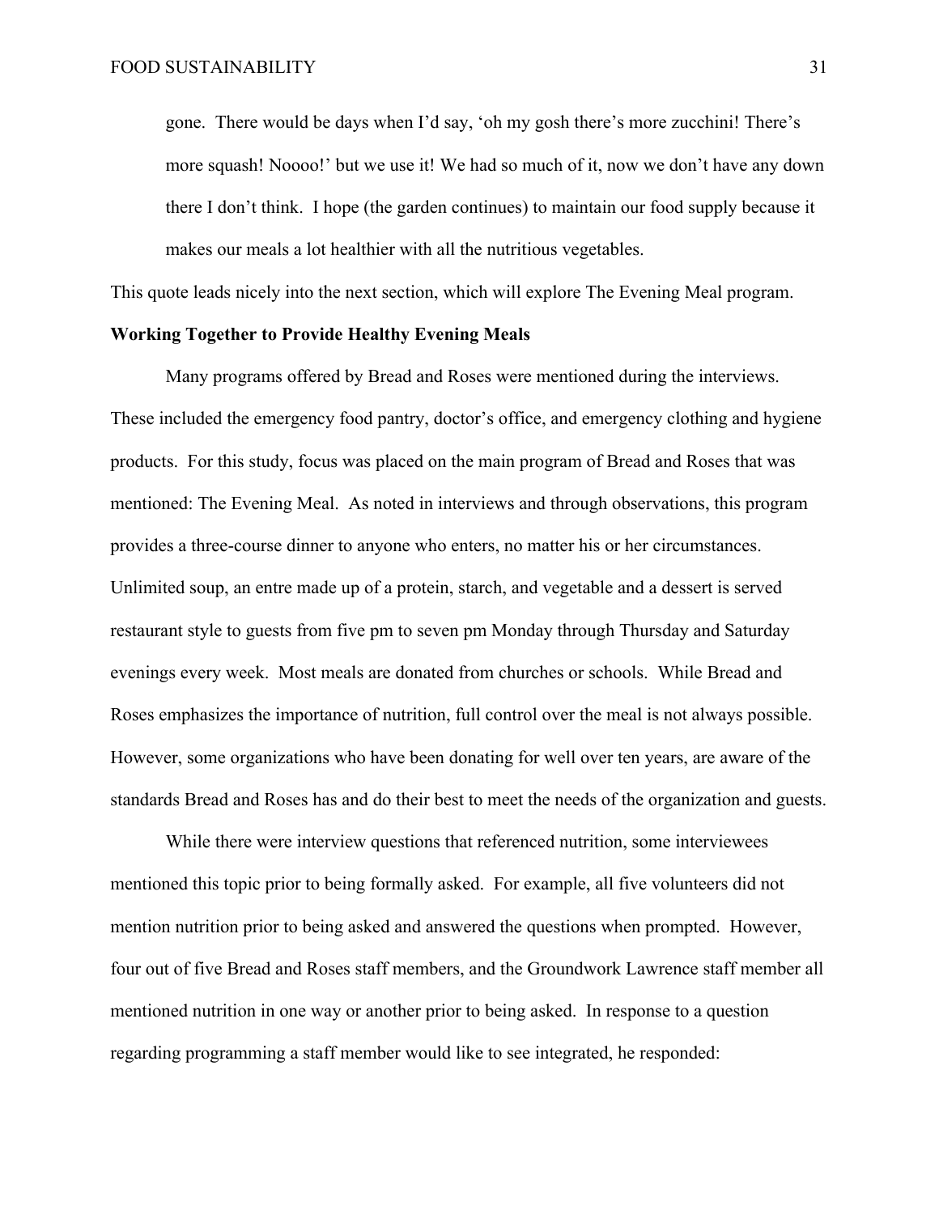> gone. There would be days when I'd say, 'oh my gosh there's more zucchini! There's more squash! Noooo!' but we use it! We had so much of it, now we don't have any down there I don't think. I hope (the garden continues) to maintain our food supply because it makes our meals a lot healthier with all the nutritious vegetables.

This quote leads nicely into the next section, which will explore The Evening Meal program.

**Working Together to Provide Healthy Evening Meals**

Many programs offered by Bread and Roses were mentioned during the interviews. These included the emergency food pantry, doctor's office, and emergency clothing and hygiene products. For this study, focus was placed on the main program of Bread and Roses that was mentioned: The Evening Meal. As noted in interviews and through observations, this program provides a three-course dinner to anyone who enters, no matter his or her circumstances. Unlimited soup, an entre made up of a protein, starch, and vegetable and a dessert is served restaurant style to guests from five pm to seven pm Monday through Thursday and Saturday evenings every week. Most meals are donated from churches or schools. While Bread and Roses emphasizes the importance of nutrition, full control over the meal is not always possible. However, some organizations who have been donating for well over ten years, are aware of the standards Bread and Roses has and do their best to meet the needs of the organization and guests.

While there were interview questions that referenced nutrition, some interviewees mentioned this topic prior to being formally asked. For example, all five volunteers did not mention nutrition prior to being asked and answered the questions when prompted. However, four out of five Bread and Roses staff members, and the Groundwork Lawrence staff member all mentioned nutrition in one way or another prior to being asked. In response to a question regarding programming a staff member would like to see integrated, he responded: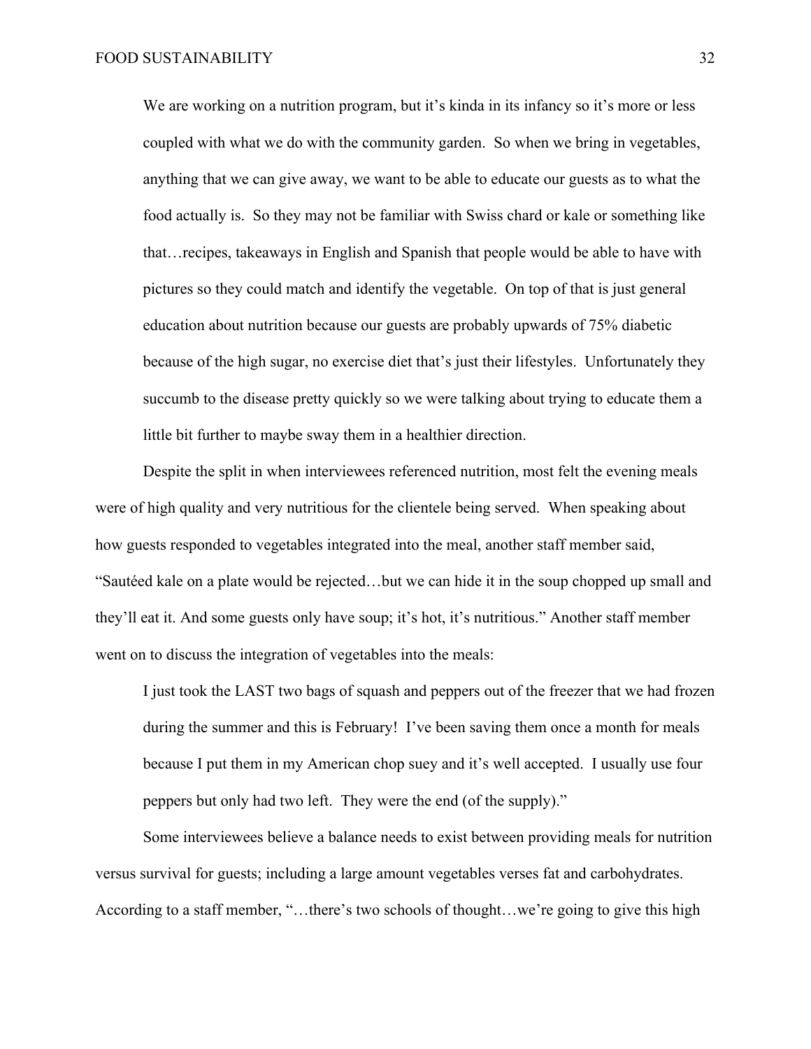> We are working on a nutrition program, but it's kinda in its infancy so it's more or less coupled with what we do with the community garden. So when we bring in vegetables, anything that we can give away, we want to be able to educate our guests as to what the food actually is. So they may not be familiar with Swiss chard or kale or something like that…recipes, takeaways in English and Spanish that people would be able to have with pictures so they could match and identify the vegetable. On top of that is just general education about nutrition because our guests are probably upwards of 75% diabetic because of the high sugar, no exercise diet that's just their lifestyles. Unfortunately they succumb to the disease pretty quickly so we were talking about trying to educate them a little bit further to maybe sway them in a healthier direction.

Despite the split in when interviewees referenced nutrition, most felt the evening meals were of high quality and very nutritious for the clientele being served. When speaking about how guests responded to vegetables integrated into the meal, another staff member said, "Sautéed kale on a plate would be rejected…but we can hide it in the soup chopped up small and they'll eat it. And some guests only have soup; it's hot, it's nutritious." Another staff member went on to discuss the integration of vegetables into the meals:

> I just took the LAST two bags of squash and peppers out of the freezer that we had frozen during the summer and this is February! I've been saving them once a month for meals because I put them in my American chop suey and it's well accepted. I usually use four peppers but only had two left. They were the end (of the supply)."

Some interviewees believe a balance needs to exist between providing meals for nutrition versus survival for guests; including a large amount vegetables verses fat and carbohydrates. According to a staff member, "…there's two schools of thought…we're going to give this high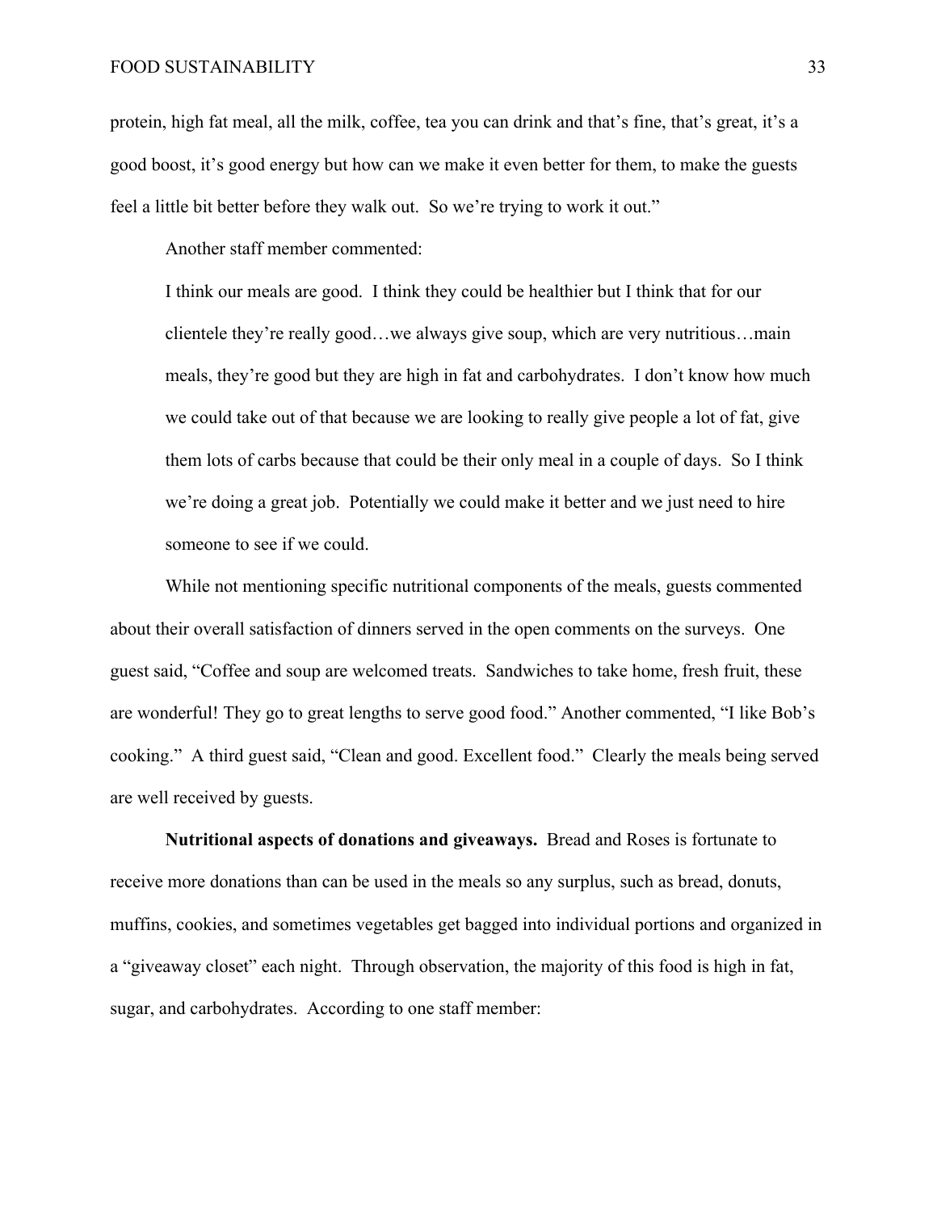protein, high fat meal, all the milk, coffee, tea you can drink and that's fine, that's great, it's a good boost, it's good energy but how can we make it even better for them, to make the guests feel a little bit better before they walk out. So we're trying to work it out."

Another staff member commented:

> I think our meals are good. I think they could be healthier but I think that for our clientele they're really good…we always give soup, which are very nutritious…main meals, they're good but they are high in fat and carbohydrates. I don't know how much we could take out of that because we are looking to really give people a lot of fat, give them lots of carbs because that could be their only meal in a couple of days. So I think we're doing a great job. Potentially we could make it better and we just need to hire someone to see if we could.

While not mentioning specific nutritional components of the meals, guests commented about their overall satisfaction of dinners served in the open comments on the surveys. One guest said, "Coffee and soup are welcomed treats. Sandwiches to take home, fresh fruit, these are wonderful! They go to great lengths to serve good food." Another commented, "I like Bob's cooking." A third guest said, "Clean and good. Excellent food." Clearly the meals being served are well received by guests.

**Nutritional aspects of donations and giveaways.** Bread and Roses is fortunate to receive more donations than can be used in the meals so any surplus, such as bread, donuts, muffins, cookies, and sometimes vegetables get bagged into individual portions and organized in a "giveaway closet" each night. Through observation, the majority of this food is high in fat, sugar, and carbohydrates. According to one staff member: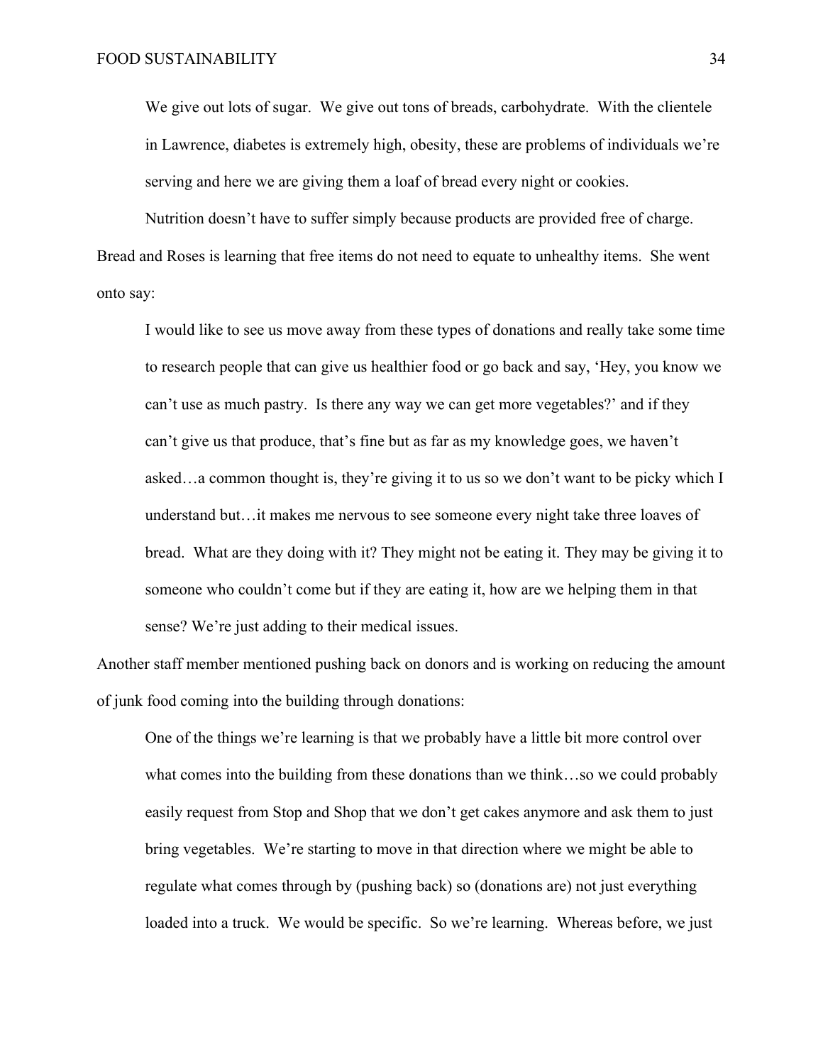> We give out lots of sugar. We give out tons of breads, carbohydrate. With the clientele in Lawrence, diabetes is extremely high, obesity, these are problems of individuals we're serving and here we are giving them a loaf of bread every night or cookies.

Nutrition doesn't have to suffer simply because products are provided free of charge. Bread and Roses is learning that free items do not need to equate to unhealthy items. She went onto say:

> I would like to see us move away from these types of donations and really take some time to research people that can give us healthier food or go back and say, 'Hey, you know we can't use as much pastry. Is there any way we can get more vegetables?' and if they can't give us that produce, that's fine but as far as my knowledge goes, we haven't asked…a common thought is, they're giving it to us so we don't want to be picky which I understand but…it makes me nervous to see someone every night take three loaves of bread. What are they doing with it? They might not be eating it. They may be giving it to someone who couldn't come but if they are eating it, how are we helping them in that sense? We're just adding to their medical issues.

Another staff member mentioned pushing back on donors and is working on reducing the amount of junk food coming into the building through donations:

> One of the things we're learning is that we probably have a little bit more control over what comes into the building from these donations than we think…so we could probably easily request from Stop and Shop that we don't get cakes anymore and ask them to just bring vegetables. We're starting to move in that direction where we might be able to regulate what comes through by (pushing back) so (donations are) not just everything loaded into a truck. We would be specific. So we're learning. Whereas before, we just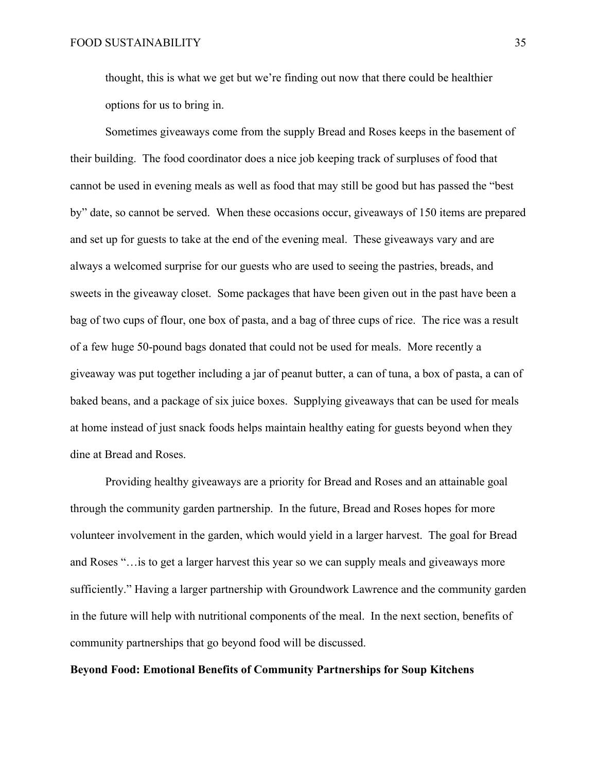thought, this is what we get but we're finding out now that there could be healthier options for us to bring in.

Sometimes giveaways come from the supply Bread and Roses keeps in the basement of their building. The food coordinator does a nice job keeping track of surpluses of food that cannot be used in evening meals as well as food that may still be good but has passed the "best by" date, so cannot be served. When these occasions occur, giveaways of 150 items are prepared and set up for guests to take at the end of the evening meal. These giveaways vary and are always a welcomed surprise for our guests who are used to seeing the pastries, breads, and sweets in the giveaway closet. Some packages that have been given out in the past have been a bag of two cups of flour, one box of pasta, and a bag of three cups of rice. The rice was a result of a few huge 50-pound bags donated that could not be used for meals. More recently a giveaway was put together including a jar of peanut butter, a can of tuna, a box of pasta, a can of baked beans, and a package of six juice boxes. Supplying giveaways that can be used for meals at home instead of just snack foods helps maintain healthy eating for guests beyond when they dine at Bread and Roses.

Providing healthy giveaways are a priority for Bread and Roses and an attainable goal through the community garden partnership. In the future, Bread and Roses hopes for more volunteer involvement in the garden, which would yield in a larger harvest. The goal for Bread and Roses "…is to get a larger harvest this year so we can supply meals and giveaways more sufficiently." Having a larger partnership with Groundwork Lawrence and the community garden in the future will help with nutritional components of the meal. In the next section, benefits of community partnerships that go beyond food will be discussed.

**Beyond Food: Emotional Benefits of Community Partnerships for Soup Kitchens**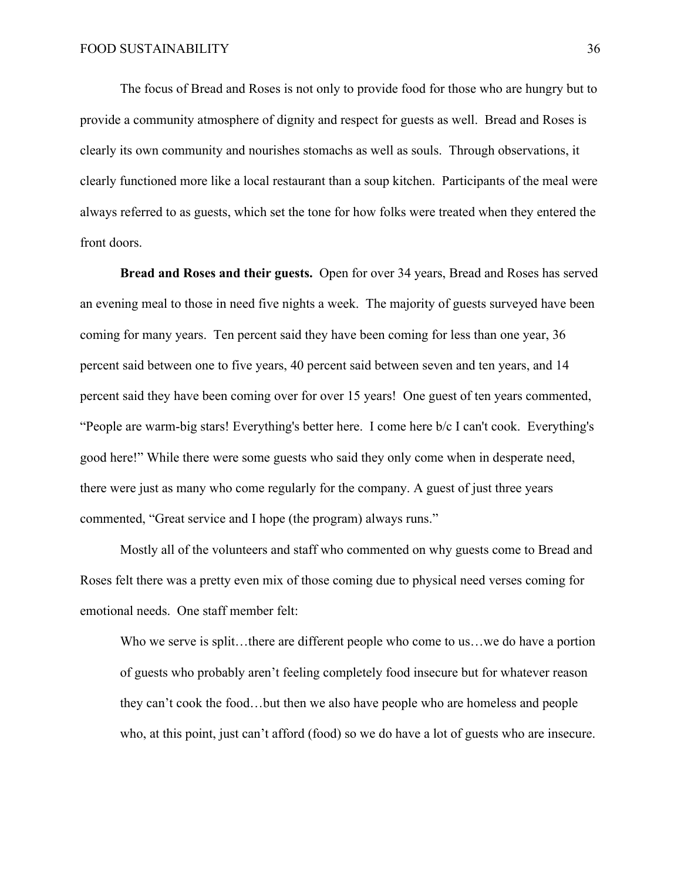The focus of Bread and Roses is not only to provide food for those who are hungry but to provide a community atmosphere of dignity and respect for guests as well. Bread and Roses is clearly its own community and nourishes stomachs as well as souls. Through observations, it clearly functioned more like a local restaurant than a soup kitchen. Participants of the meal were always referred to as guests, which set the tone for how folks were treated when they entered the front doors.

**Bread and Roses and their guests.** Open for over 34 years, Bread and Roses has served an evening meal to those in need five nights a week. The majority of guests surveyed have been coming for many years. Ten percent said they have been coming for less than one year, 36 percent said between one to five years, 40 percent said between seven and ten years, and 14 percent said they have been coming over for over 15 years! One guest of ten years commented, "People are warm-big stars! Everything's better here. I come here b/c I can't cook. Everything's good here!" While there were some guests who said they only come when in desperate need, there were just as many who come regularly for the company. A guest of just three years commented, "Great service and I hope (the program) always runs."

Mostly all of the volunteers and staff who commented on why guests come to Bread and Roses felt there was a pretty even mix of those coming due to physical need verses coming for emotional needs. One staff member felt:

> Who we serve is split…there are different people who come to us…we do have a portion of guests who probably aren't feeling completely food insecure but for whatever reason they can't cook the food…but then we also have people who are homeless and people who, at this point, just can't afford (food) so we do have a lot of guests who are insecure.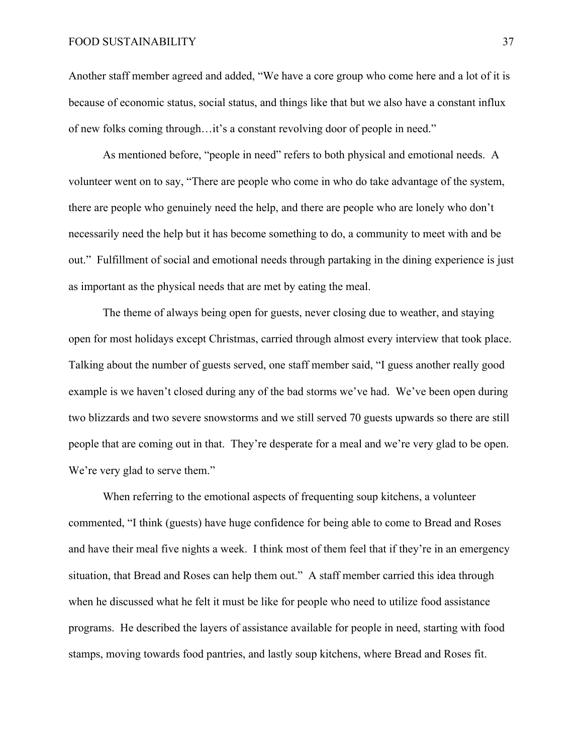Another staff member agreed and added, "We have a core group who come here and a lot of it is because of economic status, social status, and things like that but we also have a constant influx of new folks coming through…it's a constant revolving door of people in need."

As mentioned before, "people in need" refers to both physical and emotional needs. A volunteer went on to say, "There are people who come in who do take advantage of the system, there are people who genuinely need the help, and there are people who are lonely who don't necessarily need the help but it has become something to do, a community to meet with and be out." Fulfillment of social and emotional needs through partaking in the dining experience is just as important as the physical needs that are met by eating the meal.

The theme of always being open for guests, never closing due to weather, and staying open for most holidays except Christmas, carried through almost every interview that took place. Talking about the number of guests served, one staff member said, "I guess another really good example is we haven't closed during any of the bad storms we've had. We've been open during two blizzards and two severe snowstorms and we still served 70 guests upwards so there are still people that are coming out in that. They're desperate for a meal and we're very glad to be open. We're very glad to serve them."

When referring to the emotional aspects of frequenting soup kitchens, a volunteer commented, "I think (guests) have huge confidence for being able to come to Bread and Roses and have their meal five nights a week. I think most of them feel that if they're in an emergency situation, that Bread and Roses can help them out." A staff member carried this idea through when he discussed what he felt it must be like for people who need to utilize food assistance programs. He described the layers of assistance available for people in need, starting with food stamps, moving towards food pantries, and lastly soup kitchens, where Bread and Roses fit.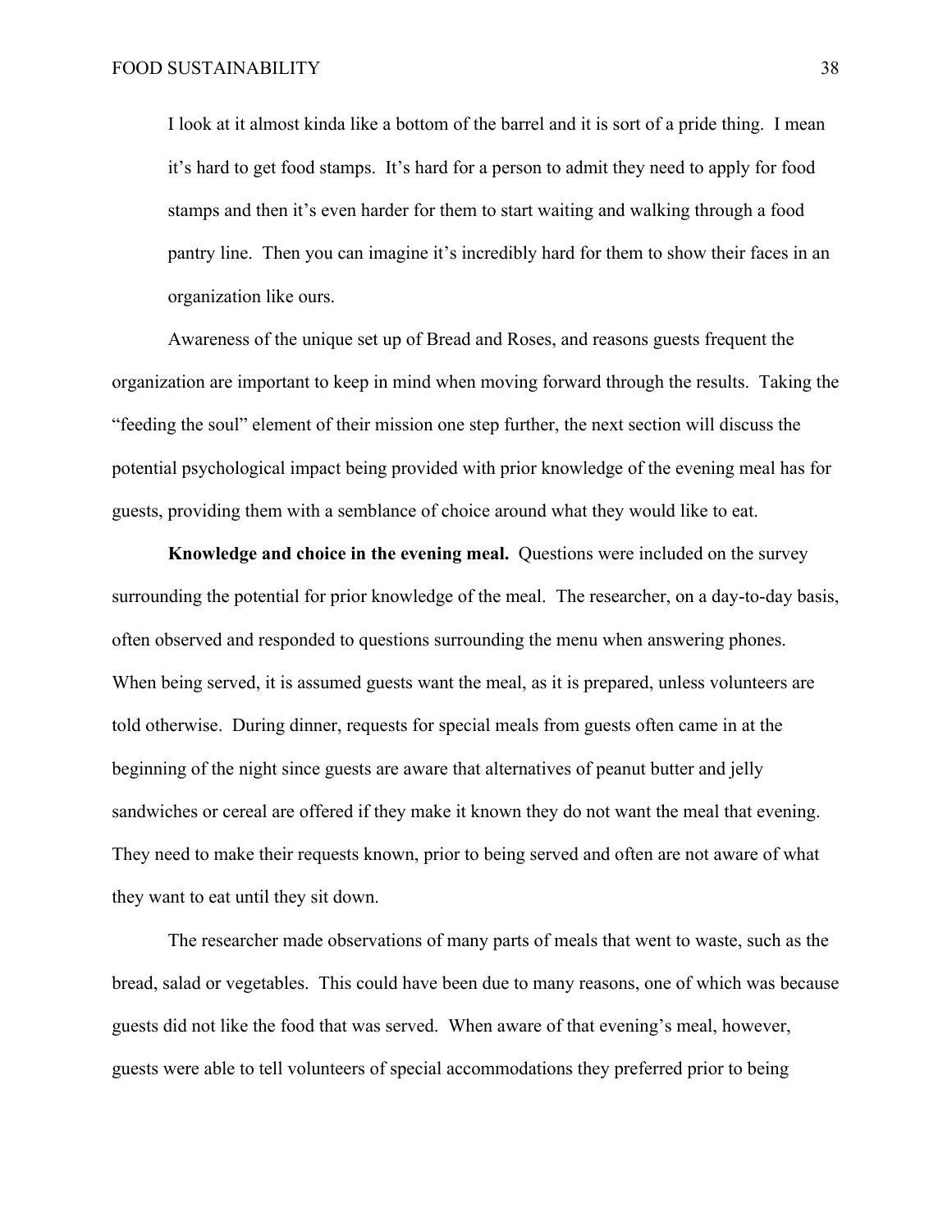> I look at it almost kinda like a bottom of the barrel and it is sort of a pride thing. I mean it's hard to get food stamps. It's hard for a person to admit they need to apply for food stamps and then it's even harder for them to start waiting and walking through a food pantry line. Then you can imagine it's incredibly hard for them to show their faces in an organization like ours.

Awareness of the unique set up of Bread and Roses, and reasons guests frequent the organization are important to keep in mind when moving forward through the results. Taking the "feeding the soul" element of their mission one step further, the next section will discuss the potential psychological impact being provided with prior knowledge of the evening meal has for guests, providing them with a semblance of choice around what they would like to eat.

**Knowledge and choice in the evening meal.** Questions were included on the survey surrounding the potential for prior knowledge of the meal. The researcher, on a day-to-day basis, often observed and responded to questions surrounding the menu when answering phones. When being served, it is assumed guests want the meal, as it is prepared, unless volunteers are told otherwise. During dinner, requests for special meals from guests often came in at the beginning of the night since guests are aware that alternatives of peanut butter and jelly sandwiches or cereal are offered if they make it known they do not want the meal that evening. They need to make their requests known, prior to being served and often are not aware of what they want to eat until they sit down.

The researcher made observations of many parts of meals that went to waste, such as the bread, salad or vegetables. This could have been due to many reasons, one of which was because guests did not like the food that was served. When aware of that evening's meal, however, guests were able to tell volunteers of special accommodations they preferred prior to being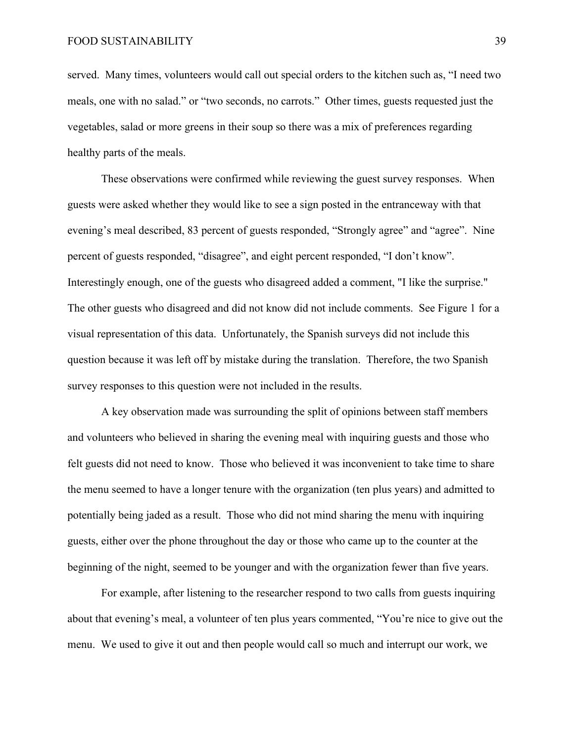served. Many times, volunteers would call out special orders to the kitchen such as, "I need two meals, one with no salad." or "two seconds, no carrots." Other times, guests requested just the vegetables, salad or more greens in their soup so there was a mix of preferences regarding healthy parts of the meals.

These observations were confirmed while reviewing the guest survey responses. When guests were asked whether they would like to see a sign posted in the entranceway with that evening's meal described, 83 percent of guests responded, "Strongly agree" and "agree". Nine percent of guests responded, "disagree", and eight percent responded, "I don't know". Interestingly enough, one of the guests who disagreed added a comment, "I like the surprise." The other guests who disagreed and did not know did not include comments. See Figure 1 for a visual representation of this data. Unfortunately, the Spanish surveys did not include this question because it was left off by mistake during the translation. Therefore, the two Spanish survey responses to this question were not included in the results.

A key observation made was surrounding the split of opinions between staff members and volunteers who believed in sharing the evening meal with inquiring guests and those who felt guests did not need to know. Those who believed it was inconvenient to take time to share the menu seemed to have a longer tenure with the organization (ten plus years) and admitted to potentially being jaded as a result. Those who did not mind sharing the menu with inquiring guests, either over the phone throughout the day or those who came up to the counter at the beginning of the night, seemed to be younger and with the organization fewer than five years.

For example, after listening to the researcher respond to two calls from guests inquiring about that evening's meal, a volunteer of ten plus years commented, "You're nice to give out the menu. We used to give it out and then people would call so much and interrupt our work, we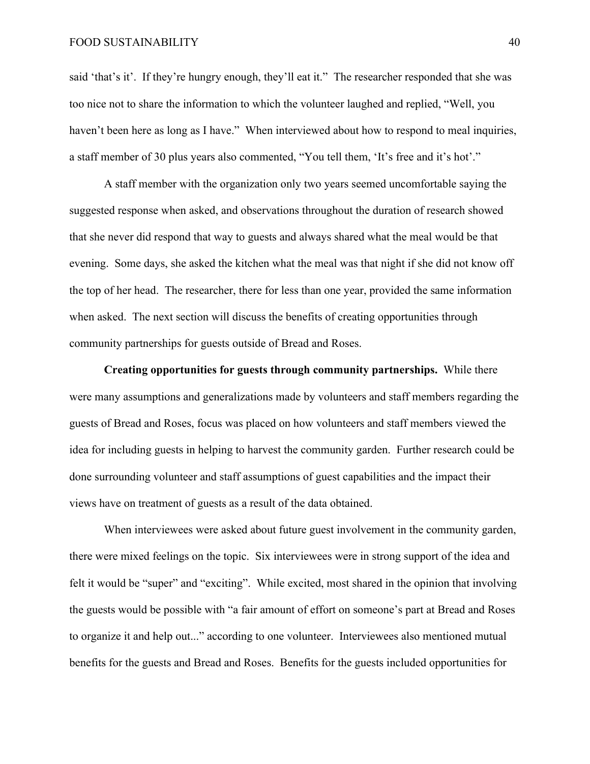said 'that's it'. If they're hungry enough, they'll eat it." The researcher responded that she was too nice not to share the information to which the volunteer laughed and replied, "Well, you haven't been here as long as I have." When interviewed about how to respond to meal inquiries, a staff member of 30 plus years also commented, "You tell them, 'It's free and it's hot'."

A staff member with the organization only two years seemed uncomfortable saying the suggested response when asked, and observations throughout the duration of research showed that she never did respond that way to guests and always shared what the meal would be that evening. Some days, she asked the kitchen what the meal was that night if she did not know off the top of her head. The researcher, there for less than one year, provided the same information when asked. The next section will discuss the benefits of creating opportunities through community partnerships for guests outside of Bread and Roses.

**Creating opportunities for guests through community partnerships.** While there were many assumptions and generalizations made by volunteers and staff members regarding the guests of Bread and Roses, focus was placed on how volunteers and staff members viewed the idea for including guests in helping to harvest the community garden. Further research could be done surrounding volunteer and staff assumptions of guest capabilities and the impact their views have on treatment of guests as a result of the data obtained.

When interviewees were asked about future guest involvement in the community garden, there were mixed feelings on the topic. Six interviewees were in strong support of the idea and felt it would be "super" and "exciting". While excited, most shared in the opinion that involving the guests would be possible with "a fair amount of effort on someone's part at Bread and Roses to organize it and help out..." according to one volunteer. Interviewees also mentioned mutual benefits for the guests and Bread and Roses. Benefits for the guests included opportunities for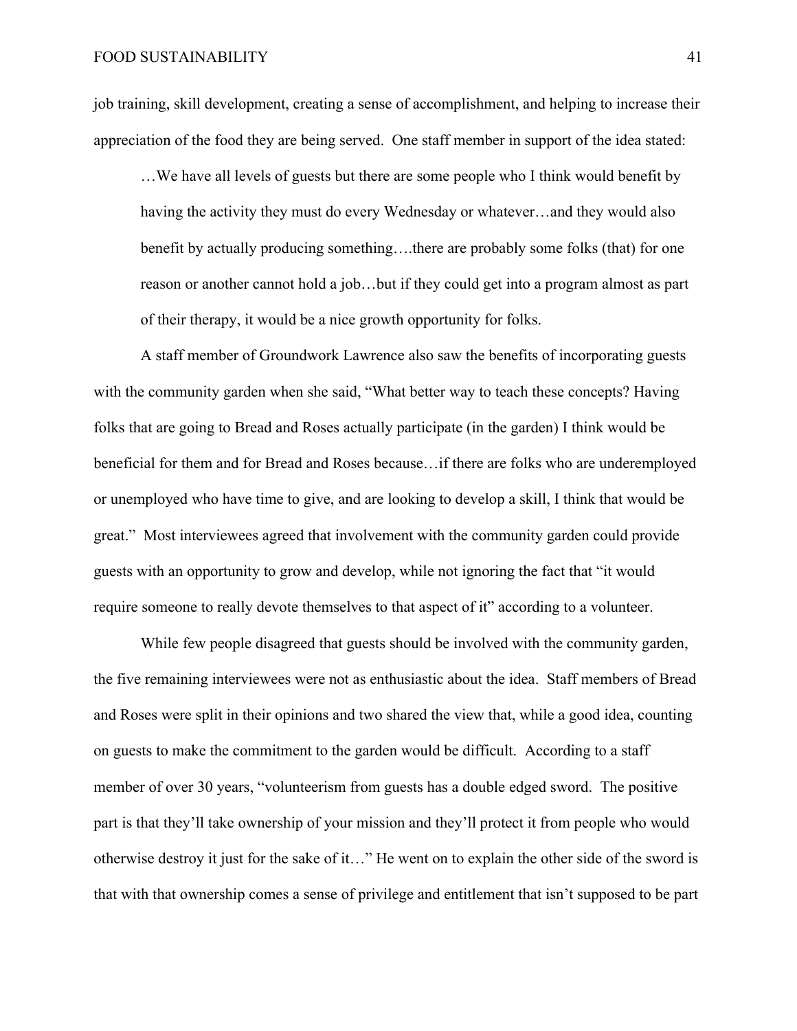job training, skill development, creating a sense of accomplishment, and helping to increase their appreciation of the food they are being served. One staff member in support of the idea stated:

> …We have all levels of guests but there are some people who I think would benefit by having the activity they must do every Wednesday or whatever…and they would also benefit by actually producing something….there are probably some folks (that) for one reason or another cannot hold a job…but if they could get into a program almost as part of their therapy, it would be a nice growth opportunity for folks.

A staff member of Groundwork Lawrence also saw the benefits of incorporating guests with the community garden when she said, "What better way to teach these concepts? Having folks that are going to Bread and Roses actually participate (in the garden) I think would be beneficial for them and for Bread and Roses because…if there are folks who are underemployed or unemployed who have time to give, and are looking to develop a skill, I think that would be great." Most interviewees agreed that involvement with the community garden could provide guests with an opportunity to grow and develop, while not ignoring the fact that "it would require someone to really devote themselves to that aspect of it" according to a volunteer.

While few people disagreed that guests should be involved with the community garden, the five remaining interviewees were not as enthusiastic about the idea. Staff members of Bread and Roses were split in their opinions and two shared the view that, while a good idea, counting on guests to make the commitment to the garden would be difficult. According to a staff member of over 30 years, "volunteerism from guests has a double edged sword. The positive part is that they'll take ownership of your mission and they'll protect it from people who would otherwise destroy it just for the sake of it…" He went on to explain the other side of the sword is that with that ownership comes a sense of privilege and entitlement that isn't supposed to be part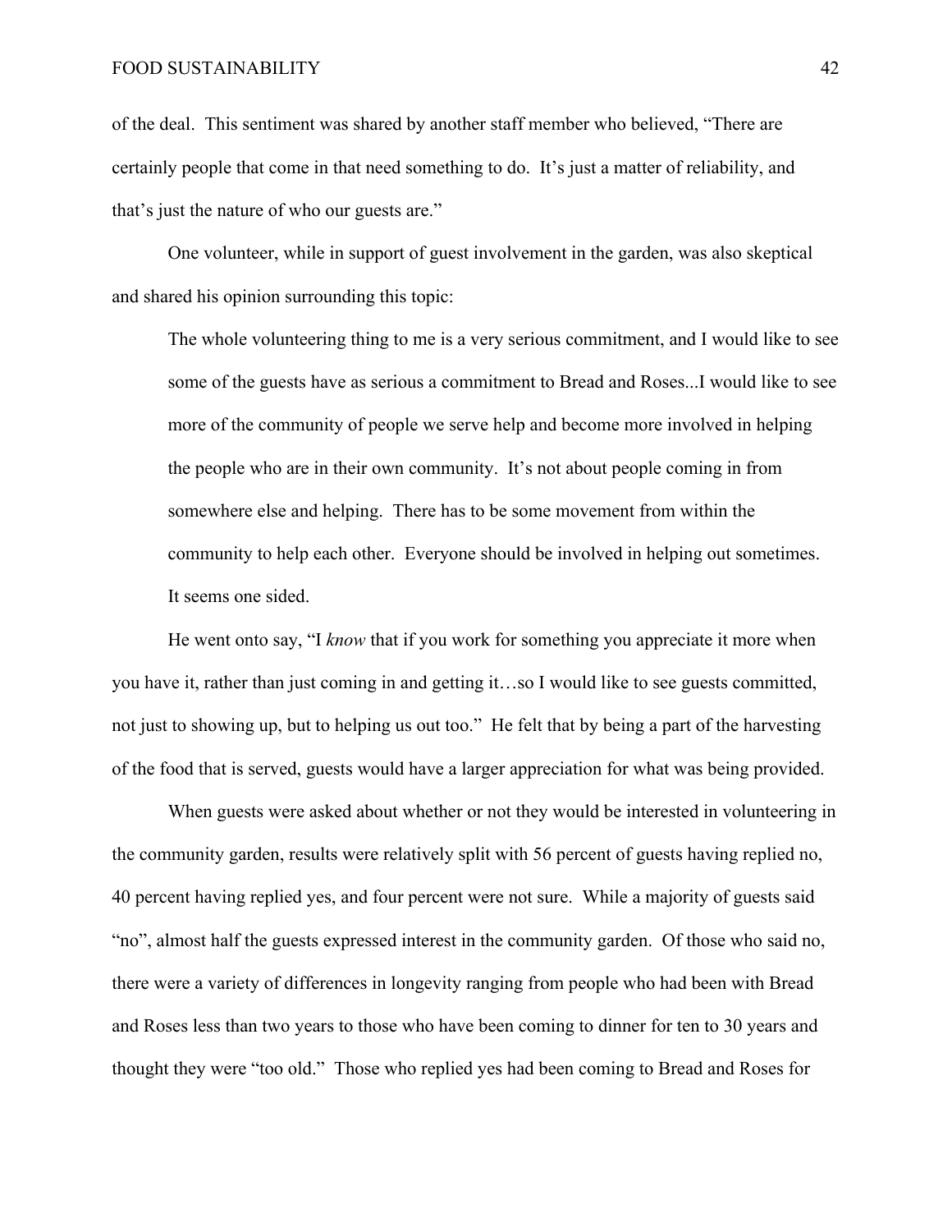of the deal. This sentiment was shared by another staff member who believed, "There are certainly people that come in that need something to do. It's just a matter of reliability, and that's just the nature of who our guests are."

One volunteer, while in support of guest involvement in the garden, was also skeptical and shared his opinion surrounding this topic:

> The whole volunteering thing to me is a very serious commitment, and I would like to see some of the guests have as serious a commitment to Bread and Roses...I would like to see more of the community of people we serve help and become more involved in helping the people who are in their own community. It's not about people coming in from somewhere else and helping. There has to be some movement from within the community to help each other. Everyone should be involved in helping out sometimes. It seems one sided.

He went onto say, "I *know* that if you work for something you appreciate it more when you have it, rather than just coming in and getting it…so I would like to see guests committed, not just to showing up, but to helping us out too." He felt that by being a part of the harvesting of the food that is served, guests would have a larger appreciation for what was being provided.

When guests were asked about whether or not they would be interested in volunteering in the community garden, results were relatively split with 56 percent of guests having replied no, 40 percent having replied yes, and four percent were not sure. While a majority of guests said "no", almost half the guests expressed interest in the community garden. Of those who said no, there were a variety of differences in longevity ranging from people who had been with Bread and Roses less than two years to those who have been coming to dinner for ten to 30 years and thought they were "too old." Those who replied yes had been coming to Bread and Roses for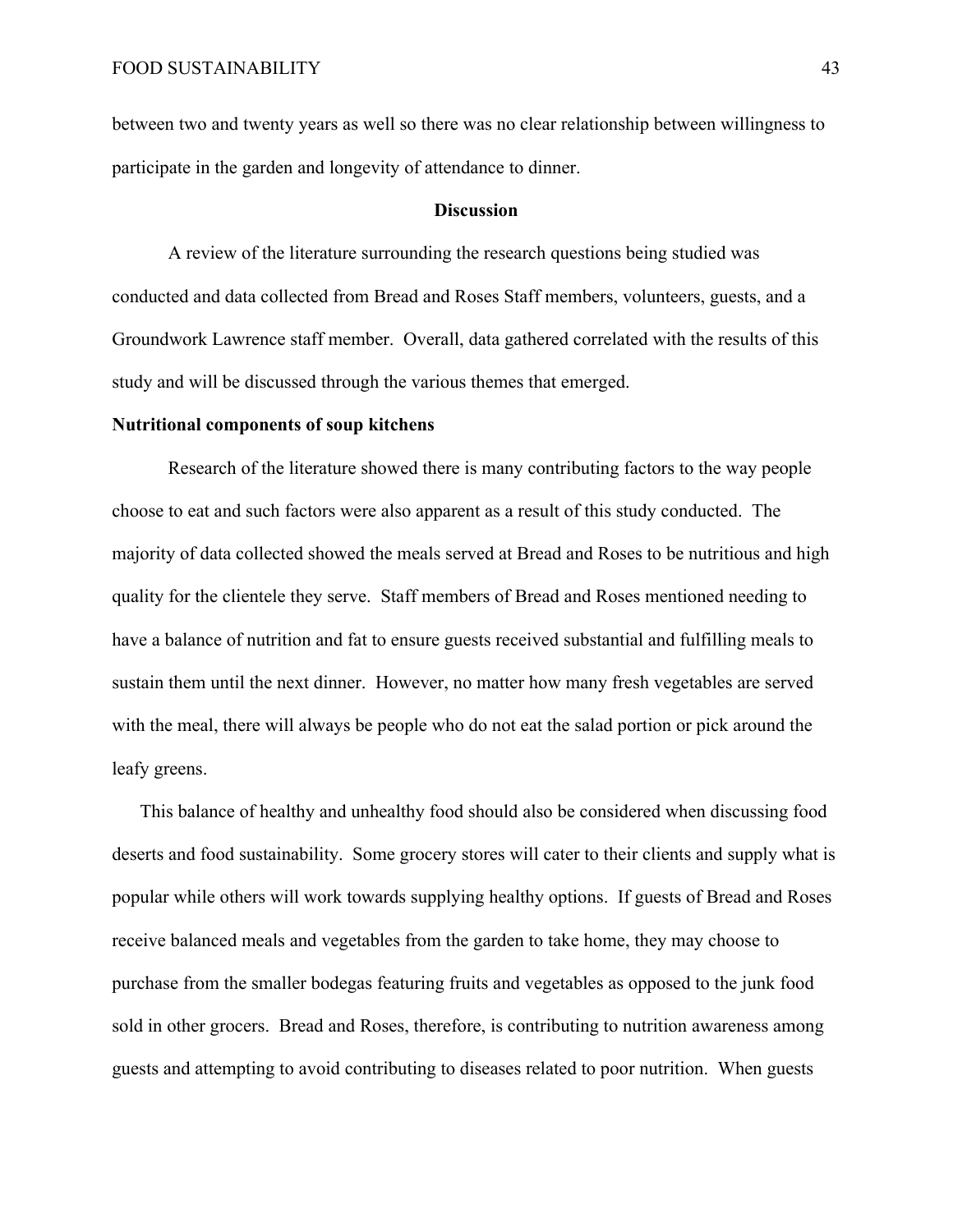between two and twenty years as well so there was no clear relationship between willingness to participate in the garden and longevity of attendance to dinner.

## Discussion

A review of the literature surrounding the research questions being studied was conducted and data collected from Bread and Roses Staff members, volunteers, guests, and a Groundwork Lawrence staff member. Overall, data gathered correlated with the results of this study and will be discussed through the various themes that emerged.

### Nutritional components of soup kitchens

Research of the literature showed there is many contributing factors to the way people choose to eat and such factors were also apparent as a result of this study conducted. The majority of data collected showed the meals served at Bread and Roses to be nutritious and high quality for the clientele they serve. Staff members of Bread and Roses mentioned needing to have a balance of nutrition and fat to ensure guests received substantial and fulfilling meals to sustain them until the next dinner. However, no matter how many fresh vegetables are served with the meal, there will always be people who do not eat the salad portion or pick around the leafy greens.

This balance of healthy and unhealthy food should also be considered when discussing food deserts and food sustainability. Some grocery stores will cater to their clients and supply what is popular while others will work towards supplying healthy options. If guests of Bread and Roses receive balanced meals and vegetables from the garden to take home, they may choose to purchase from the smaller bodegas featuring fruits and vegetables as opposed to the junk food sold in other grocers. Bread and Roses, therefore, is contributing to nutrition awareness among guests and attempting to avoid contributing to diseases related to poor nutrition. When guests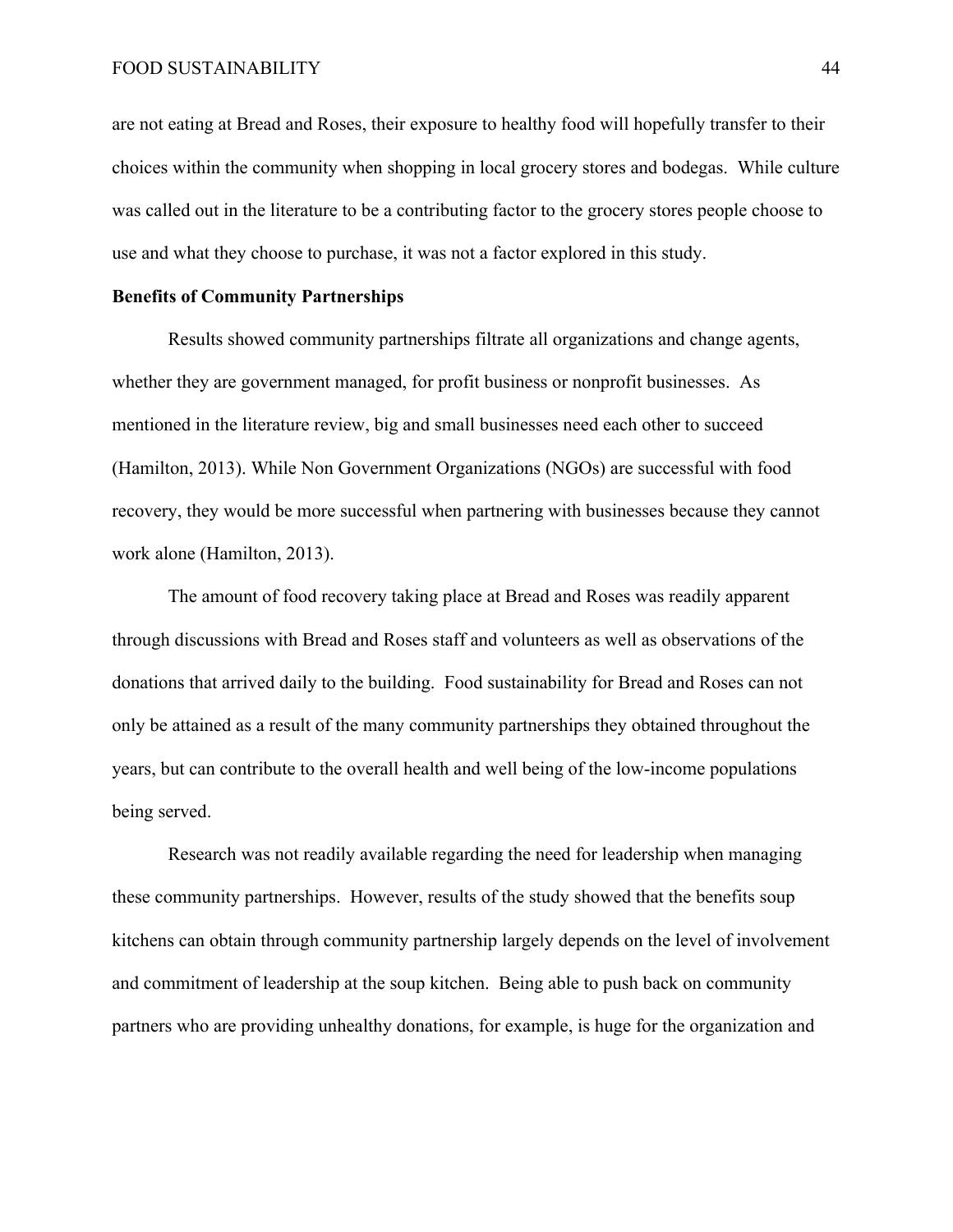are not eating at Bread and Roses, their exposure to healthy food will hopefully transfer to their choices within the community when shopping in local grocery stores and bodegas. While culture was called out in the literature to be a contributing factor to the grocery stores people choose to use and what they choose to purchase, it was not a factor explored in this study.

**Benefits of Community Partnerships**

Results showed community partnerships filtrate all organizations and change agents, whether they are government managed, for profit business or nonprofit businesses. As mentioned in the literature review, big and small businesses need each other to succeed (Hamilton, 2013). While Non Government Organizations (NGOs) are successful with food recovery, they would be more successful when partnering with businesses because they cannot work alone (Hamilton, 2013).

The amount of food recovery taking place at Bread and Roses was readily apparent through discussions with Bread and Roses staff and volunteers as well as observations of the donations that arrived daily to the building. Food sustainability for Bread and Roses can not only be attained as a result of the many community partnerships they obtained throughout the years, but can contribute to the overall health and well being of the low-income populations being served.

Research was not readily available regarding the need for leadership when managing these community partnerships. However, results of the study showed that the benefits soup kitchens can obtain through community partnership largely depends on the level of involvement and commitment of leadership at the soup kitchen. Being able to push back on community partners who are providing unhealthy donations, for example, is huge for the organization and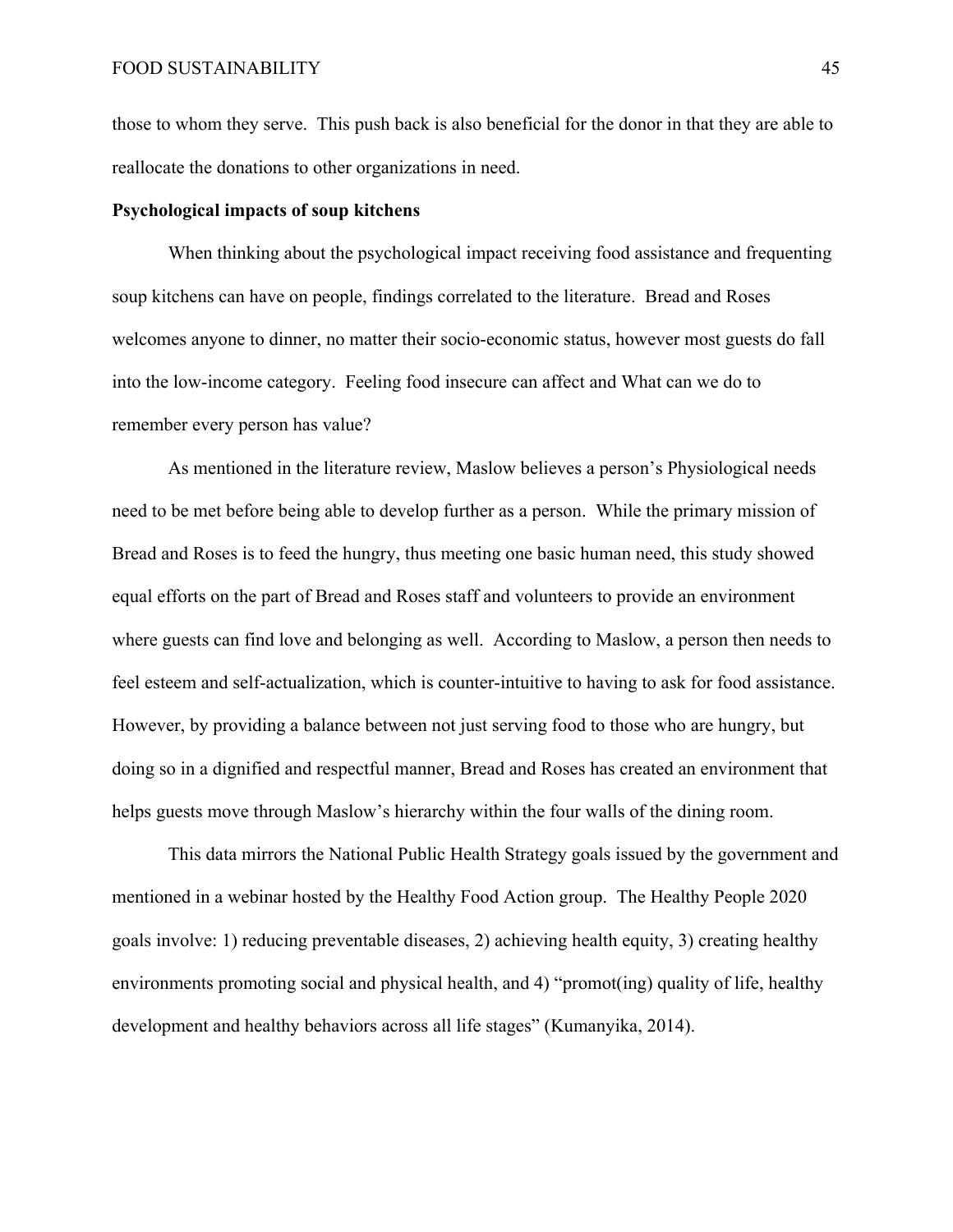those to whom they serve. This push back is also beneficial for the donor in that they are able to reallocate the donations to other organizations in need.

**Psychological impacts of soup kitchens**

When thinking about the psychological impact receiving food assistance and frequenting soup kitchens can have on people, findings correlated to the literature. Bread and Roses welcomes anyone to dinner, no matter their socio-economic status, however most guests do fall into the low-income category. Feeling food insecure can affect and What can we do to remember every person has value?

As mentioned in the literature review, Maslow believes a person's Physiological needs need to be met before being able to develop further as a person. While the primary mission of Bread and Roses is to feed the hungry, thus meeting one basic human need, this study showed equal efforts on the part of Bread and Roses staff and volunteers to provide an environment where guests can find love and belonging as well. According to Maslow, a person then needs to feel esteem and self-actualization, which is counter-intuitive to having to ask for food assistance. However, by providing a balance between not just serving food to those who are hungry, but doing so in a dignified and respectful manner, Bread and Roses has created an environment that helps guests move through Maslow's hierarchy within the four walls of the dining room.

This data mirrors the National Public Health Strategy goals issued by the government and mentioned in a webinar hosted by the Healthy Food Action group. The Healthy People 2020 goals involve: 1) reducing preventable diseases, 2) achieving health equity, 3) creating healthy environments promoting social and physical health, and 4) "promot(ing) quality of life, healthy development and healthy behaviors across all life stages" (Kumanyika, 2014).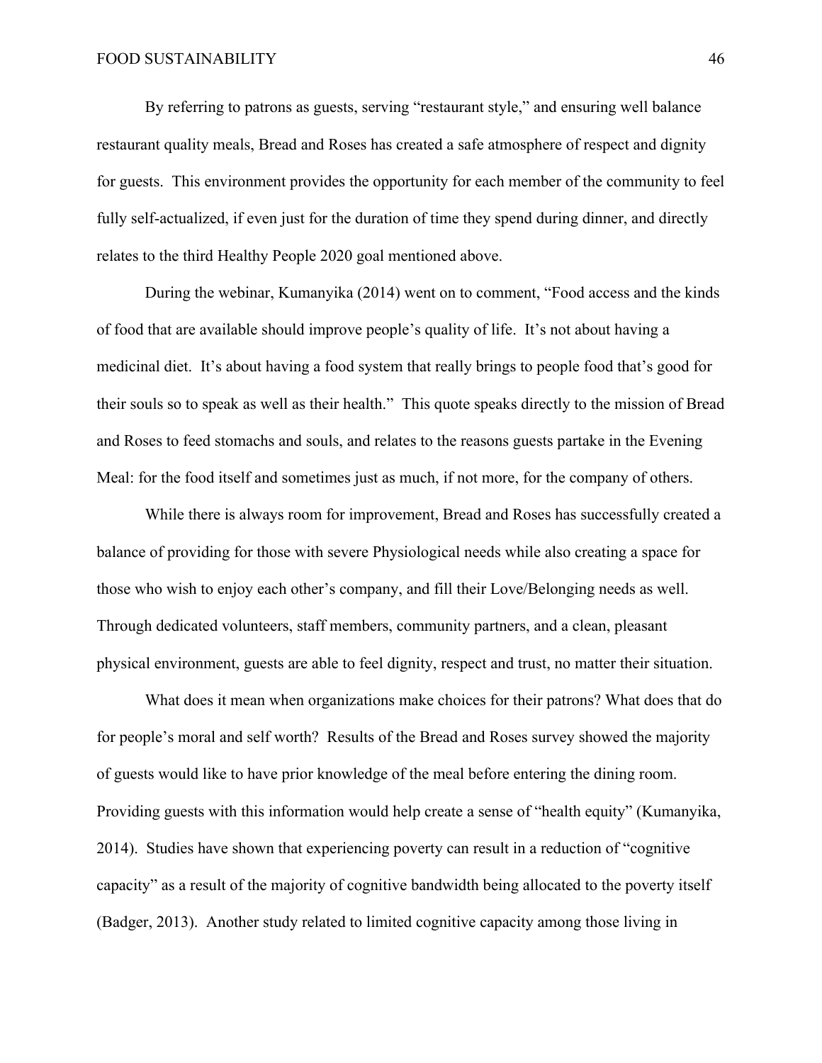By referring to patrons as guests, serving "restaurant style," and ensuring well balance restaurant quality meals, Bread and Roses has created a safe atmosphere of respect and dignity for guests. This environment provides the opportunity for each member of the community to feel fully self-actualized, if even just for the duration of time they spend during dinner, and directly relates to the third Healthy People 2020 goal mentioned above.

During the webinar, Kumanyika (2014) went on to comment, "Food access and the kinds of food that are available should improve people's quality of life. It's not about having a medicinal diet. It's about having a food system that really brings to people food that's good for their souls so to speak as well as their health." This quote speaks directly to the mission of Bread and Roses to feed stomachs and souls, and relates to the reasons guests partake in the Evening Meal: for the food itself and sometimes just as much, if not more, for the company of others.

While there is always room for improvement, Bread and Roses has successfully created a balance of providing for those with severe Physiological needs while also creating a space for those who wish to enjoy each other's company, and fill their Love/Belonging needs as well. Through dedicated volunteers, staff members, community partners, and a clean, pleasant physical environment, guests are able to feel dignity, respect and trust, no matter their situation.

What does it mean when organizations make choices for their patrons? What does that do for people's moral and self worth? Results of the Bread and Roses survey showed the majority of guests would like to have prior knowledge of the meal before entering the dining room. Providing guests with this information would help create a sense of "health equity" (Kumanyika, 2014). Studies have shown that experiencing poverty can result in a reduction of "cognitive capacity" as a result of the majority of cognitive bandwidth being allocated to the poverty itself (Badger, 2013). Another study related to limited cognitive capacity among those living in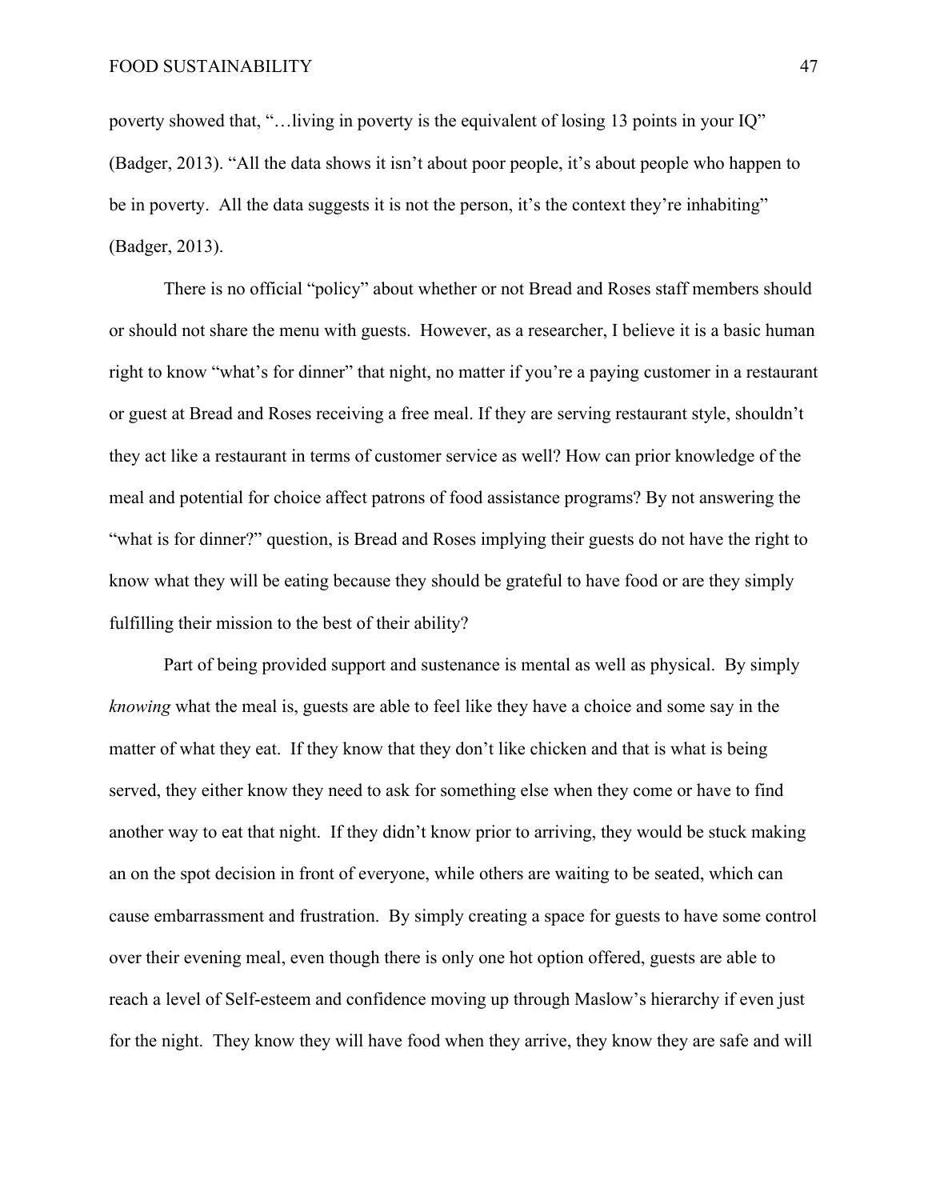poverty showed that, "…living in poverty is the equivalent of losing 13 points in your IQ" (Badger, 2013). "All the data shows it isn't about poor people, it's about people who happen to be in poverty. All the data suggests it is not the person, it's the context they're inhabiting" (Badger, 2013).

There is no official "policy" about whether or not Bread and Roses staff members should or should not share the menu with guests. However, as a researcher, I believe it is a basic human right to know "what's for dinner" that night, no matter if you're a paying customer in a restaurant or guest at Bread and Roses receiving a free meal. If they are serving restaurant style, shouldn't they act like a restaurant in terms of customer service as well? How can prior knowledge of the meal and potential for choice affect patrons of food assistance programs? By not answering the "what is for dinner?" question, is Bread and Roses implying their guests do not have the right to know what they will be eating because they should be grateful to have food or are they simply fulfilling their mission to the best of their ability?

Part of being provided support and sustenance is mental as well as physical. By simply *knowing* what the meal is, guests are able to feel like they have a choice and some say in the matter of what they eat. If they know that they don't like chicken and that is what is being served, they either know they need to ask for something else when they come or have to find another way to eat that night. If they didn't know prior to arriving, they would be stuck making an on the spot decision in front of everyone, while others are waiting to be seated, which can cause embarrassment and frustration. By simply creating a space for guests to have some control over their evening meal, even though there is only one hot option offered, guests are able to reach a level of Self-esteem and confidence moving up through Maslow's hierarchy if even just for the night. They know they will have food when they arrive, they know they are safe and will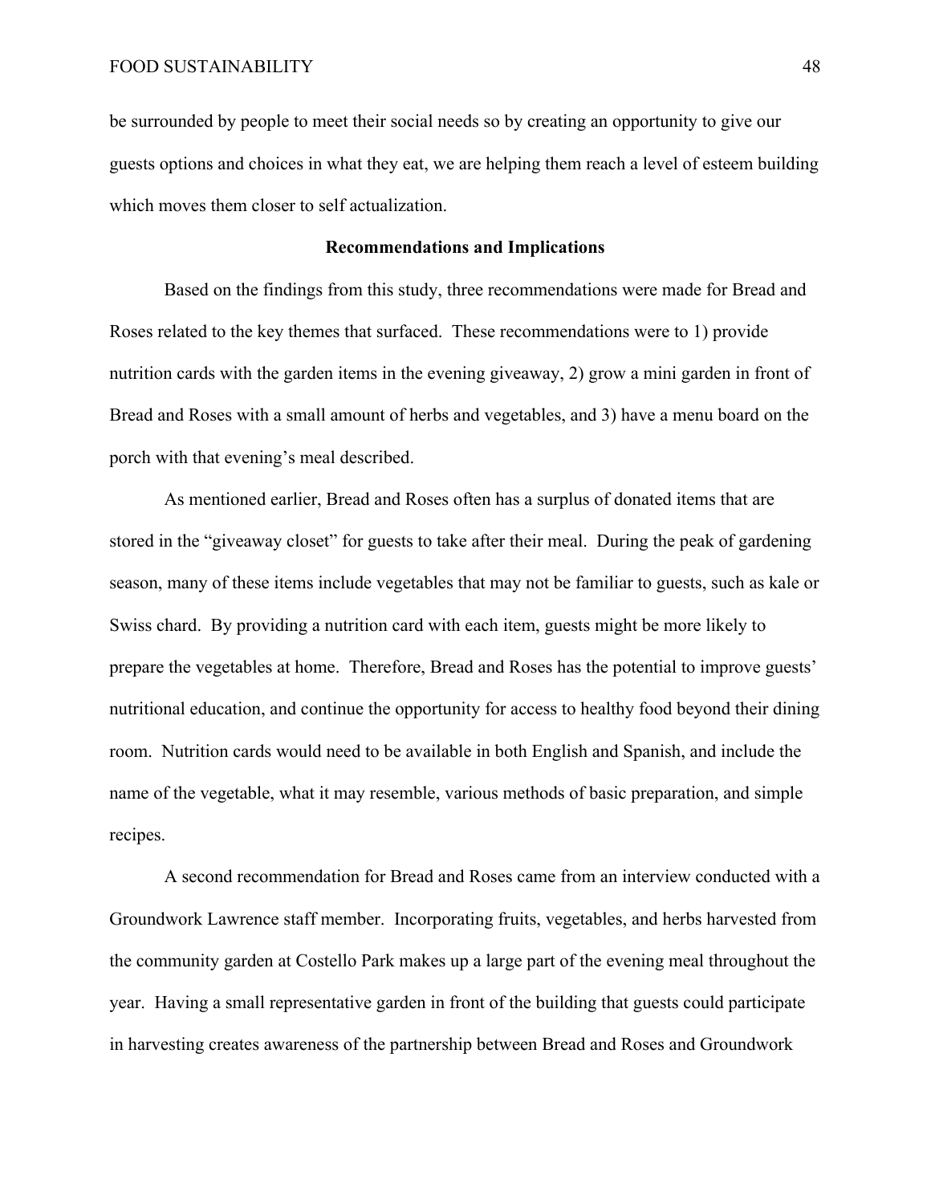be surrounded by people to meet their social needs so by creating an opportunity to give our guests options and choices in what they eat, we are helping them reach a level of esteem building which moves them closer to self actualization.

## Recommendations and Implications

Based on the findings from this study, three recommendations were made for Bread and Roses related to the key themes that surfaced. These recommendations were to 1) provide nutrition cards with the garden items in the evening giveaway, 2) grow a mini garden in front of Bread and Roses with a small amount of herbs and vegetables, and 3) have a menu board on the porch with that evening's meal described.

As mentioned earlier, Bread and Roses often has a surplus of donated items that are stored in the "giveaway closet" for guests to take after their meal. During the peak of gardening season, many of these items include vegetables that may not be familiar to guests, such as kale or Swiss chard. By providing a nutrition card with each item, guests might be more likely to prepare the vegetables at home. Therefore, Bread and Roses has the potential to improve guests' nutritional education, and continue the opportunity for access to healthy food beyond their dining room. Nutrition cards would need to be available in both English and Spanish, and include the name of the vegetable, what it may resemble, various methods of basic preparation, and simple recipes.

A second recommendation for Bread and Roses came from an interview conducted with a Groundwork Lawrence staff member. Incorporating fruits, vegetables, and herbs harvested from the community garden at Costello Park makes up a large part of the evening meal throughout the year. Having a small representative garden in front of the building that guests could participate in harvesting creates awareness of the partnership between Bread and Roses and Groundwork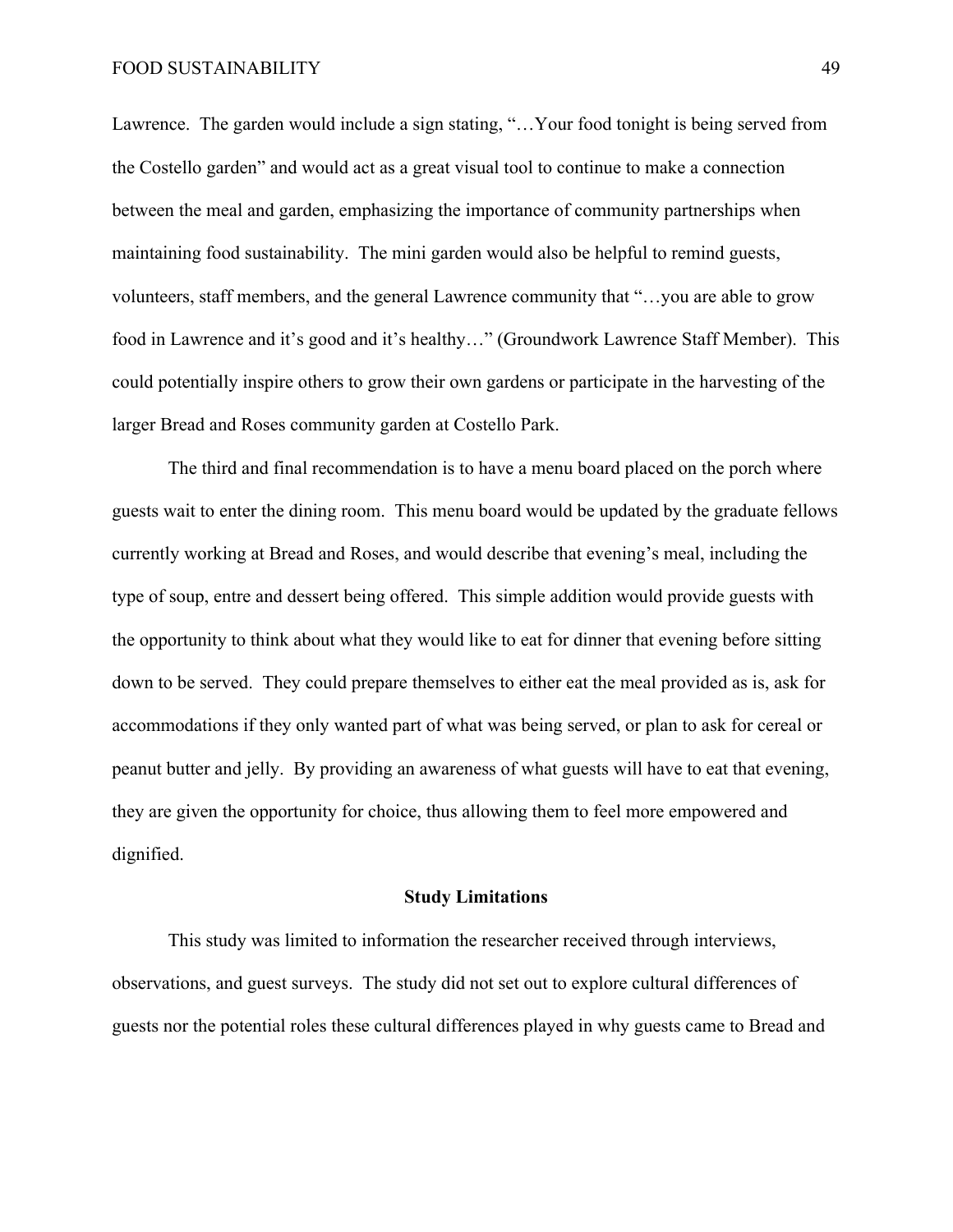Lawrence. The garden would include a sign stating, "…Your food tonight is being served from the Costello garden" and would act as a great visual tool to continue to make a connection between the meal and garden, emphasizing the importance of community partnerships when maintaining food sustainability. The mini garden would also be helpful to remind guests, volunteers, staff members, and the general Lawrence community that "…you are able to grow food in Lawrence and it's good and it's healthy…" (Groundwork Lawrence Staff Member). This could potentially inspire others to grow their own gardens or participate in the harvesting of the larger Bread and Roses community garden at Costello Park.

The third and final recommendation is to have a menu board placed on the porch where guests wait to enter the dining room. This menu board would be updated by the graduate fellows currently working at Bread and Roses, and would describe that evening's meal, including the type of soup, entre and dessert being offered. This simple addition would provide guests with the opportunity to think about what they would like to eat for dinner that evening before sitting down to be served. They could prepare themselves to either eat the meal provided as is, ask for accommodations if they only wanted part of what was being served, or plan to ask for cereal or peanut butter and jelly. By providing an awareness of what guests will have to eat that evening, they are given the opportunity for choice, thus allowing them to feel more empowered and dignified.

## Study Limitations

This study was limited to information the researcher received through interviews, observations, and guest surveys. The study did not set out to explore cultural differences of guests nor the potential roles these cultural differences played in why guests came to Bread and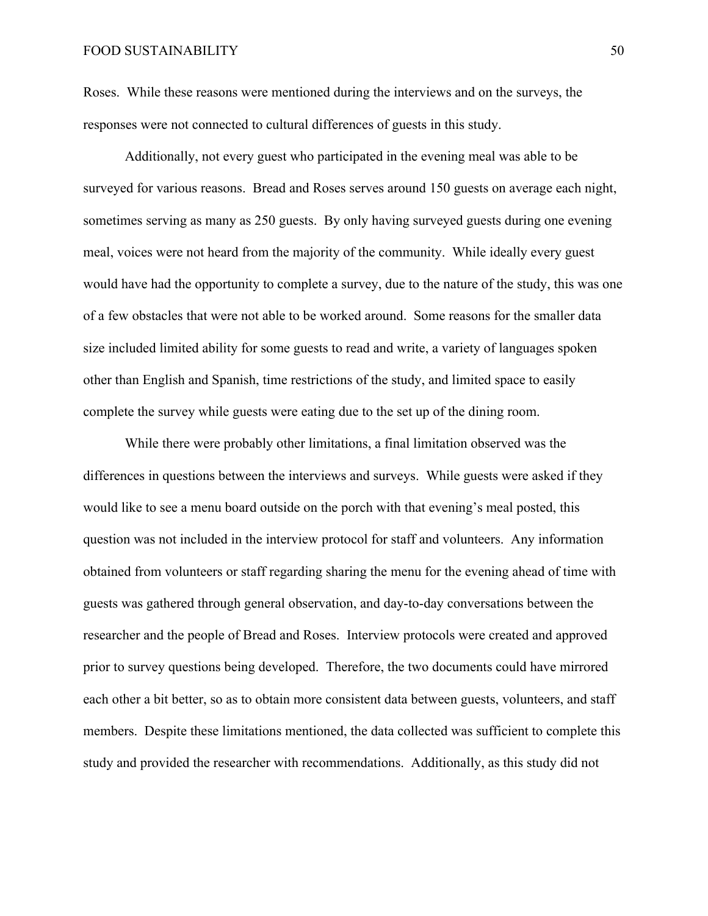Roses. While these reasons were mentioned during the interviews and on the surveys, the responses were not connected to cultural differences of guests in this study.

Additionally, not every guest who participated in the evening meal was able to be surveyed for various reasons. Bread and Roses serves around 150 guests on average each night, sometimes serving as many as 250 guests. By only having surveyed guests during one evening meal, voices were not heard from the majority of the community. While ideally every guest would have had the opportunity to complete a survey, due to the nature of the study, this was one of a few obstacles that were not able to be worked around. Some reasons for the smaller data size included limited ability for some guests to read and write, a variety of languages spoken other than English and Spanish, time restrictions of the study, and limited space to easily complete the survey while guests were eating due to the set up of the dining room.

While there were probably other limitations, a final limitation observed was the differences in questions between the interviews and surveys. While guests were asked if they would like to see a menu board outside on the porch with that evening's meal posted, this question was not included in the interview protocol for staff and volunteers. Any information obtained from volunteers or staff regarding sharing the menu for the evening ahead of time with guests was gathered through general observation, and day-to-day conversations between the researcher and the people of Bread and Roses. Interview protocols were created and approved prior to survey questions being developed. Therefore, the two documents could have mirrored each other a bit better, so as to obtain more consistent data between guests, volunteers, and staff members. Despite these limitations mentioned, the data collected was sufficient to complete this study and provided the researcher with recommendations. Additionally, as this study did not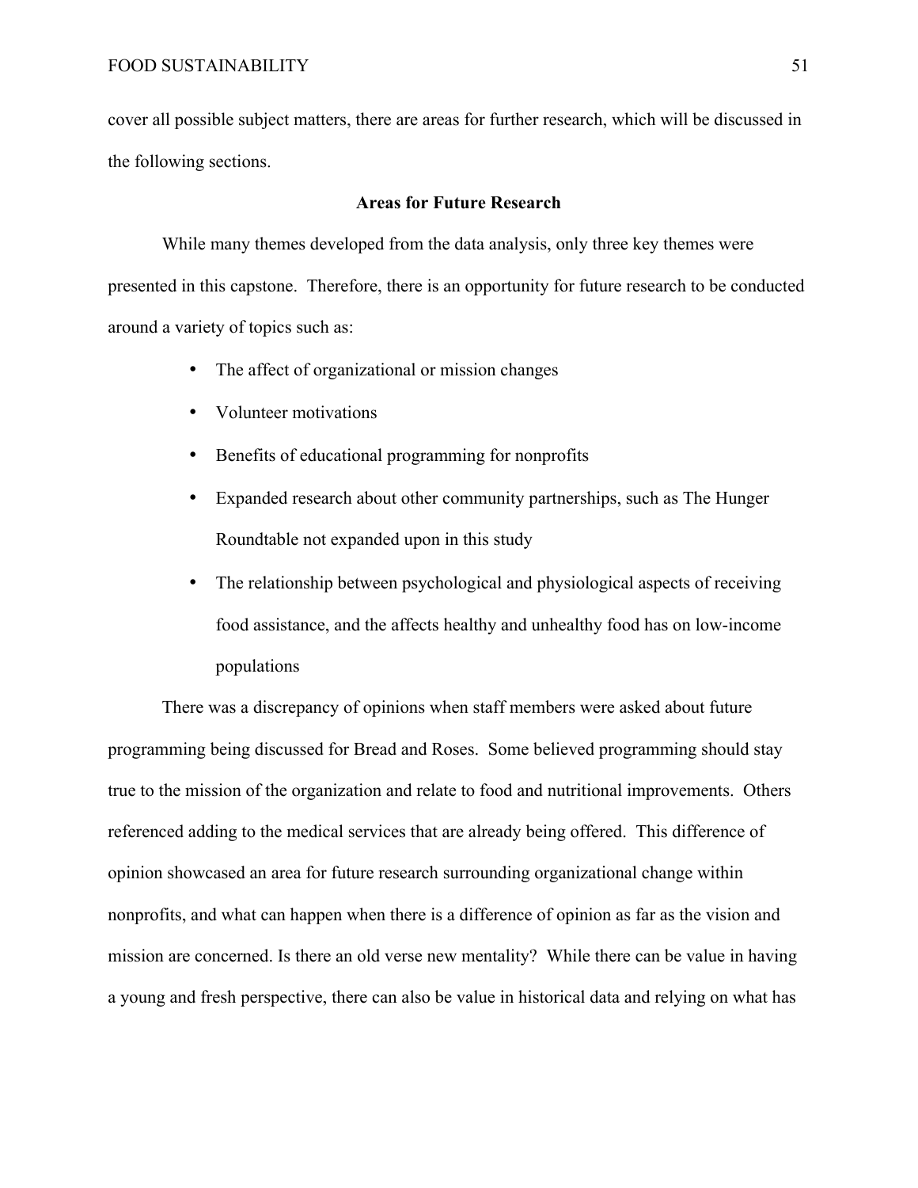cover all possible subject matters, there are areas for further research, which will be discussed in the following sections.

## Areas for Future Research

While many themes developed from the data analysis, only three key themes were presented in this capstone. Therefore, there is an opportunity for future research to be conducted around a variety of topics such as:

- The affect of organizational or mission changes
- Volunteer motivations
- Benefits of educational programming for nonprofits
- Expanded research about other community partnerships, such as The Hunger Roundtable not expanded upon in this study
- The relationship between psychological and physiological aspects of receiving food assistance, and the affects healthy and unhealthy food has on low-income populations

There was a discrepancy of opinions when staff members were asked about future programming being discussed for Bread and Roses. Some believed programming should stay true to the mission of the organization and relate to food and nutritional improvements. Others referenced adding to the medical services that are already being offered. This difference of opinion showcased an area for future research surrounding organizational change within nonprofits, and what can happen when there is a difference of opinion as far as the vision and mission are concerned. Is there an old verse new mentality? While there can be value in having a young and fresh perspective, there can also be value in historical data and relying on what has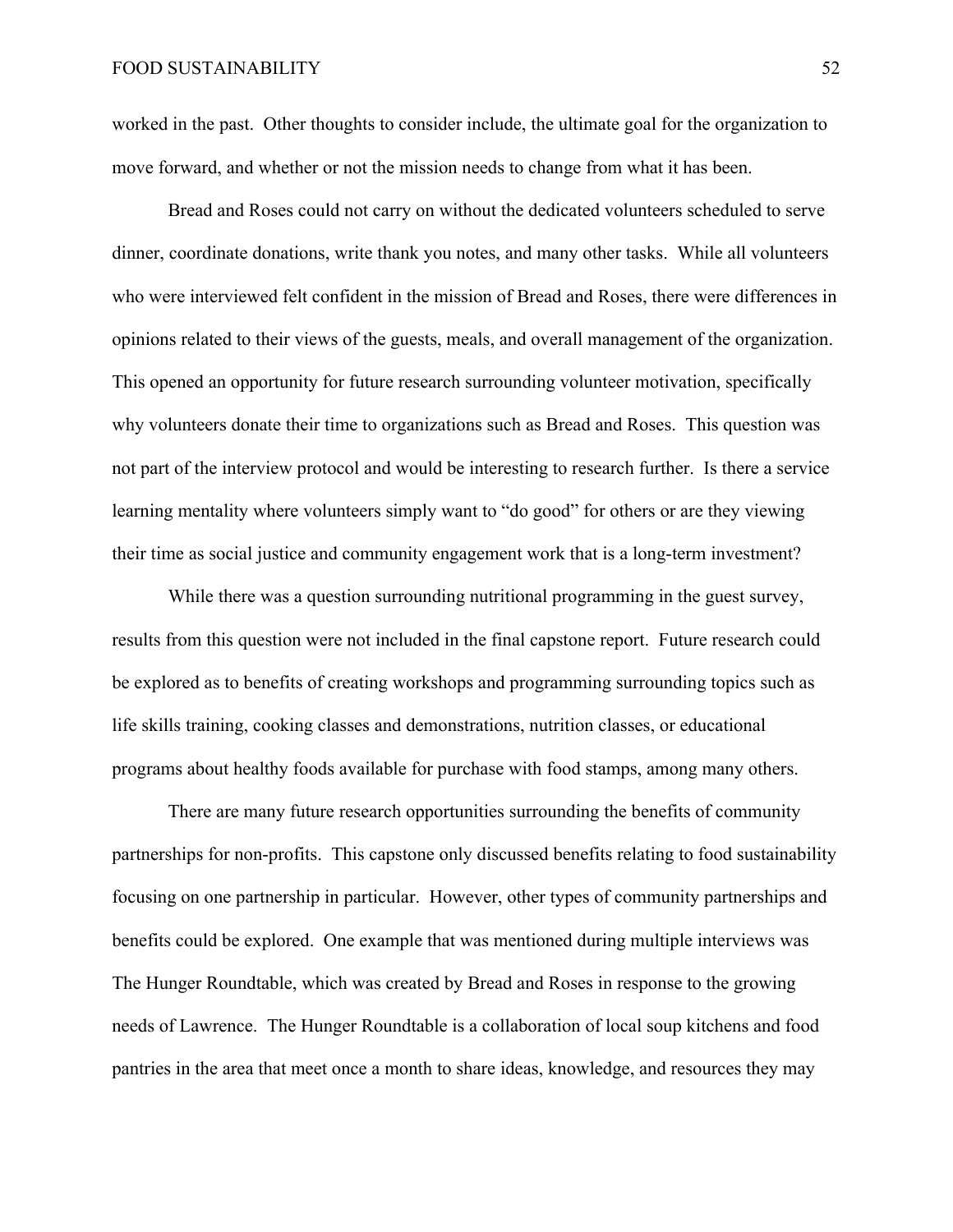worked in the past. Other thoughts to consider include, the ultimate goal for the organization to move forward, and whether or not the mission needs to change from what it has been.

Bread and Roses could not carry on without the dedicated volunteers scheduled to serve dinner, coordinate donations, write thank you notes, and many other tasks. While all volunteers who were interviewed felt confident in the mission of Bread and Roses, there were differences in opinions related to their views of the guests, meals, and overall management of the organization. This opened an opportunity for future research surrounding volunteer motivation, specifically why volunteers donate their time to organizations such as Bread and Roses. This question was not part of the interview protocol and would be interesting to research further. Is there a service learning mentality where volunteers simply want to "do good" for others or are they viewing their time as social justice and community engagement work that is a long-term investment?

While there was a question surrounding nutritional programming in the guest survey, results from this question were not included in the final capstone report. Future research could be explored as to benefits of creating workshops and programming surrounding topics such as life skills training, cooking classes and demonstrations, nutrition classes, or educational programs about healthy foods available for purchase with food stamps, among many others.

There are many future research opportunities surrounding the benefits of community partnerships for non-profits. This capstone only discussed benefits relating to food sustainability focusing on one partnership in particular. However, other types of community partnerships and benefits could be explored. One example that was mentioned during multiple interviews was The Hunger Roundtable, which was created by Bread and Roses in response to the growing needs of Lawrence. The Hunger Roundtable is a collaboration of local soup kitchens and food pantries in the area that meet once a month to share ideas, knowledge, and resources they may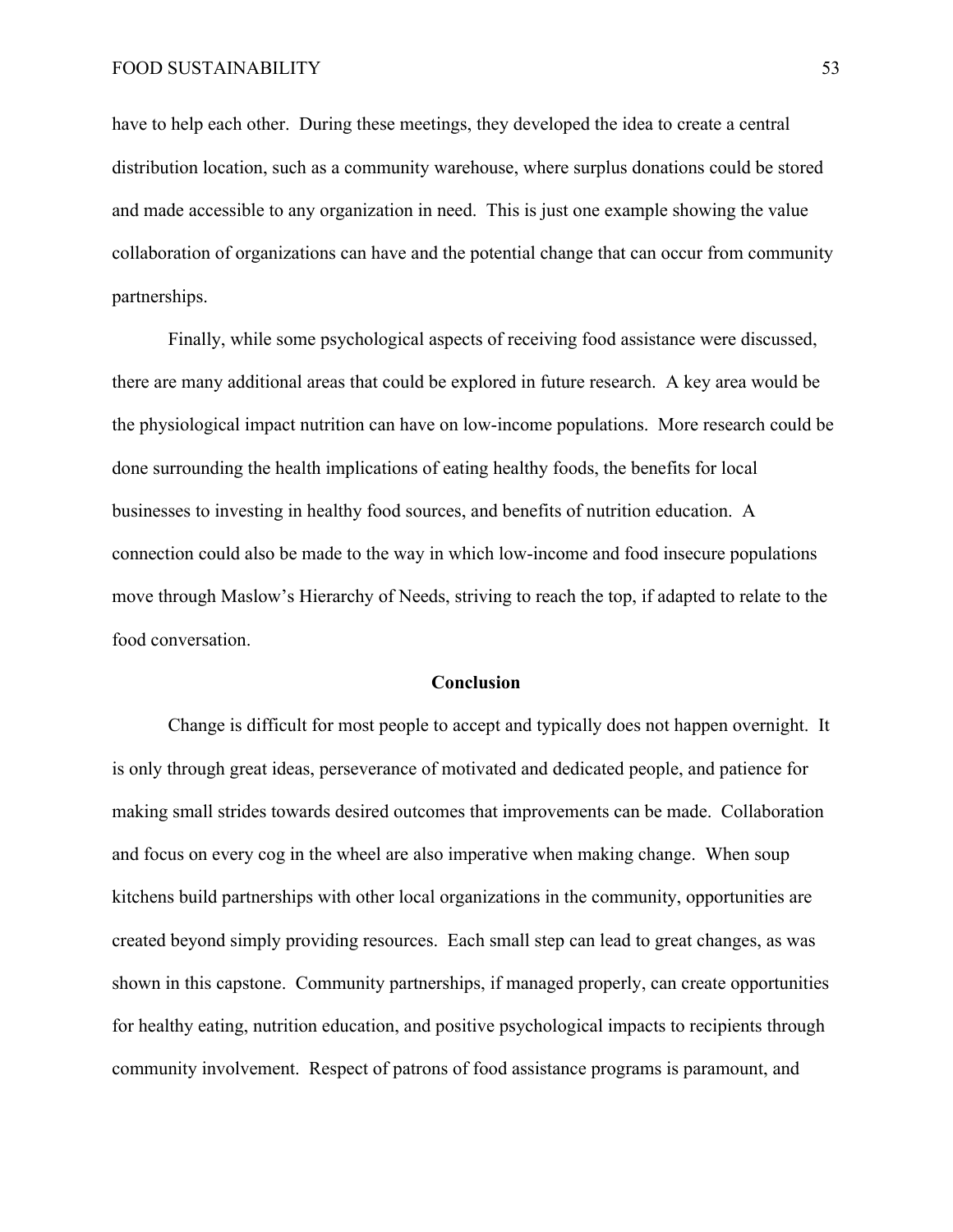have to help each other. During these meetings, they developed the idea to create a central distribution location, such as a community warehouse, where surplus donations could be stored and made accessible to any organization in need. This is just one example showing the value collaboration of organizations can have and the potential change that can occur from community partnerships.

Finally, while some psychological aspects of receiving food assistance were discussed, there are many additional areas that could be explored in future research. A key area would be the physiological impact nutrition can have on low-income populations. More research could be done surrounding the health implications of eating healthy foods, the benefits for local businesses to investing in healthy food sources, and benefits of nutrition education. A connection could also be made to the way in which low-income and food insecure populations move through Maslow's Hierarchy of Needs, striving to reach the top, if adapted to relate to the food conversation.

## Conclusion

Change is difficult for most people to accept and typically does not happen overnight. It is only through great ideas, perseverance of motivated and dedicated people, and patience for making small strides towards desired outcomes that improvements can be made. Collaboration and focus on every cog in the wheel are also imperative when making change. When soup kitchens build partnerships with other local organizations in the community, opportunities are created beyond simply providing resources. Each small step can lead to great changes, as was shown in this capstone. Community partnerships, if managed properly, can create opportunities for healthy eating, nutrition education, and positive psychological impacts to recipients through community involvement. Respect of patrons of food assistance programs is paramount, and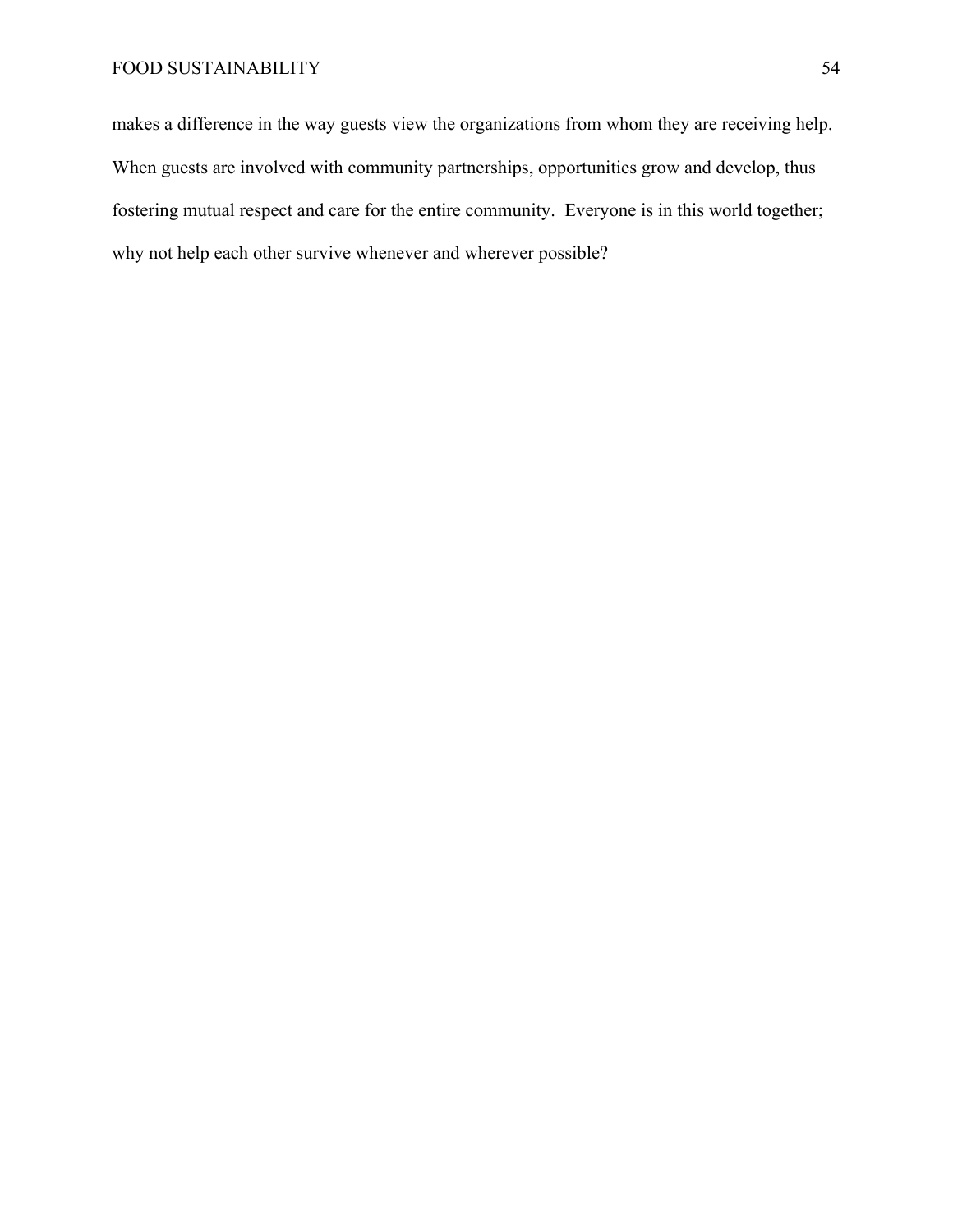makes a difference in the way guests view the organizations from whom they are receiving help. When guests are involved with community partnerships, opportunities grow and develop, thus fostering mutual respect and care for the entire community. Everyone is in this world together; why not help each other survive whenever and wherever possible?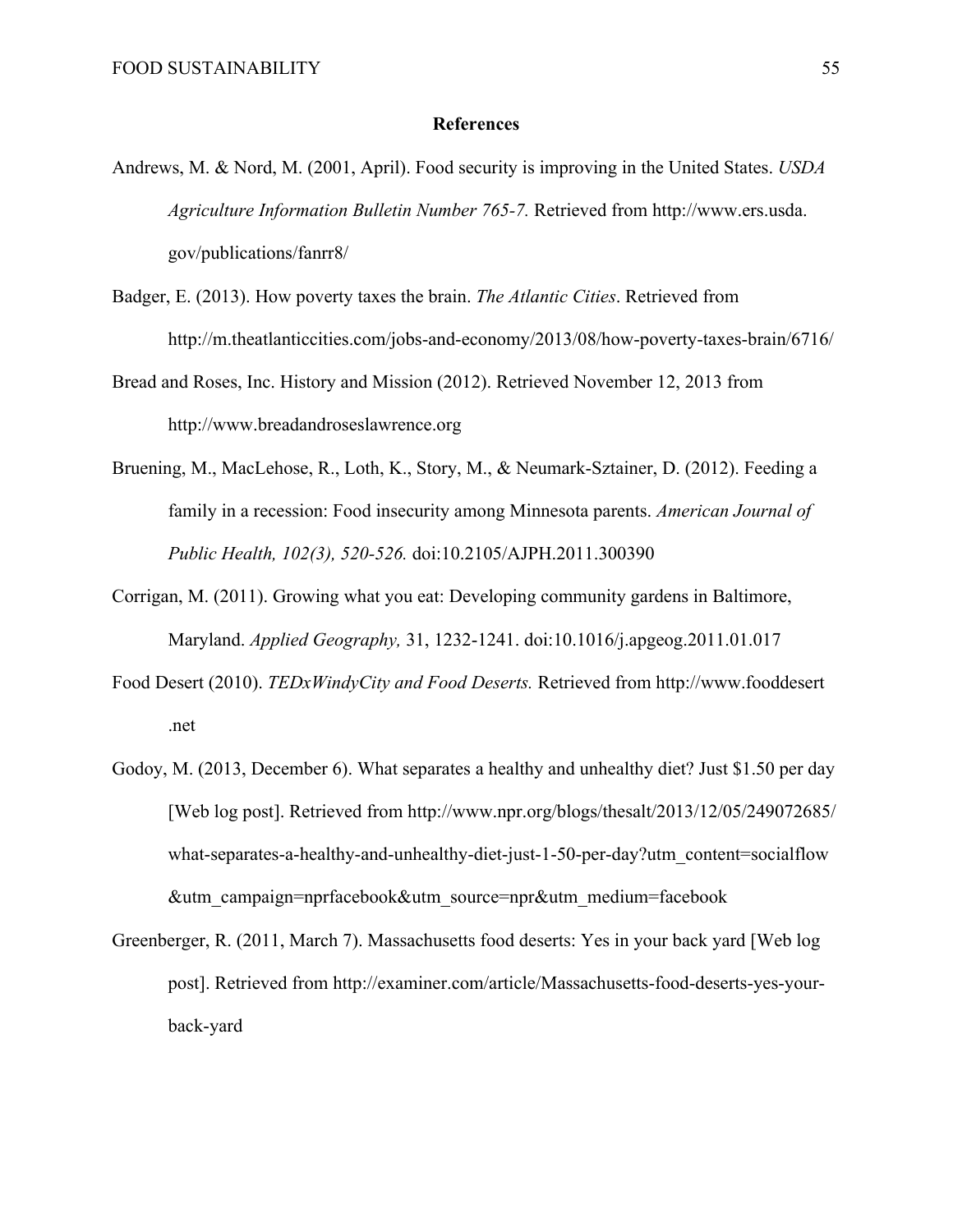**References**

Andrews, M. & Nord, M. (2001, April). Food security is improving in the United States. *USDA Agriculture Information Bulletin Number 765-7.* Retrieved from http://www.ers.usda.gov/publications/fanrr8/

Badger, E. (2013). How poverty taxes the brain. *The Atlantic Cities*. Retrieved from http://m.theatlanticcities.com/jobs-and-economy/2013/08/how-poverty-taxes-brain/6716/

Bread and Roses, Inc. History and Mission (2012). Retrieved November 12, 2013 from http://www.breadandroseslawrence.org

Bruening, M., MacLehose, R., Loth, K., Story, M., & Neumark-Sztainer, D. (2012). Feeding a family in a recession: Food insecurity among Minnesota parents. *American Journal of Public Health, 102(3), 520-526.* doi:10.2105/AJPH.2011.300390

Corrigan, M. (2011). Growing what you eat: Developing community gardens in Baltimore, Maryland. *Applied Geography,* 31, 1232-1241. doi:10.1016/j.apgeog.2011.01.017

Food Desert (2010). *TEDxWindyCity and Food Deserts.* Retrieved from http://www.fooddesert.net

Godoy, M. (2013, December 6). What separates a healthy and unhealthy diet? Just $1.50 per day [Web log post]. Retrieved from http://www.npr.org/blogs/thesalt/2013/12/05/249072685/what-separates-a-healthy-and-unhealthy-diet-just-1-50-per-day?utm_content=socialflow&utm_campaign=nprfacebook&utm_source=npr&utm_medium=facebook

Greenberger, R. (2011, March 7). Massachusetts food deserts: Yes in your back yard [Web log post]. Retrieved from http://examiner.com/article/Massachusetts-food-deserts-yes-your-back-yard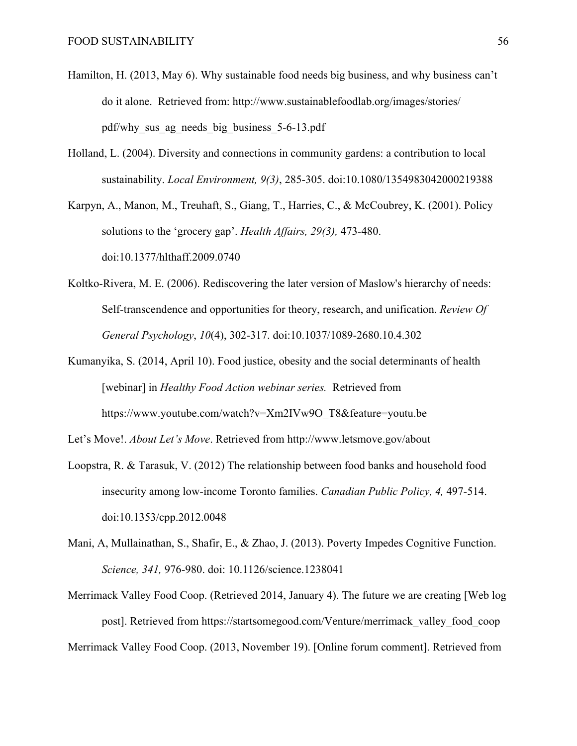Hamilton, H. (2013, May 6). Why sustainable food needs big business, and why business can't do it alone. Retrieved from: http://www.sustainablefoodlab.org/images/stories/pdf/why_sus_ag_needs_big_business_5-6-13.pdf

Holland, L. (2004). Diversity and connections in community gardens: a contribution to local sustainability. *Local Environment, 9(3)*, 285-305. doi:10.1080/1354983042000219388

Karpyn, A., Manon, M., Treuhaft, S., Giang, T., Harries, C., & McCoubrey, K. (2001). Policy solutions to the 'grocery gap'. *Health Affairs, 29(3),* 473-480. doi:10.1377/hlthaff.2009.0740

Koltko-Rivera, M. E. (2006). Rediscovering the later version of Maslow's hierarchy of needs: Self-transcendence and opportunities for theory, research, and unification. *Review Of General Psychology*, *10*(4), 302-317. doi:10.1037/1089-2680.10.4.302

Kumanyika, S. (2014, April 10). Food justice, obesity and the social determinants of health [webinar] in *Healthy Food Action webinar series.* Retrieved from https://www.youtube.com/watch?v=Xm2IVw9O_T8&feature=youtu.be

Let's Move!. *About Let's Move*. Retrieved from http://www.letsmove.gov/about

Loopstra, R. & Tarasuk, V. (2012) The relationship between food banks and household food insecurity among low-income Toronto families. *Canadian Public Policy, 4,* 497-514. doi:10.1353/cpp.2012.0048

Mani, A, Mullainathan, S., Shafir, E., & Zhao, J. (2013). Poverty Impedes Cognitive Function. *Science, 341,* 976-980. doi: 10.1126/science.1238041

Merrimack Valley Food Coop. (Retrieved 2014, January 4). The future we are creating [Web log post]. Retrieved from https://startsomegood.com/Venture/merrimack_valley_food_coop

Merrimack Valley Food Coop. (2013, November 19). [Online forum comment]. Retrieved from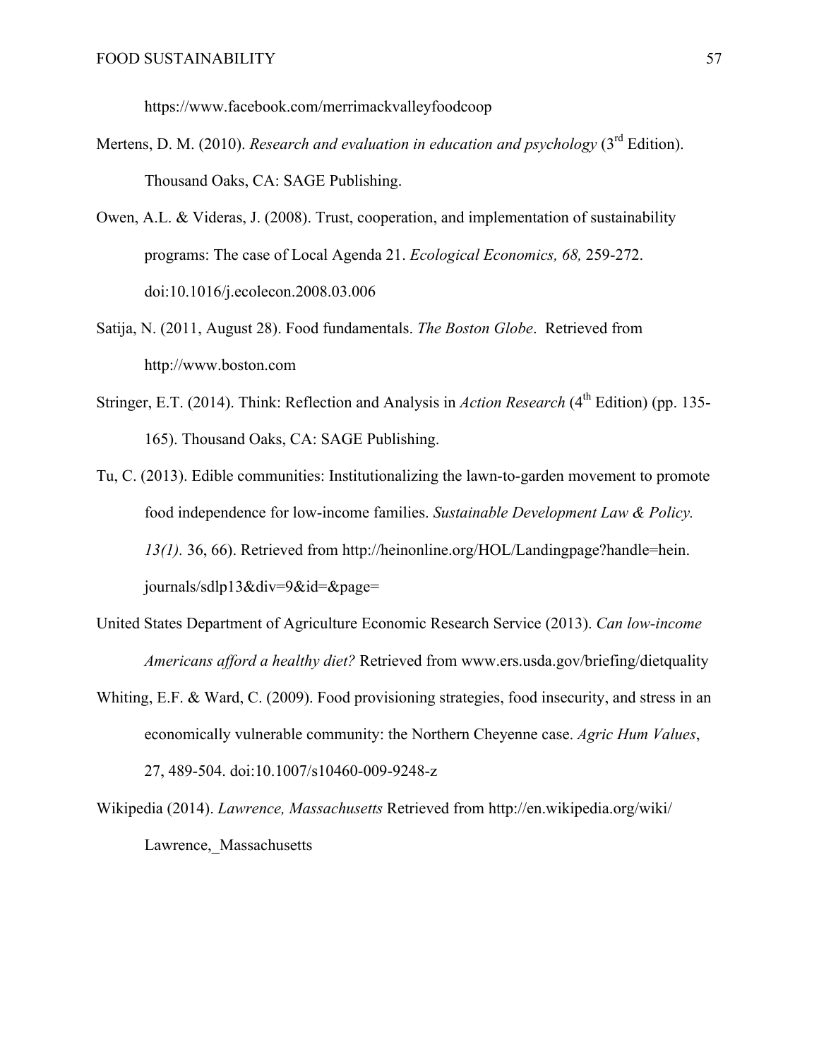https://www.facebook.com/merrimackvalleyfoodcoop

Mertens, D. M. (2010). *Research and evaluation in education and psychology* (3rd Edition). Thousand Oaks, CA: SAGE Publishing.

Owen, A.L. & Videras, J. (2008). Trust, cooperation, and implementation of sustainability programs: The case of Local Agenda 21. *Ecological Economics, 68,* 259-272. doi:10.1016/j.ecolecon.2008.03.006

Satija, N. (2011, August 28). Food fundamentals. *The Boston Globe*. Retrieved from http://www.boston.com

Stringer, E.T. (2014). Think: Reflection and Analysis in *Action Research* (4th Edition) (pp. 135-165). Thousand Oaks, CA: SAGE Publishing.

Tu, C. (2013). Edible communities: Institutionalizing the lawn-to-garden movement to promote food independence for low-income families. *Sustainable Development Law & Policy. 13(1).* 36, 66). Retrieved from http://heinonline.org/HOL/Landingpage?handle=hein.journals/sdlp13&div=9&id=&page=

United States Department of Agriculture Economic Research Service (2013). *Can low-income Americans afford a healthy diet?* Retrieved from www.ers.usda.gov/briefing/dietquality

Whiting, E.F. & Ward, C. (2009). Food provisioning strategies, food insecurity, and stress in an economically vulnerable community: the Northern Cheyenne case. *Agric Hum Values*, 27, 489-504. doi:10.1007/s10460-009-9248-z

Wikipedia (2014). *Lawrence, Massachusetts* Retrieved from http://en.wikipedia.org/wiki/Lawrence,_Massachusetts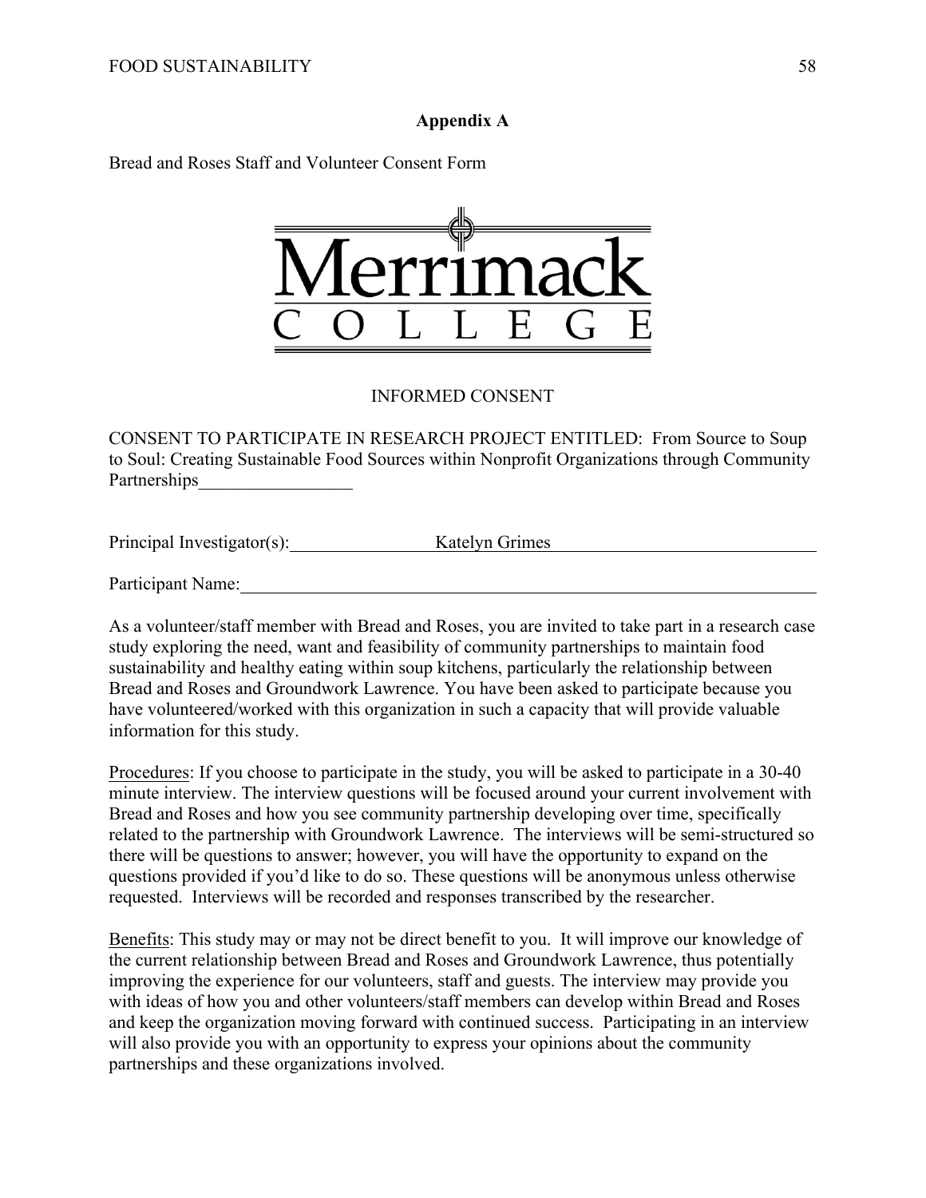## Appendix A

Bread and Roses Staff and Volunteer Consent Form

Merrimack College

INFORMED CONSENT

CONSENT TO PARTICIPATE IN RESEARCH PROJECT ENTITLED: From Source to Soup to Soul: Creating Sustainable Food Sources within Nonprofit Organizations through Community Partnerships\_\_\_\_\_\_\_\_\_\_\_\_\_\_\_\_\_

Principal Investigator(s): Katelyn Grimes

Participant Name:\_\_\_\_\_\_\_\_\_\_\_\_\_\_\_\_\_\_\_\_\_\_\_\_\_\_\_\_\_\_\_\_\_\_\_\_\_\_\_\_\_\_\_\_\_\_\_\_\_\_\_\_\_\_

As a volunteer/staff member with Bread and Roses, you are invited to take part in a research case study exploring the need, want and feasibility of community partnerships to maintain food sustainability and healthy eating within soup kitchens, particularly the relationship between Bread and Roses and Groundwork Lawrence. You have been asked to participate because you have volunteered/worked with this organization in such a capacity that will provide valuable information for this study.

Procedures: If you choose to participate in the study, you will be asked to participate in a 30-40 minute interview. The interview questions will be focused around your current involvement with Bread and Roses and how you see community partnership developing over time, specifically related to the partnership with Groundwork Lawrence. The interviews will be semi-structured so there will be questions to answer; however, you will have the opportunity to expand on the questions provided if you'd like to do so. These questions will be anonymous unless otherwise requested. Interviews will be recorded and responses transcribed by the researcher.

Benefits: This study may or may not be direct benefit to you. It will improve our knowledge of the current relationship between Bread and Roses and Groundwork Lawrence, thus potentially improving the experience for our volunteers, staff and guests. The interview may provide you with ideas of how you and other volunteers/staff members can develop within Bread and Roses and keep the organization moving forward with continued success. Participating in an interview will also provide you with an opportunity to express your opinions about the community partnerships and these organizations involved.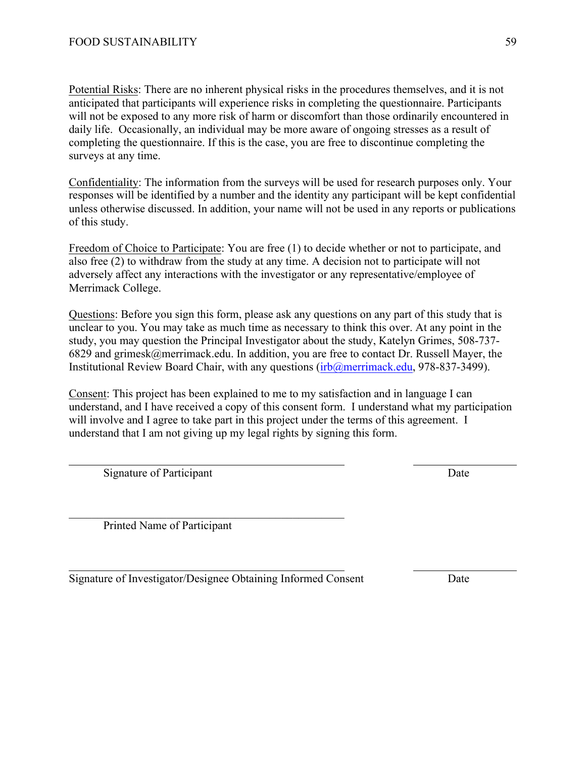Potential Risks: There are no inherent physical risks in the procedures themselves, and it is not anticipated that participants will experience risks in completing the questionnaire. Participants will not be exposed to any more risk of harm or discomfort than those ordinarily encountered in daily life. Occasionally, an individual may be more aware of ongoing stresses as a result of completing the questionnaire. If this is the case, you are free to discontinue completing the surveys at any time.

Confidentiality: The information from the surveys will be used for research purposes only. Your responses will be identified by a number and the identity any participant will be kept confidential unless otherwise discussed. In addition, your name will not be used in any reports or publications of this study.

Freedom of Choice to Participate: You are free (1) to decide whether or not to participate, and also free (2) to withdraw from the study at any time. A decision not to participate will not adversely affect any interactions with the investigator or any representative/employee of Merrimack College.

Questions: Before you sign this form, please ask any questions on any part of this study that is unclear to you. You may take as much time as necessary to think this over. At any point in the study, you may question the Principal Investigator about the study, Katelyn Grimes, 508-737-6829 and grimesk@merrimack.edu. In addition, you are free to contact Dr. Russell Mayer, the Institutional Review Board Chair, with any questions (irb@merrimack.edu, 978-837-3499).

Consent: This project has been explained to me to my satisfaction and in language I can understand, and I have received a copy of this consent form. I understand what my participation will involve and I agree to take part in this project under the terms of this agreement. I understand that I am not giving up my legal rights by signing this form.

______________________________________________ ________________

Signature of Participant Date

______________________________________________

Printed Name of Participant

______________________________________________ ________________

Signature of Investigator/Designee Obtaining Informed Consent Date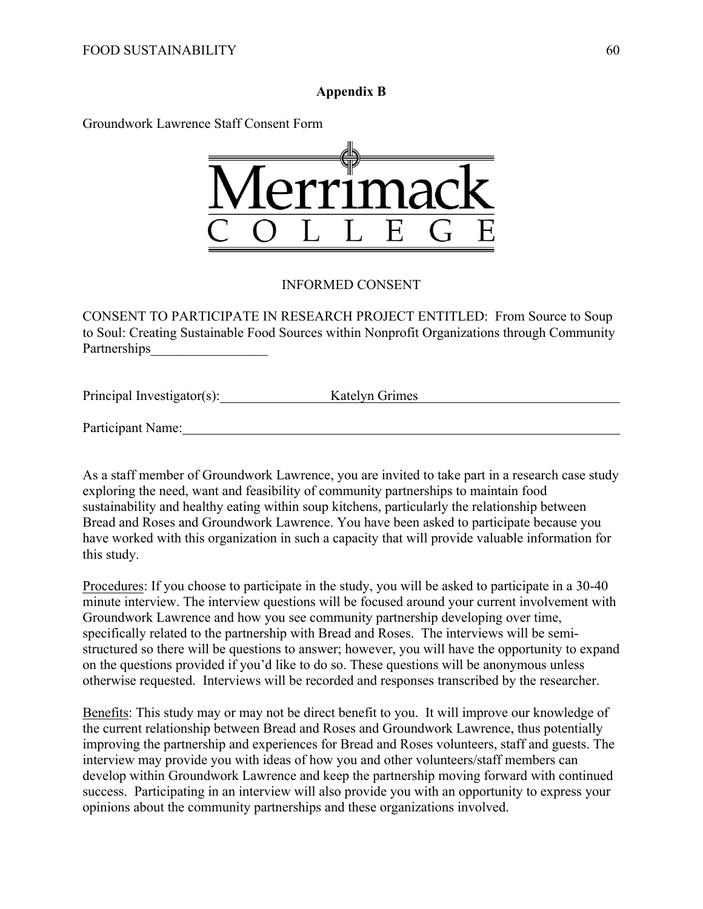**Appendix B**

Groundwork Lawrence Staff Consent Form

Merrimack COLLEGE

INFORMED CONSENT

CONSENT TO PARTICIPATE IN RESEARCH PROJECT ENTITLED: From Source to Soup to Soul: Creating Sustainable Food Sources within Nonprofit Organizations through Community Partnerships

Principal Investigator(s): Katelyn Grimes

Participant Name:

As a staff member of Groundwork Lawrence, you are invited to take part in a research case study exploring the need, want and feasibility of community partnerships to maintain food sustainability and healthy eating within soup kitchens, particularly the relationship between Bread and Roses and Groundwork Lawrence. You have been asked to participate because you have worked with this organization in such a capacity that will provide valuable information for this study.

Procedures: If you choose to participate in the study, you will be asked to participate in a 30-40 minute interview. The interview questions will be focused around your current involvement with Groundwork Lawrence and how you see community partnership developing over time, specifically related to the partnership with Bread and Roses. The interviews will be semi-structured so there will be questions to answer; however, you will have the opportunity to expand on the questions provided if you'd like to do so. These questions will be anonymous unless otherwise requested. Interviews will be recorded and responses transcribed by the researcher.

Benefits: This study may or may not be direct benefit to you. It will improve our knowledge of the current relationship between Bread and Roses and Groundwork Lawrence, thus potentially improving the partnership and experiences for Bread and Roses volunteers, staff and guests. The interview may provide you with ideas of how you and other volunteers/staff members can develop within Groundwork Lawrence and keep the partnership moving forward with continued success. Participating in an interview will also provide you with an opportunity to express your opinions about the community partnerships and these organizations involved.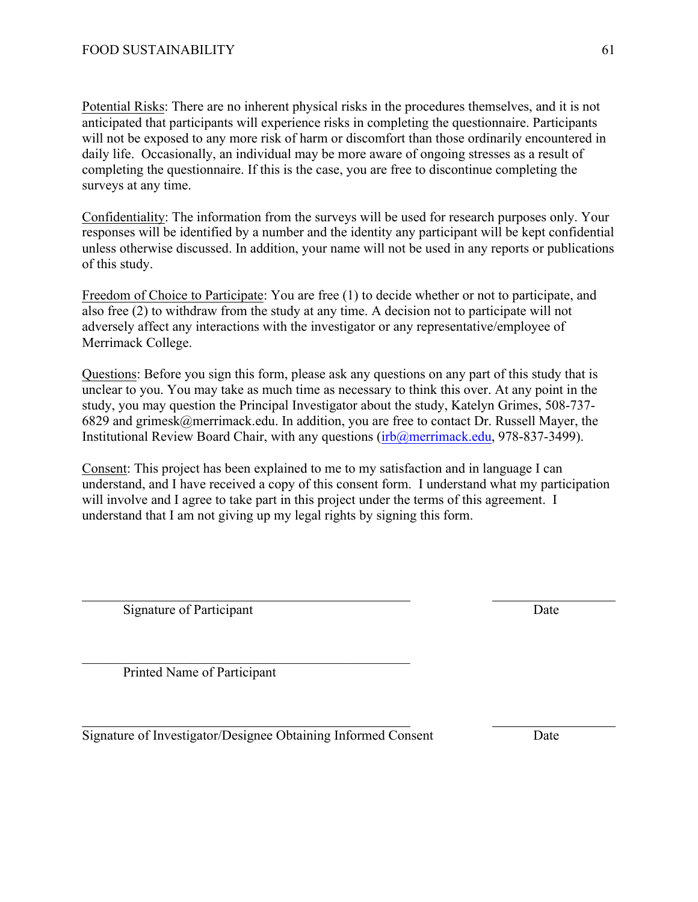Potential Risks: There are no inherent physical risks in the procedures themselves, and it is not anticipated that participants will experience risks in completing the questionnaire. Participants will not be exposed to any more risk of harm or discomfort than those ordinarily encountered in daily life. Occasionally, an individual may be more aware of ongoing stresses as a result of completing the questionnaire. If this is the case, you are free to discontinue completing the surveys at any time.

Confidentiality: The information from the surveys will be used for research purposes only. Your responses will be identified by a number and the identity any participant will be kept confidential unless otherwise discussed. In addition, your name will not be used in any reports or publications of this study.

Freedom of Choice to Participate: You are free (1) to decide whether or not to participate, and also free (2) to withdraw from the study at any time. A decision not to participate will not adversely affect any interactions with the investigator or any representative/employee of Merrimack College.

Questions: Before you sign this form, please ask any questions on any part of this study that is unclear to you. You may take as much time as necessary to think this over. At any point in the study, you may question the Principal Investigator about the study, Katelyn Grimes, 508-737-6829 and grimesk@merrimack.edu. In addition, you are free to contact Dr. Russell Mayer, the Institutional Review Board Chair, with any questions (irb@merrimack.edu, 978-837-3499).

Consent: This project has been explained to me to my satisfaction and in language I can understand, and I have received a copy of this consent form. I understand what my participation will involve and I agree to take part in this project under the terms of this agreement. I understand that I am not giving up my legal rights by signing this form.

\_\_\_\_\_\_\_\_\_\_\_\_\_\_\_\_\_\_\_\_\_\_\_\_\_\_\_\_\_\_\_\_\_\_\_\_\_\_\_\_ \_\_\_\_\_\_\_\_\_\_\_\_\_\_\_

Signature of Participant Date

\_\_\_\_\_\_\_\_\_\_\_\_\_\_\_\_\_\_\_\_\_\_\_\_\_\_\_\_\_\_\_\_\_\_\_\_\_\_\_\_

Printed Name of Participant

\_\_\_\_\_\_\_\_\_\_\_\_\_\_\_\_\_\_\_\_\_\_\_\_\_\_\_\_\_\_\_\_\_\_\_\_\_\_\_\_ \_\_\_\_\_\_\_\_\_\_\_\_\_\_\_

Signature of Investigator/Designee Obtaining Informed Consent Date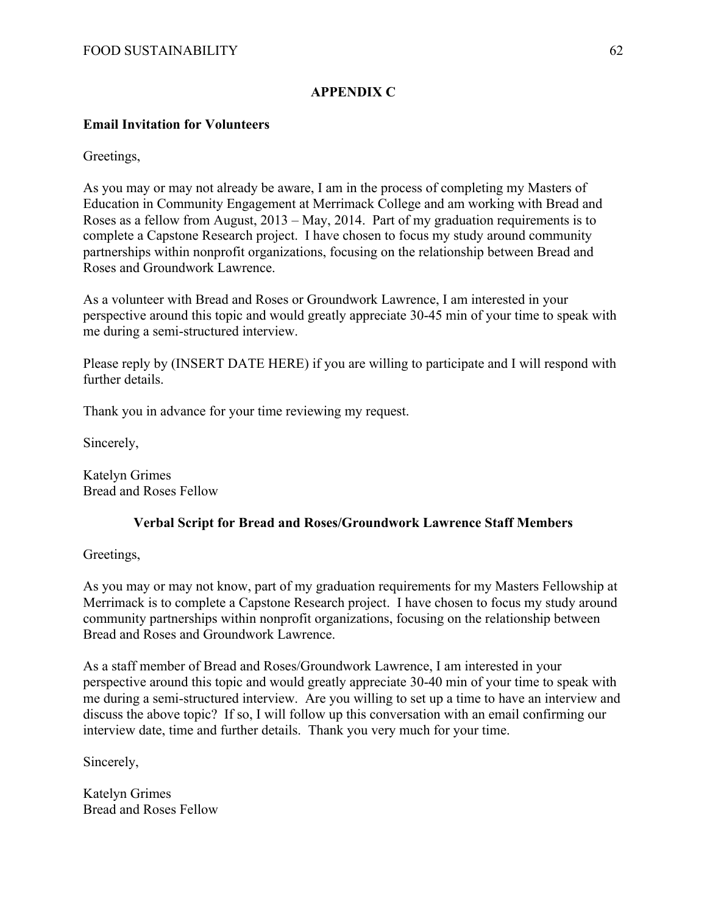## APPENDIX C

**Email Invitation for Volunteers**

Greetings,

As you may or may not already be aware, I am in the process of completing my Masters of Education in Community Engagement at Merrimack College and am working with Bread and Roses as a fellow from August, 2013 – May, 2014. Part of my graduation requirements is to complete a Capstone Research project. I have chosen to focus my study around community partnerships within nonprofit organizations, focusing on the relationship between Bread and Roses and Groundwork Lawrence.

As a volunteer with Bread and Roses or Groundwork Lawrence, I am interested in your perspective around this topic and would greatly appreciate 30-45 min of your time to speak with me during a semi-structured interview.

Please reply by (INSERT DATE HERE) if you are willing to participate and I will respond with further details.

Thank you in advance for your time reviewing my request.

Sincerely,

Katelyn Grimes
Bread and Roses Fellow

**Verbal Script for Bread and Roses/Groundwork Lawrence Staff Members**

Greetings,

As you may or may not know, part of my graduation requirements for my Masters Fellowship at Merrimack is to complete a Capstone Research project. I have chosen to focus my study around community partnerships within nonprofit organizations, focusing on the relationship between Bread and Roses and Groundwork Lawrence.

As a staff member of Bread and Roses/Groundwork Lawrence, I am interested in your perspective around this topic and would greatly appreciate 30-40 min of your time to speak with me during a semi-structured interview. Are you willing to set up a time to have an interview and discuss the above topic? If so, I will follow up this conversation with an email confirming our interview date, time and further details. Thank you very much for your time.

Sincerely,

Katelyn Grimes
Bread and Roses Fellow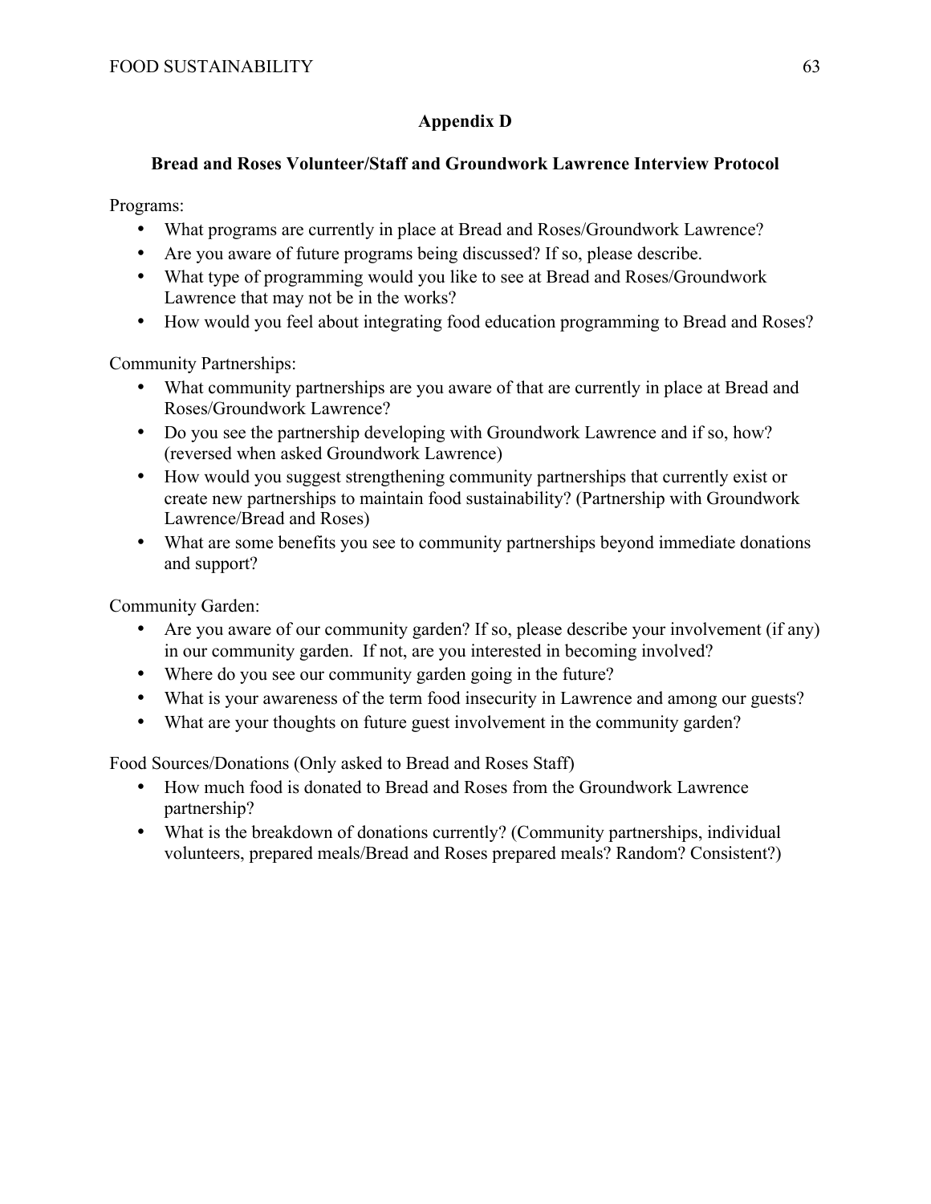## Appendix D

### Bread and Roses Volunteer/Staff and Groundwork Lawrence Interview Protocol

Programs:

- What programs are currently in place at Bread and Roses/Groundwork Lawrence?
- Are you aware of future programs being discussed? If so, please describe.
- What type of programming would you like to see at Bread and Roses/Groundwork Lawrence that may not be in the works?
- How would you feel about integrating food education programming to Bread and Roses?

Community Partnerships:

- What community partnerships are you aware of that are currently in place at Bread and Roses/Groundwork Lawrence?
- Do you see the partnership developing with Groundwork Lawrence and if so, how? (reversed when asked Groundwork Lawrence)
- How would you suggest strengthening community partnerships that currently exist or create new partnerships to maintain food sustainability? (Partnership with Groundwork Lawrence/Bread and Roses)
- What are some benefits you see to community partnerships beyond immediate donations and support?

Community Garden:

- Are you aware of our community garden? If so, please describe your involvement (if any) in our community garden. If not, are you interested in becoming involved?
- Where do you see our community garden going in the future?
- What is your awareness of the term food insecurity in Lawrence and among our guests?
- What are your thoughts on future guest involvement in the community garden?

Food Sources/Donations (Only asked to Bread and Roses Staff)

- How much food is donated to Bread and Roses from the Groundwork Lawrence partnership?
- What is the breakdown of donations currently? (Community partnerships, individual volunteers, prepared meals/Bread and Roses prepared meals? Random? Consistent?)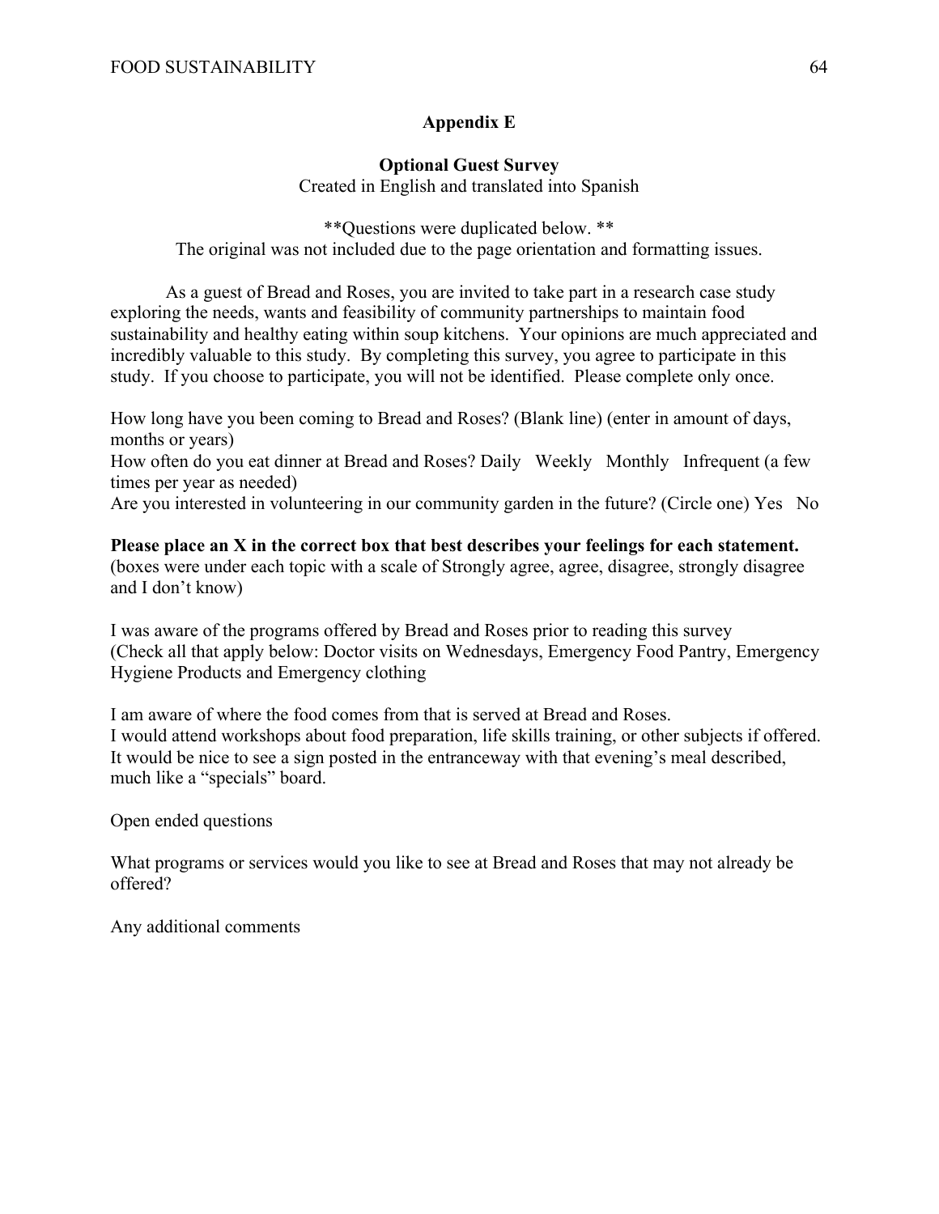## Appendix E

### Optional Guest Survey

Created in English and translated into Spanish

**Questions were duplicated below. **
The original was not included due to the page orientation and formatting issues.

As a guest of Bread and Roses, you are invited to take part in a research case study exploring the needs, wants and feasibility of community partnerships to maintain food sustainability and healthy eating within soup kitchens. Your opinions are much appreciated and incredibly valuable to this study. By completing this survey, you agree to participate in this study. If you choose to participate, you will not be identified. Please complete only once.

How long have you been coming to Bread and Roses? (Blank line) (enter in amount of days, months or years)
How often do you eat dinner at Bread and Roses? Daily Weekly Monthly Infrequent (a few times per year as needed)
Are you interested in volunteering in our community garden in the future? (Circle one) Yes No

**Please place an X in the correct box that best describes your feelings for each statement.** (boxes were under each topic with a scale of Strongly agree, agree, disagree, strongly disagree and I don't know)

I was aware of the programs offered by Bread and Roses prior to reading this survey (Check all that apply below: Doctor visits on Wednesdays, Emergency Food Pantry, Emergency Hygiene Products and Emergency clothing

I am aware of where the food comes from that is served at Bread and Roses.
I would attend workshops about food preparation, life skills training, or other subjects if offered.
It would be nice to see a sign posted in the entranceway with that evening's meal described, much like a "specials" board.

Open ended questions

What programs or services would you like to see at Bread and Roses that may not already be offered?

Any additional comments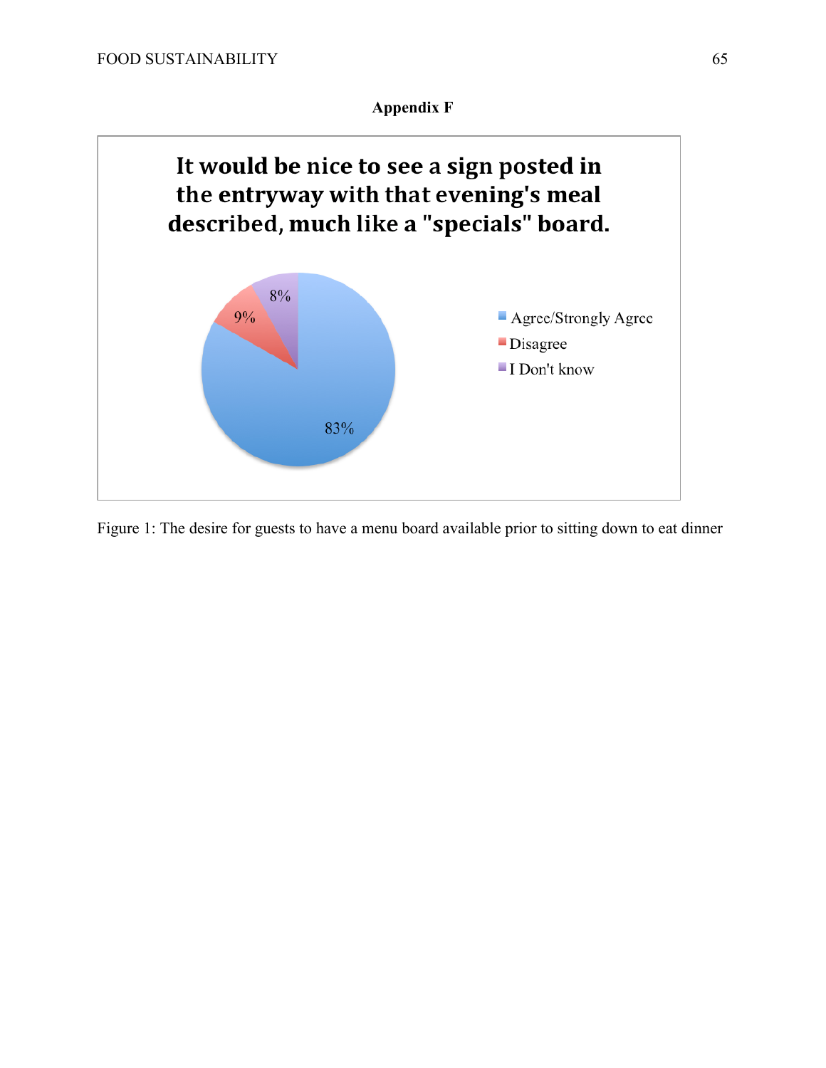## Appendix F

It would be nice to see a sign posted in the entryway with that evening's meal described, much like a "specials" board.

8%

9%

83%

Agree/Strongly Agree

Disagree

I Don't know

Figure 1: The desire for guests to have a menu board available prior to sitting down to eat dinner